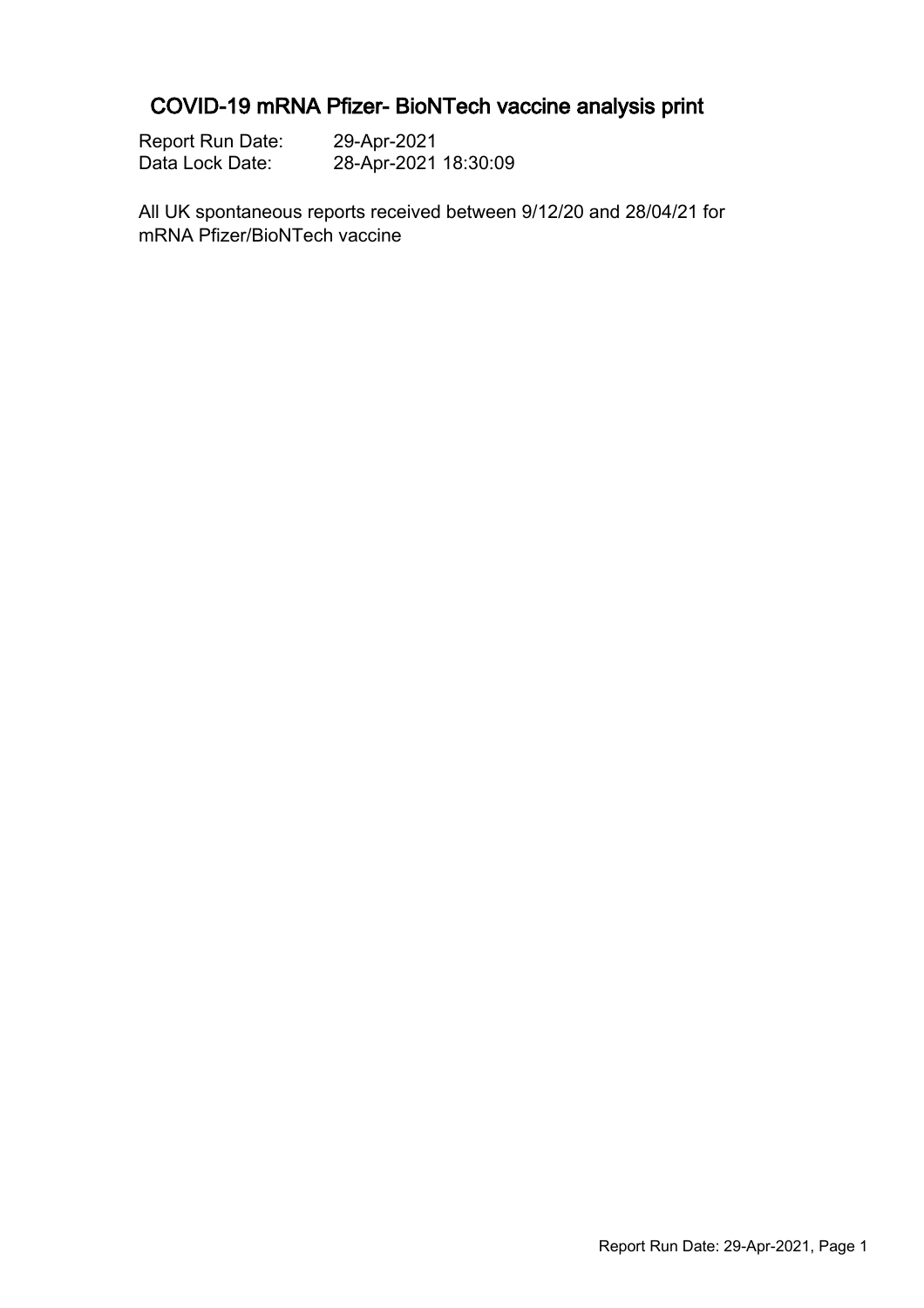# COVID-19 mRNA Pfizer- BioNTech vaccine analysis print

Report Run Date: 29-Apr-2021
Data Lock Date: 28-Apr-2021 18:30:09

All UK spontaneous reports received between 9/12/20 and 28/04/21 for mRNA Pfizer/BioNTech vaccine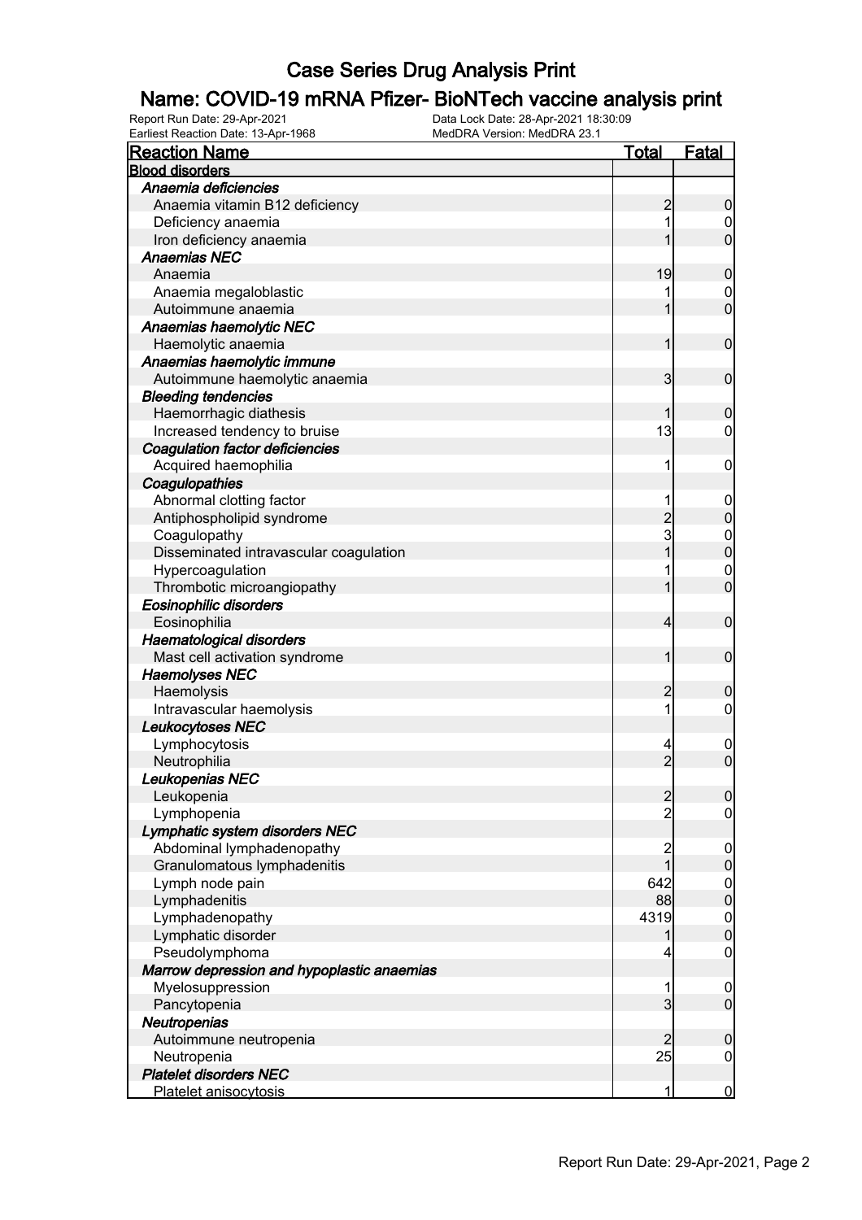# Case Series Drug Analysis Print

## Name: COVID-19 mRNA Pfizer- BioNTech vaccine analysis print

Report Run Date: 29-Apr-2021
Data Lock Date: 28-Apr-2021 18:30:09
Earliest Reaction Date: 13-Apr-1968
MedDRA Version: MedDRA 23.1

| Reaction Name | Total | Fatal |
|---|---|---|
| **Blood disorders** | | |
| ***Anaemia deficiencies*** | | |
| Anaemia vitamin B12 deficiency | 2 | 0 |
| Deficiency anaemia | 1 | 0 |
| Iron deficiency anaemia | 1 | 0 |
| ***Anaemias NEC*** | | |
| Anaemia | 19 | 0 |
| Anaemia megaloblastic | 1 | 0 |
| Autoimmune anaemia | 1 | 0 |
| ***Anaemias haemolytic NEC*** | | |
| Haemolytic anaemia | 1 | 0 |
| ***Anaemias haemolytic immune*** | | |
| Autoimmune haemolytic anaemia | 3 | 0 |
| ***Bleeding tendencies*** | | |
| Haemorrhagic diathesis | 1 | 0 |
| Increased tendency to bruise | 13 | 0 |
| ***Coagulation factor deficiencies*** | | |
| Acquired haemophilia | 1 | 0 |
| ***Coagulopathies*** | | |
| Abnormal clotting factor | 1 | 0 |
| Antiphospholipid syndrome | 2 | 0 |
| Coagulopathy | 3 | 0 |
| Disseminated intravascular coagulation | 1 | 0 |
| Hypercoagulation | 1 | 0 |
| Thrombotic microangiopathy | 1 | 0 |
| ***Eosinophilic disorders*** | | |
| Eosinophilia | 4 | 0 |
| ***Haematological disorders*** | | |
| Mast cell activation syndrome | 1 | 0 |
| ***Haemolyses NEC*** | | |
| Haemolysis | 2 | 0 |
| Intravascular haemolysis | 1 | 0 |
| ***Leukocytoses NEC*** | | |
| Lymphocytosis | 4 | 0 |
| Neutrophilia | 2 | 0 |
| ***Leukopenias NEC*** | | |
| Leukopenia | 2 | 0 |
| Lymphopenia | 2 | 0 |
| ***Lymphatic system disorders NEC*** | | |
| Abdominal lymphadenopathy | 2 | 0 |
| Granulomatous lymphadenitis | 1 | 0 |
| Lymph node pain | 642 | 0 |
| Lymphadenitis | 88 | 0 |
| Lymphadenopathy | 4319 | 0 |
| Lymphatic disorder | 1 | 0 |
| Pseudolymphoma | 4 | 0 |
| ***Marrow depression and hypoplastic anaemias*** | | |
| Myelosuppression | 1 | 0 |
| Pancytopenia | 3 | 0 |
| ***Neutropenias*** | | |
| Autoimmune neutropenia | 2 | 0 |
| Neutropenia | 25 | 0 |
| ***Platelet disorders NEC*** | | |
| Platelet anisocytosis | 1 | 0 |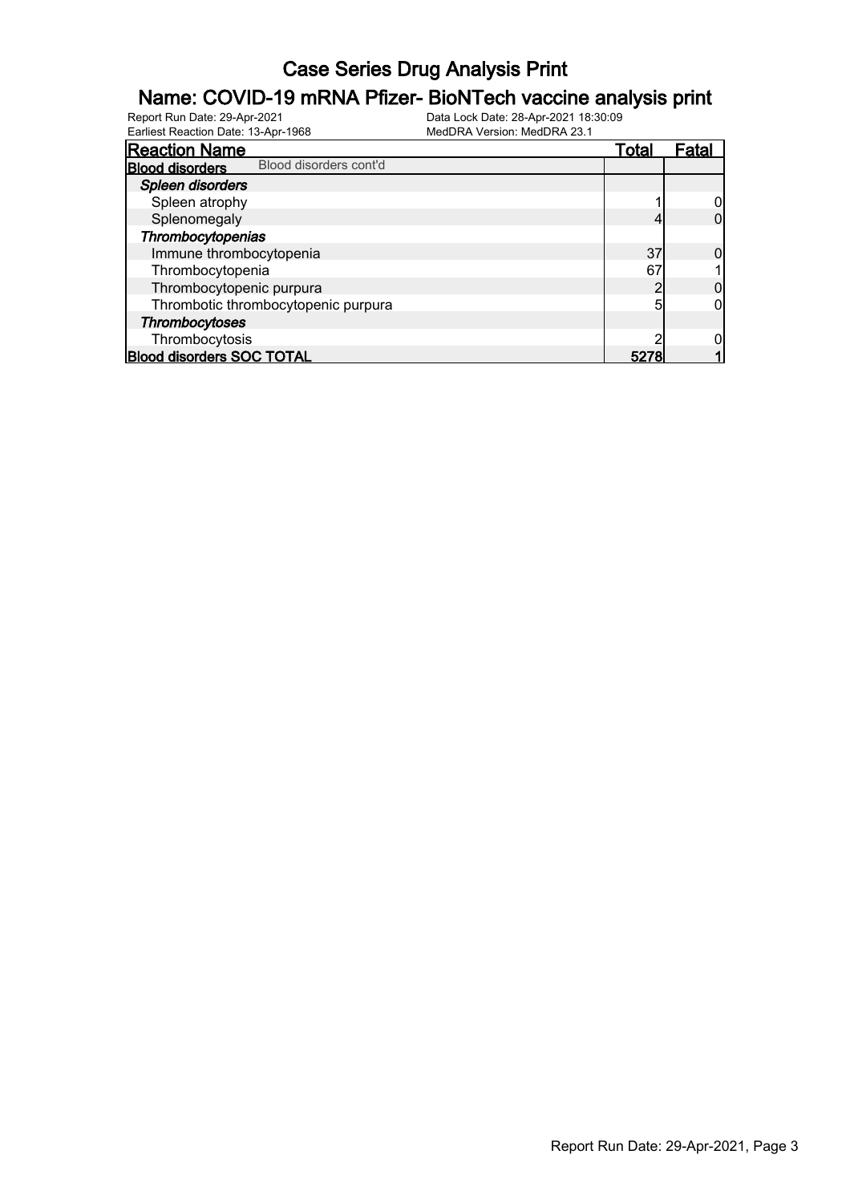# Case Series Drug Analysis Print

## Name: COVID-19 mRNA Pfizer- BioNTech vaccine analysis print

Report Run Date: 29-Apr-2021 Data Lock Date: 28-Apr-2021 18:30:09
Earliest Reaction Date: 13-Apr-1968 MedDRA Version: MedDRA 23.1

| Reaction Name | Total | Fatal |
|---|---|---|
| **Blood disorders** Blood disorders cont'd | | |
| ***Spleen disorders*** | | |
| Spleen atrophy | 1 | 0 |
| Splenomegaly | 4 | 0 |
| ***Thrombocytopenias*** | | |
| Immune thrombocytopenia | 37 | 0 |
| Thrombocytopenia | 67 | 1 |
| Thrombocytopenic purpura | 2 | 0 |
| Thrombotic thrombocytopenic purpura | 5 | 0 |
| ***Thrombocytoses*** | | |
| Thrombocytosis | 2 | 0 |
| **Blood disorders SOC TOTAL** | **5278** | **1** |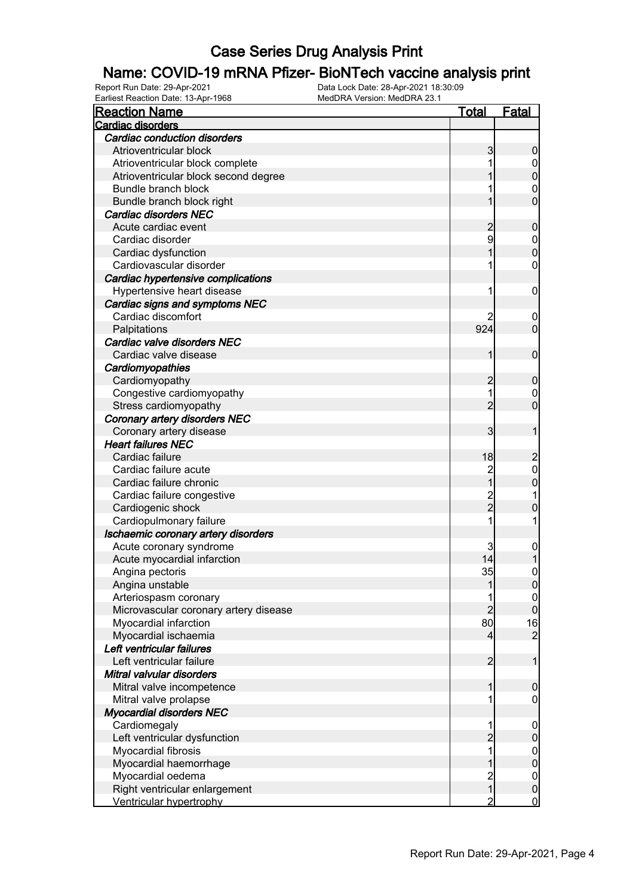# Case Series Drug Analysis Print

## Name: COVID-19 mRNA Pfizer- BioNTech vaccine analysis print

Report Run Date: 29-Apr-2021
Data Lock Date: 28-Apr-2021 18:30:09
Earliest Reaction Date: 13-Apr-1968
MedDRA Version: MedDRA 23.1

| Reaction Name | Total | Fatal |
|---|---|---|
| **Cardiac disorders** | | |
| ***Cardiac conduction disorders*** | | |
| Atrioventricular block | 3 | 0 |
| Atrioventricular block complete | 1 | 0 |
| Atrioventricular block second degree | 1 | 0 |
| Bundle branch block | 1 | 0 |
| Bundle branch block right | 1 | 0 |
| ***Cardiac disorders NEC*** | | |
| Acute cardiac event | 2 | 0 |
| Cardiac disorder | 9 | 0 |
| Cardiac dysfunction | 1 | 0 |
| Cardiovascular disorder | 1 | 0 |
| ***Cardiac hypertensive complications*** | | |
| Hypertensive heart disease | 1 | 0 |
| ***Cardiac signs and symptoms NEC*** | | |
| Cardiac discomfort | 2 | 0 |
| Palpitations | 924 | 0 |
| ***Cardiac valve disorders NEC*** | | |
| Cardiac valve disease | 1 | 0 |
| ***Cardiomyopathies*** | | |
| Cardiomyopathy | 2 | 0 |
| Congestive cardiomyopathy | 1 | 0 |
| Stress cardiomyopathy | 2 | 0 |
| ***Coronary artery disorders NEC*** | | |
| Coronary artery disease | 3 | 1 |
| ***Heart failures NEC*** | | |
| Cardiac failure | 18 | 2 |
| Cardiac failure acute | 2 | 0 |
| Cardiac failure chronic | 1 | 0 |
| Cardiac failure congestive | 2 | 1 |
| Cardiogenic shock | 2 | 0 |
| Cardiopulmonary failure | 1 | 1 |
| ***Ischaemic coronary artery disorders*** | | |
| Acute coronary syndrome | 3 | 0 |
| Acute myocardial infarction | 14 | 1 |
| Angina pectoris | 35 | 0 |
| Angina unstable | 1 | 0 |
| Arteriospasm coronary | 1 | 0 |
| Microvascular coronary artery disease | 2 | 0 |
| Myocardial infarction | 80 | 16 |
| Myocardial ischaemia | 4 | 2 |
| ***Left ventricular failures*** | | |
| Left ventricular failure | 2 | 1 |
| ***Mitral valvular disorders*** | | |
| Mitral valve incompetence | 1 | 0 |
| Mitral valve prolapse | 1 | 0 |
| ***Myocardial disorders NEC*** | | |
| Cardiomegaly | 1 | 0 |
| Left ventricular dysfunction | 2 | 0 |
| Myocardial fibrosis | 1 | 0 |
| Myocardial haemorrhage | 1 | 0 |
| Myocardial oedema | 2 | 0 |
| Right ventricular enlargement | 1 | 0 |
| Ventricular hypertrophy | 2 | 0 |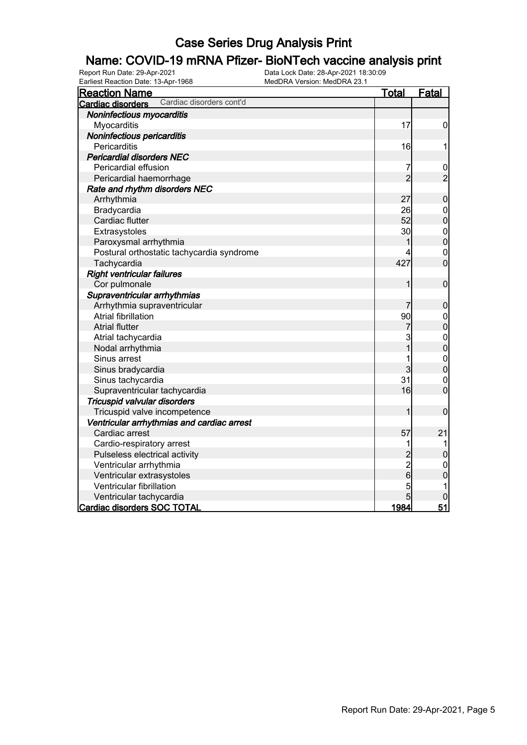# Case Series Drug Analysis Print

## Name: COVID-19 mRNA Pfizer- BioNTech vaccine analysis print

Report Run Date: 29-Apr-2021
Earliest Reaction Date: 13-Apr-1968
Data Lock Date: 28-Apr-2021 18:30:09
MedDRA Version: MedDRA 23.1

| Reaction Name | Total | Fatal |
|---|---|---|
| **Cardiac disorders** Cardiac disorders cont'd | | |
| ***Noninfectious myocarditis*** | | |
| Myocarditis | 17 | 0 |
| ***Noninfectious pericarditis*** | | |
| Pericarditis | 16 | 1 |
| ***Pericardial disorders NEC*** | | |
| Pericardial effusion | 7 | 0 |
| Pericardial haemorrhage | 2 | 2 |
| ***Rate and rhythm disorders NEC*** | | |
| Arrhythmia | 27 | 0 |
| Bradycardia | 26 | 0 |
| Cardiac flutter | 52 | 0 |
| Extrasystoles | 30 | 0 |
| Paroxysmal arrhythmia | 1 | 0 |
| Postural orthostatic tachycardia syndrome | 4 | 0 |
| Tachycardia | 427 | 0 |
| ***Right ventricular failures*** | | |
| Cor pulmonale | 1 | 0 |
| ***Supraventricular arrhythmias*** | | |
| Arrhythmia supraventricular | 7 | 0 |
| Atrial fibrillation | 90 | 0 |
| Atrial flutter | 7 | 0 |
| Atrial tachycardia | 3 | 0 |
| Nodal arrhythmia | 1 | 0 |
| Sinus arrest | 1 | 0 |
| Sinus bradycardia | 3 | 0 |
| Sinus tachycardia | 31 | 0 |
| Supraventricular tachycardia | 16 | 0 |
| ***Tricuspid valvular disorders*** | | |
| Tricuspid valve incompetence | 1 | 0 |
| ***Ventricular arrhythmias and cardiac arrest*** | | |
| Cardiac arrest | 57 | 21 |
| Cardio-respiratory arrest | 1 | 1 |
| Pulseless electrical activity | 2 | 0 |
| Ventricular arrhythmia | 2 | 0 |
| Ventricular extrasystoles | 6 | 0 |
| Ventricular fibrillation | 5 | 1 |
| Ventricular tachycardia | 5 | 0 |
| **Cardiac disorders SOC TOTAL** | **1984** | **51** |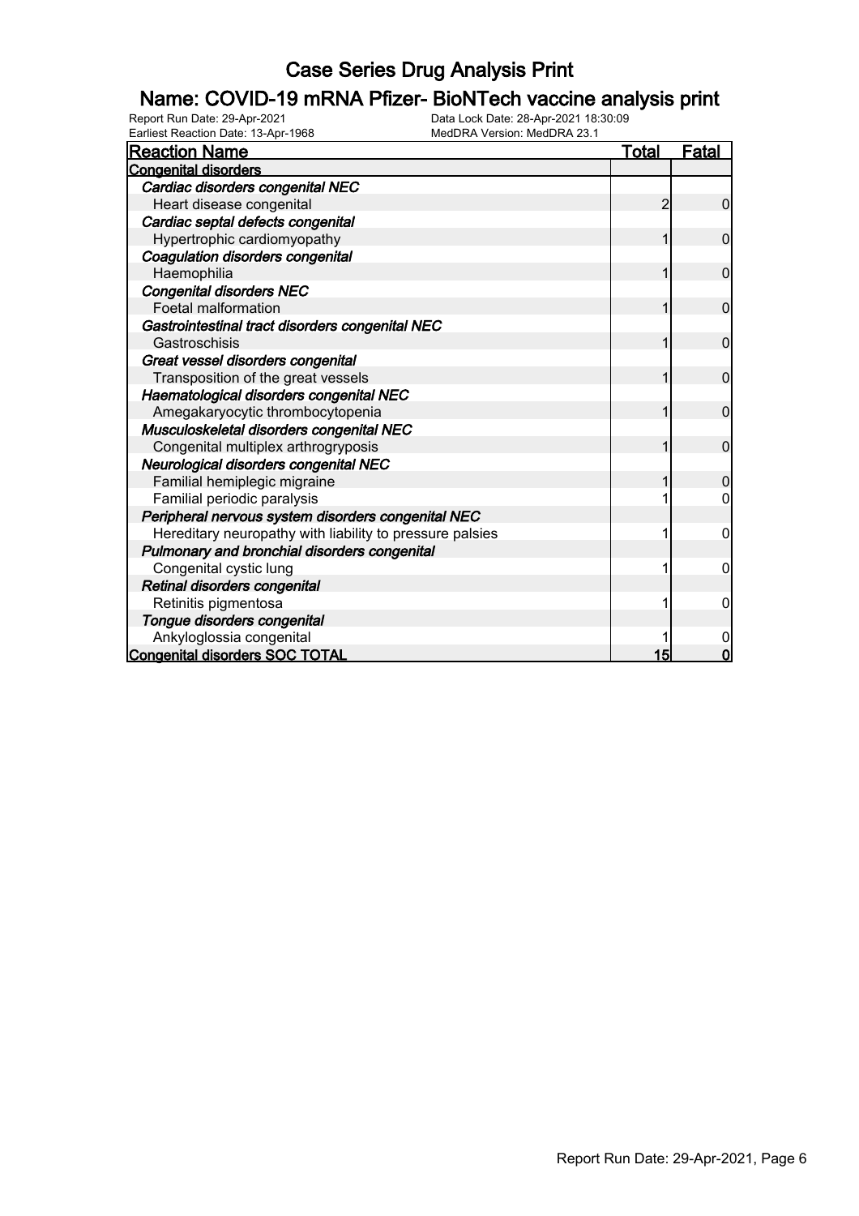# Case Series Drug Analysis Print

## Name: COVID-19 mRNA Pfizer- BioNTech vaccine analysis print

Report Run Date: 29-Apr-2021
Earliest Reaction Date: 13-Apr-1968
Data Lock Date: 28-Apr-2021 18:30:09
MedDRA Version: MedDRA 23.1

| Reaction Name | Total | Fatal |
|---|---|---|
| **Congenital disorders** | | |
| *Cardiac disorders congenital NEC* | | |
| Heart disease congenital | 2 | 0 |
| *Cardiac septal defects congenital* | | |
| Hypertrophic cardiomyopathy | 1 | 0 |
| *Coagulation disorders congenital* | | |
| Haemophilia | 1 | 0 |
| *Congenital disorders NEC* | | |
| Foetal malformation | 1 | 0 |
| *Gastrointestinal tract disorders congenital NEC* | | |
| Gastroschisis | 1 | 0 |
| *Great vessel disorders congenital* | | |
| Transposition of the great vessels | 1 | 0 |
| *Haematological disorders congenital NEC* | | |
| Amegakaryocytic thrombocytopenia | 1 | 0 |
| *Musculoskeletal disorders congenital NEC* | | |
| Congenital multiplex arthrogryposis | 1 | 0 |
| *Neurological disorders congenital NEC* | | |
| Familial hemiplegic migraine | 1 | 0 |
| Familial periodic paralysis | 1 | 0 |
| *Peripheral nervous system disorders congenital NEC* | | |
| Hereditary neuropathy with liability to pressure palsies | 1 | 0 |
| *Pulmonary and bronchial disorders congenital* | | |
| Congenital cystic lung | 1 | 0 |
| *Retinal disorders congenital* | | |
| Retinitis pigmentosa | 1 | 0 |
| *Tongue disorders congenital* | | |
| Ankyloglossia congenital | 1 | 0 |
| **Congenital disorders SOC TOTAL** | **15** | **0** |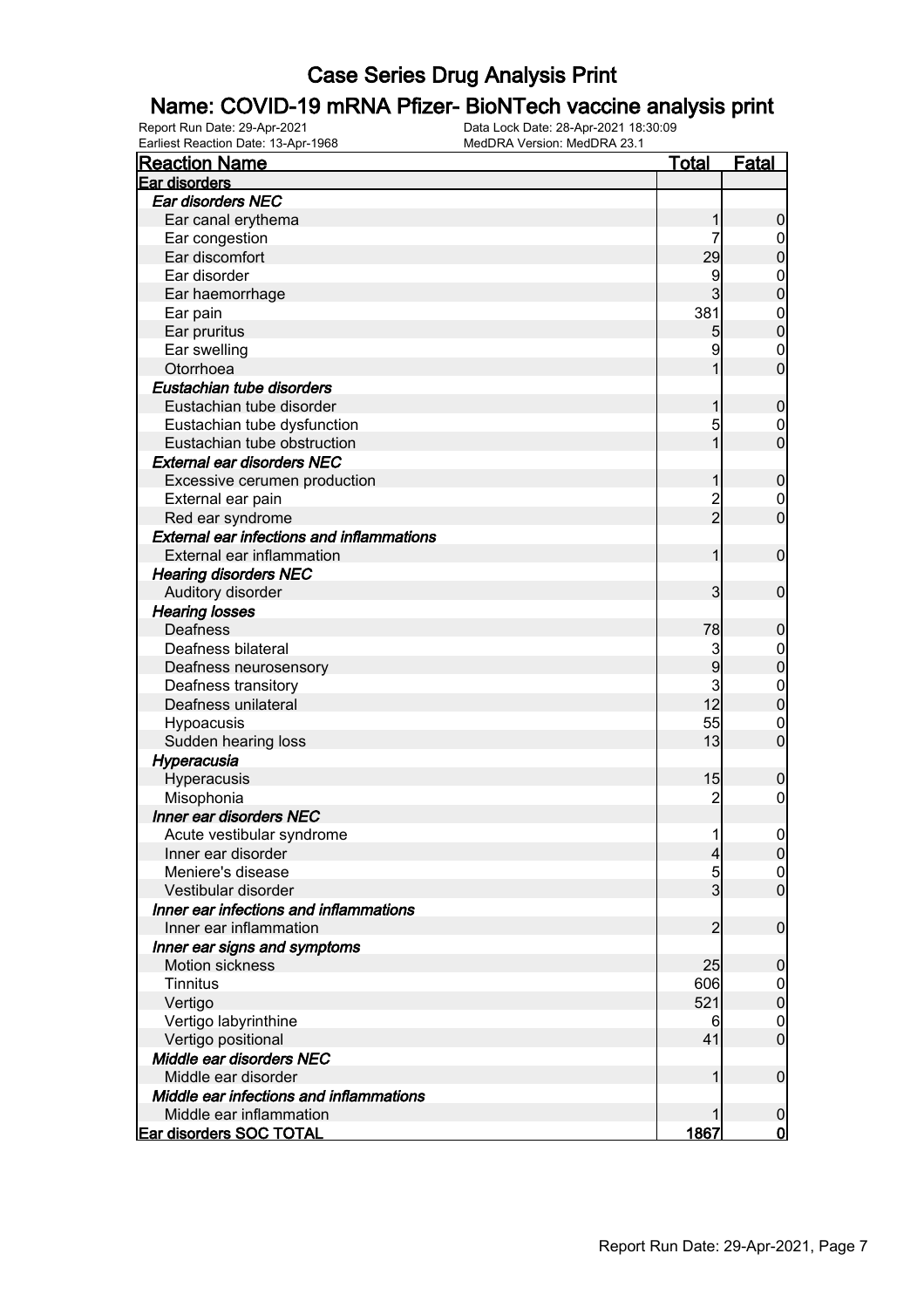# Case Series Drug Analysis Print

## Name: COVID-19 mRNA Pfizer- BioNTech vaccine analysis print

Report Run Date: 29-Apr-2021 Data Lock Date: 28-Apr-2021 18:30:09
Earliest Reaction Date: 13-Apr-1968 MedDRA Version: MedDRA 23.1

| Reaction Name | Total | Fatal |
|---|---|---|
| **Ear disorders** | | |
| ***Ear disorders NEC*** | | |
| Ear canal erythema | 1 | 0 |
| Ear congestion | 7 | 0 |
| Ear discomfort | 29 | 0 |
| Ear disorder | 9 | 0 |
| Ear haemorrhage | 3 | 0 |
| Ear pain | 381 | 0 |
| Ear pruritus | 5 | 0 |
| Ear swelling | 9 | 0 |
| Otorrhoea | 1 | 0 |
| ***Eustachian tube disorders*** | | |
| Eustachian tube disorder | 1 | 0 |
| Eustachian tube dysfunction | 5 | 0 |
| Eustachian tube obstruction | 1 | 0 |
| ***External ear disorders NEC*** | | |
| Excessive cerumen production | 1 | 0 |
| External ear pain | 2 | 0 |
| Red ear syndrome | 2 | 0 |
| ***External ear infections and inflammations*** | | |
| External ear inflammation | 1 | 0 |
| ***Hearing disorders NEC*** | | |
| Auditory disorder | 3 | 0 |
| ***Hearing losses*** | | |
| Deafness | 78 | 0 |
| Deafness bilateral | 3 | 0 |
| Deafness neurosensory | 9 | 0 |
| Deafness transitory | 3 | 0 |
| Deafness unilateral | 12 | 0 |
| Hypoacusis | 55 | 0 |
| Sudden hearing loss | 13 | 0 |
| ***Hyperacusia*** | | |
| Hyperacusis | 15 | 0 |
| Misophonia | 2 | 0 |
| ***Inner ear disorders NEC*** | | |
| Acute vestibular syndrome | 1 | 0 |
| Inner ear disorder | 4 | 0 |
| Meniere's disease | 5 | 0 |
| Vestibular disorder | 3 | 0 |
| ***Inner ear infections and inflammations*** | | |
| Inner ear inflammation | 2 | 0 |
| ***Inner ear signs and symptoms*** | | |
| Motion sickness | 25 | 0 |
| Tinnitus | 606 | 0 |
| Vertigo | 521 | 0 |
| Vertigo labyrinthine | 6 | 0 |
| Vertigo positional | 41 | 0 |
| ***Middle ear disorders NEC*** | | |
| Middle ear disorder | 1 | 0 |
| ***Middle ear infections and inflammations*** | | |
| Middle ear inflammation | 1 | 0 |
| **Ear disorders SOC TOTAL** | **1867** | **0** |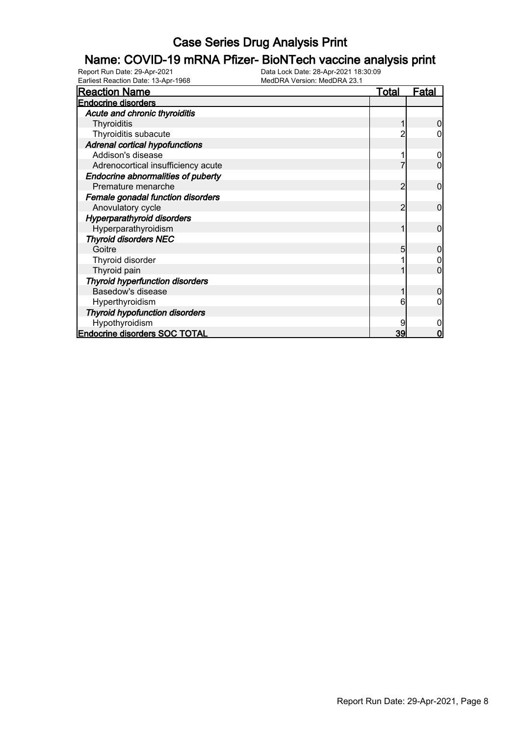# Case Series Drug Analysis Print

## Name: COVID-19 mRNA Pfizer- BioNTech vaccine analysis print

Report Run Date: 29-Apr-2021  
Earliest Reaction Date: 13-Apr-1968  
Data Lock Date: 28-Apr-2021 18:30:09  
MedDRA Version: MedDRA 23.1

| Reaction Name | Total | Fatal |
|---|---|---|
| **Endocrine disorders** | | |
| ***Acute and chronic thyroiditis*** | | |
| Thyroiditis | 1 | 0 |
| Thyroiditis subacute | 2 | 0 |
| ***Adrenal cortical hypofunctions*** | | |
| Addison's disease | 1 | 0 |
| Adrenocortical insufficiency acute | 7 | 0 |
| ***Endocrine abnormalities of puberty*** | | |
| Premature menarche | 2 | 0 |
| ***Female gonadal function disorders*** | | |
| Anovulatory cycle | 2 | 0 |
| ***Hyperparathyroid disorders*** | | |
| Hyperparathyroidism | 1 | 0 |
| ***Thyroid disorders NEC*** | | |
| Goitre | 5 | 0 |
| Thyroid disorder | 1 | 0 |
| Thyroid pain | 1 | 0 |
| ***Thyroid hyperfunction disorders*** | | |
| Basedow's disease | 1 | 0 |
| Hyperthyroidism | 6 | 0 |
| ***Thyroid hypofunction disorders*** | | |
| Hypothyroidism | 9 | 0 |
| **Endocrine disorders SOC TOTAL** | **39** | **0** |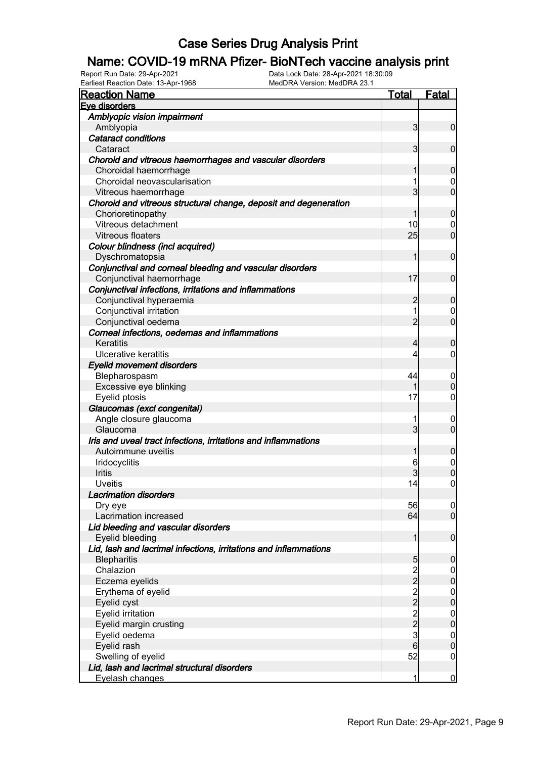# Case Series Drug Analysis Print

## Name: COVID-19 mRNA Pfizer- BioNTech vaccine analysis print

Report Run Date: 29-Apr-2021
Data Lock Date: 28-Apr-2021 18:30:09
Earliest Reaction Date: 13-Apr-1968
MedDRA Version: MedDRA 23.1

| Reaction Name | Total | Fatal |
|---|---|---|
| **Eye disorders** | | |
| *Amblyopic vision impairment* | | |
| Amblyopia | 3 | 0 |
| *Cataract conditions* | | |
| Cataract | 3 | 0 |
| *Choroid and vitreous haemorrhages and vascular disorders* | | |
| Choroidal haemorrhage | 1 | 0 |
| Choroidal neovascularisation | 1 | 0 |
| Vitreous haemorrhage | 3 | 0 |
| *Choroid and vitreous structural change, deposit and degeneration* | | |
| Chorioretinopathy | 1 | 0 |
| Vitreous detachment | 10 | 0 |
| Vitreous floaters | 25 | 0 |
| *Colour blindness (incl acquired)* | | |
| Dyschromatopsia | 1 | 0 |
| *Conjunctival and corneal bleeding and vascular disorders* | | |
| Conjunctival haemorrhage | 17 | 0 |
| *Conjunctival infections, irritations and inflammations* | | |
| Conjunctival hyperaemia | 2 | 0 |
| Conjunctival irritation | 1 | 0 |
| Conjunctival oedema | 2 | 0 |
| *Corneal infections, oedemas and inflammations* | | |
| Keratitis | 4 | 0 |
| Ulcerative keratitis | 4 | 0 |
| *Eyelid movement disorders* | | |
| Blepharospasm | 44 | 0 |
| Excessive eye blinking | 1 | 0 |
| Eyelid ptosis | 17 | 0 |
| *Glaucomas (excl congenital)* | | |
| Angle closure glaucoma | 1 | 0 |
| Glaucoma | 3 | 0 |
| *Iris and uveal tract infections, irritations and inflammations* | | |
| Autoimmune uveitis | 1 | 0 |
| Iridocyclitis | 6 | 0 |
| Iritis | 3 | 0 |
| Uveitis | 14 | 0 |
| *Lacrimation disorders* | | |
| Dry eye | 56 | 0 |
| Lacrimation increased | 64 | 0 |
| *Lid bleeding and vascular disorders* | | |
| Eyelid bleeding | 1 | 0 |
| *Lid, lash and lacrimal infections, irritations and inflammations* | | |
| Blepharitis | 5 | 0 |
| Chalazion | 2 | 0 |
| Eczema eyelids | 2 | 0 |
| Erythema of eyelid | 2 | 0 |
| Eyelid cyst | 2 | 0 |
| Eyelid irritation | 2 | 0 |
| Eyelid margin crusting | 2 | 0 |
| Eyelid oedema | 3 | 0 |
| Eyelid rash | 6 | 0 |
| Swelling of eyelid | 52 | 0 |
| *Lid, lash and lacrimal structural disorders* | | |
| Eyelash changes | 1 | 0 |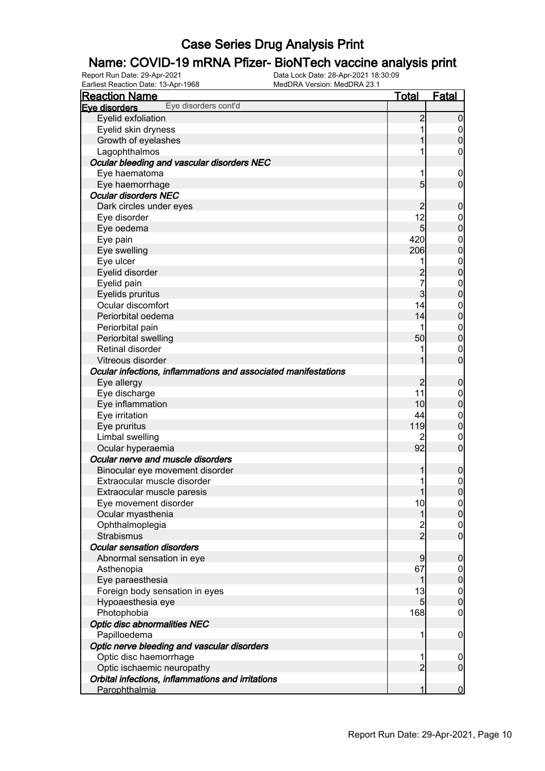# Case Series Drug Analysis Print

## Name: COVID-19 mRNA Pfizer- BioNTech vaccine analysis print

Report Run Date: 29-Apr-2021
Data Lock Date: 28-Apr-2021 18:30:09
Earliest Reaction Date: 13-Apr-1968
MedDRA Version: MedDRA 23.1

| Reaction Name | Total | Fatal |
|---|---|---|
| **Eye disorders** Eye disorders cont'd | | |
| Eyelid exfoliation | 2 | 0 |
| Eyelid skin dryness | 1 | 0 |
| Growth of eyelashes | 1 | 0 |
| Lagophthalmos | 1 | 0 |
| ***Ocular bleeding and vascular disorders NEC*** | | |
| Eye haematoma | 1 | 0 |
| Eye haemorrhage | 5 | 0 |
| ***Ocular disorders NEC*** | | |
| Dark circles under eyes | 2 | 0 |
| Eye disorder | 12 | 0 |
| Eye oedema | 5 | 0 |
| Eye pain | 420 | 0 |
| Eye swelling | 206 | 0 |
| Eye ulcer | 1 | 0 |
| Eyelid disorder | 2 | 0 |
| Eyelid pain | 7 | 0 |
| Eyelids pruritus | 3 | 0 |
| Ocular discomfort | 14 | 0 |
| Periorbital oedema | 14 | 0 |
| Periorbital pain | 1 | 0 |
| Periorbital swelling | 50 | 0 |
| Retinal disorder | 1 | 0 |
| Vitreous disorder | 1 | 0 |
| ***Ocular infections, inflammations and associated manifestations*** | | |
| Eye allergy | 2 | 0 |
| Eye discharge | 11 | 0 |
| Eye inflammation | 10 | 0 |
| Eye irritation | 44 | 0 |
| Eye pruritus | 119 | 0 |
| Limbal swelling | 2 | 0 |
| Ocular hyperaemia | 92 | 0 |
| ***Ocular nerve and muscle disorders*** | | |
| Binocular eye movement disorder | 1 | 0 |
| Extraocular muscle disorder | 1 | 0 |
| Extraocular muscle paresis | 1 | 0 |
| Eye movement disorder | 10 | 0 |
| Ocular myasthenia | 1 | 0 |
| Ophthalmoplegia | 2 | 0 |
| Strabismus | 2 | 0 |
| ***Ocular sensation disorders*** | | |
| Abnormal sensation in eye | 9 | 0 |
| Asthenopia | 67 | 0 |
| Eye paraesthesia | 1 | 0 |
| Foreign body sensation in eyes | 13 | 0 |
| Hypoaesthesia eye | 5 | 0 |
| Photophobia | 168 | 0 |
| ***Optic disc abnormalities NEC*** | | |
| Papilloedema | 1 | 0 |
| ***Optic nerve bleeding and vascular disorders*** | | |
| Optic disc haemorrhage | 1 | 0 |
| Optic ischaemic neuropathy | 2 | 0 |
| ***Orbital infections, inflammations and irritations*** | | |
| Parophthalmia | 1 | 0 |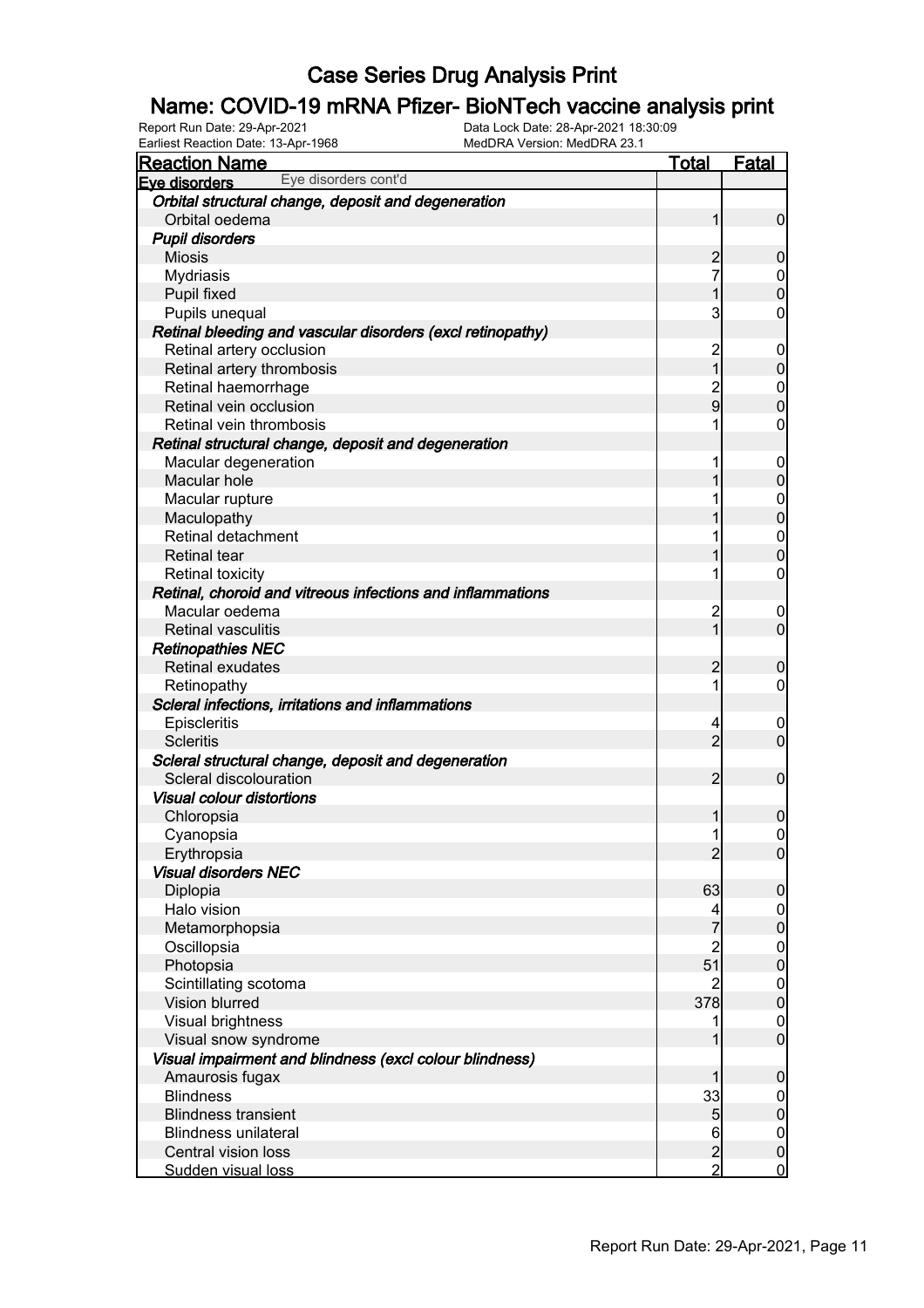# Case Series Drug Analysis Print

## Name: COVID-19 mRNA Pfizer- BioNTech vaccine analysis print

Report Run Date: 29-Apr-2021
Data Lock Date: 28-Apr-2021 18:30:09
Earliest Reaction Date: 13-Apr-1968
MedDRA Version: MedDRA 23.1

| Reaction Name | Total | Fatal |
|---|---|---|
| **Eye disorders** Eye disorders cont'd | | |
| ***Orbital structural change, deposit and degeneration*** | | |
| Orbital oedema | 1 | 0 |
| ***Pupil disorders*** | | |
| Miosis | 2 | 0 |
| Mydriasis | 7 | 0 |
| Pupil fixed | 1 | 0 |
| Pupils unequal | 3 | 0 |
| ***Retinal bleeding and vascular disorders (excl retinopathy)*** | | |
| Retinal artery occlusion | 2 | 0 |
| Retinal artery thrombosis | 1 | 0 |
| Retinal haemorrhage | 2 | 0 |
| Retinal vein occlusion | 9 | 0 |
| Retinal vein thrombosis | 1 | 0 |
| ***Retinal structural change, deposit and degeneration*** | | |
| Macular degeneration | 1 | 0 |
| Macular hole | 1 | 0 |
| Macular rupture | 1 | 0 |
| Maculopathy | 1 | 0 |
| Retinal detachment | 1 | 0 |
| Retinal tear | 1 | 0 |
| Retinal toxicity | 1 | 0 |
| ***Retinal, choroid and vitreous infections and inflammations*** | | |
| Macular oedema | 2 | 0 |
| Retinal vasculitis | 1 | 0 |
| ***Retinopathies NEC*** | | |
| Retinal exudates | 2 | 0 |
| Retinopathy | 1 | 0 |
| ***Scleral infections, irritations and inflammations*** | | |
| Episcleritis | 4 | 0 |
| Scleritis | 2 | 0 |
| ***Scleral structural change, deposit and degeneration*** | | |
| Scleral discolouration | 2 | 0 |
| ***Visual colour distortions*** | | |
| Chloropsia | 1 | 0 |
| Cyanopsia | 1 | 0 |
| Erythropsia | 2 | 0 |
| ***Visual disorders NEC*** | | |
| Diplopia | 63 | 0 |
| Halo vision | 4 | 0 |
| Metamorphopsia | 7 | 0 |
| Oscillopsia | 2 | 0 |
| Photopsia | 51 | 0 |
| Scintillating scotoma | 2 | 0 |
| Vision blurred | 378 | 0 |
| Visual brightness | 1 | 0 |
| Visual snow syndrome | 1 | 0 |
| ***Visual impairment and blindness (excl colour blindness)*** | | |
| Amaurosis fugax | 1 | 0 |
| Blindness | 33 | 0 |
| Blindness transient | 5 | 0 |
| Blindness unilateral | 6 | 0 |
| Central vision loss | 2 | 0 |
| Sudden visual loss | 2 | 0 |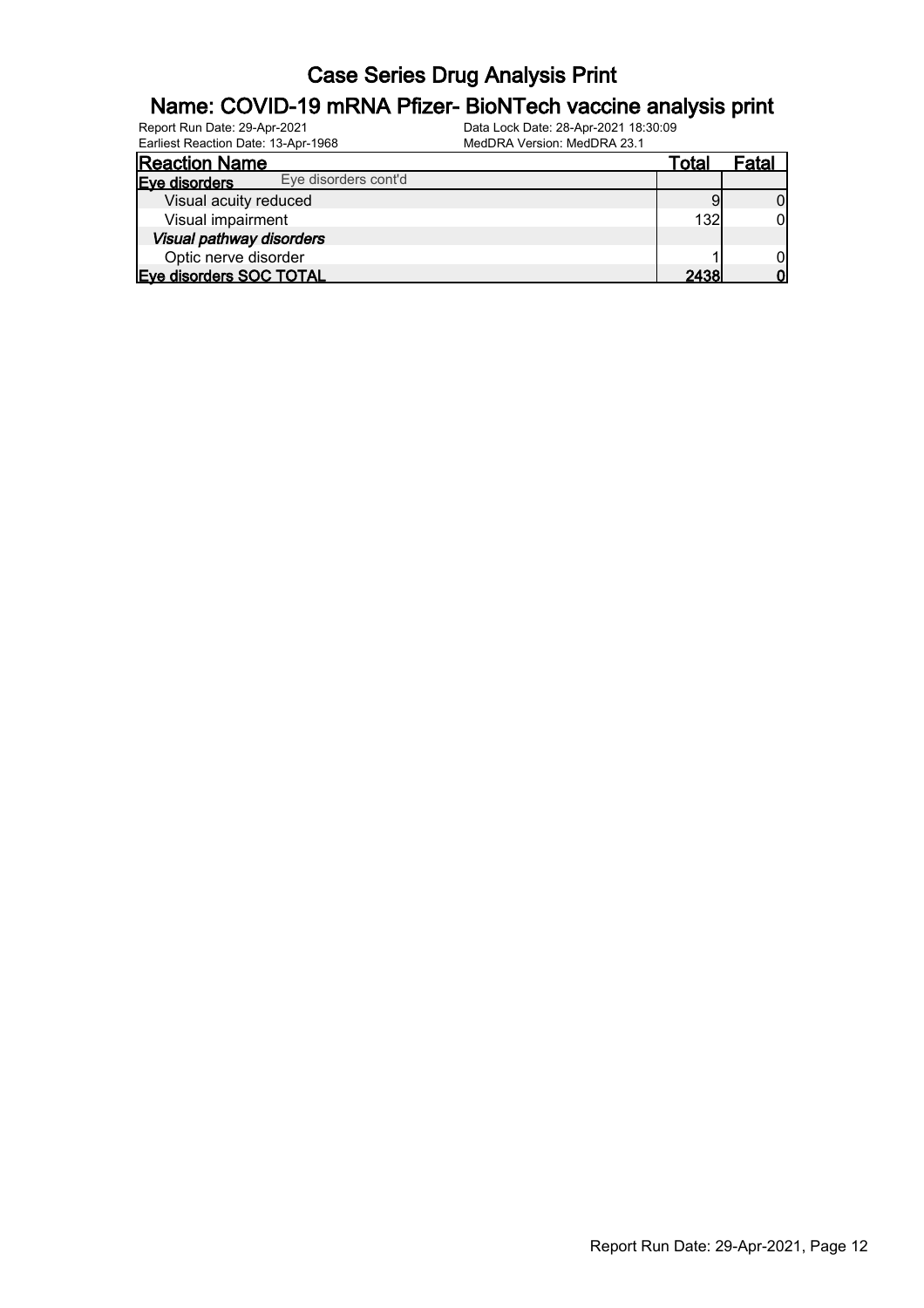# Case Series Drug Analysis Print

## Name: COVID-19 mRNA Pfizer- BioNTech vaccine analysis print

Report Run Date: 29-Apr-2021
Earliest Reaction Date: 13-Apr-1968
Data Lock Date: 28-Apr-2021 18:30:09
MedDRA Version: MedDRA 23.1

| Reaction Name | Total | Fatal |
|---|---|---|
| **Eye disorders** Eye disorders cont'd | | |
| Visual acuity reduced | 9 | 0 |
| Visual impairment | 132 | 0 |
| ***Visual pathway disorders*** | | |
| Optic nerve disorder | 1 | 0 |
| **Eye disorders SOC TOTAL** | **2438** | **0** |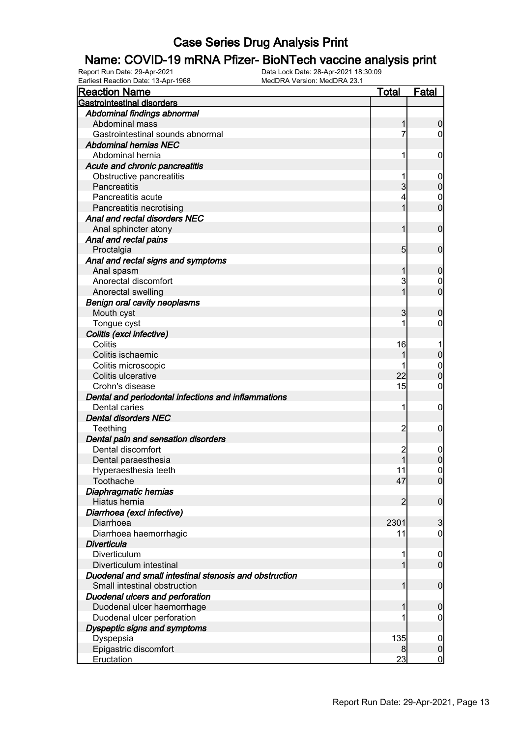# Case Series Drug Analysis Print

## Name: COVID-19 mRNA Pfizer- BioNTech vaccine analysis print

Report Run Date: 29-Apr-2021
Data Lock Date: 28-Apr-2021 18:30:09
Earliest Reaction Date: 13-Apr-1968
MedDRA Version: MedDRA 23.1

| Reaction Name | Total | Fatal |
|---|---|---|
| **Gastrointestinal disorders** | | |
| ***Abdominal findings abnormal*** | | |
| Abdominal mass | 1 | 0 |
| Gastrointestinal sounds abnormal | 7 | 0 |
| ***Abdominal hernias NEC*** | | |
| Abdominal hernia | 1 | 0 |
| ***Acute and chronic pancreatitis*** | | |
| Obstructive pancreatitis | 1 | 0 |
| Pancreatitis | 3 | 0 |
| Pancreatitis acute | 4 | 0 |
| Pancreatitis necrotising | 1 | 0 |
| ***Anal and rectal disorders NEC*** | | |
| Anal sphincter atony | 1 | 0 |
| ***Anal and rectal pains*** | | |
| Proctalgia | 5 | 0 |
| ***Anal and rectal signs and symptoms*** | | |
| Anal spasm | 1 | 0 |
| Anorectal discomfort | 3 | 0 |
| Anorectal swelling | 1 | 0 |
| ***Benign oral cavity neoplasms*** | | |
| Mouth cyst | 3 | 0 |
| Tongue cyst | 1 | 0 |
| ***Colitis (excl infective)*** | | |
| Colitis | 16 | 1 |
| Colitis ischaemic | 1 | 0 |
| Colitis microscopic | 1 | 0 |
| Colitis ulcerative | 22 | 0 |
| Crohn's disease | 15 | 0 |
| ***Dental and periodontal infections and inflammations*** | | |
| Dental caries | 1 | 0 |
| ***Dental disorders NEC*** | | |
| Teething | 2 | 0 |
| ***Dental pain and sensation disorders*** | | |
| Dental discomfort | 2 | 0 |
| Dental paraesthesia | 1 | 0 |
| Hyperaesthesia teeth | 11 | 0 |
| Toothache | 47 | 0 |
| ***Diaphragmatic hernias*** | | |
| Hiatus hernia | 2 | 0 |
| ***Diarrhoea (excl infective)*** | | |
| Diarrhoea | 2301 | 3 |
| Diarrhoea haemorrhagic | 11 | 0 |
| ***Diverticula*** | | |
| Diverticulum | 1 | 0 |
| Diverticulum intestinal | 1 | 0 |
| ***Duodenal and small intestinal stenosis and obstruction*** | | |
| Small intestinal obstruction | 1 | 0 |
| ***Duodenal ulcers and perforation*** | | |
| Duodenal ulcer haemorrhage | 1 | 0 |
| Duodenal ulcer perforation | 1 | 0 |
| ***Dyspeptic signs and symptoms*** | | |
| Dyspepsia | 135 | 0 |
| Epigastric discomfort | 8 | 0 |
| Eructation | 23 | 0 |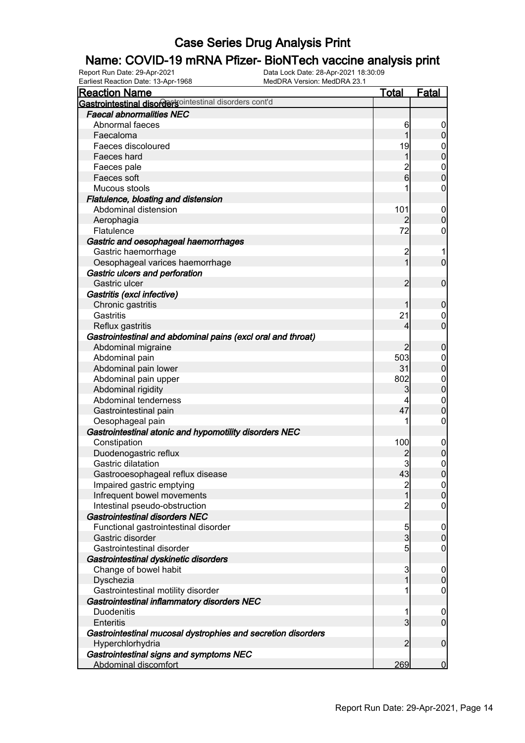# Case Series Drug Analysis Print

## Name: COVID-19 mRNA Pfizer- BioNTech vaccine analysis print

Report Run Date: 29-Apr-2021 | Data Lock Date: 28-Apr-2021 18:30:09
Earliest Reaction Date: 13-Apr-1968 | MedDRA Version: MedDRA 23.1

| Reaction Name | Total | Fatal |
|---|---|---|
| **Gastrointestinal disorders** Gastrointestinal disorders cont'd | | |
| ***Faecal abnormalities NEC*** | | |
| Abnormal faeces | 6 | 0 |
| Faecaloma | 1 | 0 |
| Faeces discoloured | 19 | 0 |
| Faeces hard | 1 | 0 |
| Faeces pale | 2 | 0 |
| Faeces soft | 6 | 0 |
| Mucous stools | 1 | 0 |
| ***Flatulence, bloating and distension*** | | |
| Abdominal distension | 101 | 0 |
| Aerophagia | 2 | 0 |
| Flatulence | 72 | 0 |
| ***Gastric and oesophageal haemorrhages*** | | |
| Gastric haemorrhage | 2 | 1 |
| Oesophageal varices haemorrhage | 1 | 0 |
| ***Gastric ulcers and perforation*** | | |
| Gastric ulcer | 2 | 0 |
| ***Gastritis (excl infective)*** | | |
| Chronic gastritis | 1 | 0 |
| Gastritis | 21 | 0 |
| Reflux gastritis | 4 | 0 |
| ***Gastrointestinal and abdominal pains (excl oral and throat)*** | | |
| Abdominal migraine | 2 | 0 |
| Abdominal pain | 503 | 0 |
| Abdominal pain lower | 31 | 0 |
| Abdominal pain upper | 802 | 0 |
| Abdominal rigidity | 3 | 0 |
| Abdominal tenderness | 4 | 0 |
| Gastrointestinal pain | 47 | 0 |
| Oesophageal pain | 1 | 0 |
| ***Gastrointestinal atonic and hypomotility disorders NEC*** | | |
| Constipation | 100 | 0 |
| Duodenogastric reflux | 2 | 0 |
| Gastric dilatation | 3 | 0 |
| Gastrooesophageal reflux disease | 43 | 0 |
| Impaired gastric emptying | 2 | 0 |
| Infrequent bowel movements | 1 | 0 |
| Intestinal pseudo-obstruction | 2 | 0 |
| ***Gastrointestinal disorders NEC*** | | |
| Functional gastrointestinal disorder | 5 | 0 |
| Gastric disorder | 3 | 0 |
| Gastrointestinal disorder | 5 | 0 |
| ***Gastrointestinal dyskinetic disorders*** | | |
| Change of bowel habit | 3 | 0 |
| Dyschezia | 1 | 0 |
| Gastrointestinal motility disorder | 1 | 0 |
| ***Gastrointestinal inflammatory disorders NEC*** | | |
| Duodenitis | 1 | 0 |
| Enteritis | 3 | 0 |
| ***Gastrointestinal mucosal dystrophies and secretion disorders*** | | |
| Hyperchlorhydria | 2 | 0 |
| ***Gastrointestinal signs and symptoms NEC*** | | |
| Abdominal discomfort | 269 | 0 |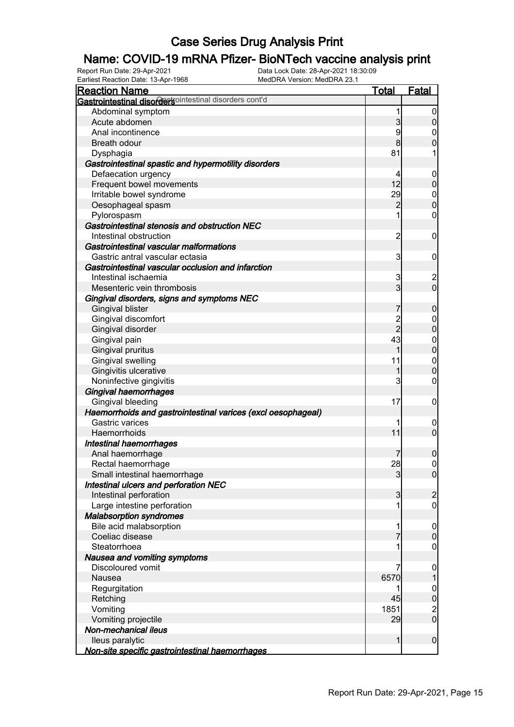# Case Series Drug Analysis Print

## Name: COVID-19 mRNA Pfizer- BioNTech vaccine analysis print

Report Run Date: 29-Apr-2021
Data Lock Date: 28-Apr-2021 18:30:09
Earliest Reaction Date: 13-Apr-1968
MedDRA Version: MedDRA 23.1

| Reaction Name | Total | Fatal |
|---|---|---|
| **Gastrointestinal disorders** Gastrointestinal disorders cont'd | | |
| Abdominal symptom | 1 | 0 |
| Acute abdomen | 3 | 0 |
| Anal incontinence | 9 | 0 |
| Breath odour | 8 | 0 |
| Dysphagia | 81 | 1 |
| ***Gastrointestinal spastic and hypermotility disorders*** | | |
| Defaecation urgency | 4 | 0 |
| Frequent bowel movements | 12 | 0 |
| Irritable bowel syndrome | 29 | 0 |
| Oesophageal spasm | 2 | 0 |
| Pylorospasm | 1 | 0 |
| ***Gastrointestinal stenosis and obstruction NEC*** | | |
| Intestinal obstruction | 2 | 0 |
| ***Gastrointestinal vascular malformations*** | | |
| Gastric antral vascular ectasia | 3 | 0 |
| ***Gastrointestinal vascular occlusion and infarction*** | | |
| Intestinal ischaemia | 3 | 2 |
| Mesenteric vein thrombosis | 3 | 0 |
| ***Gingival disorders, signs and symptoms NEC*** | | |
| Gingival blister | 7 | 0 |
| Gingival discomfort | 2 | 0 |
| Gingival disorder | 2 | 0 |
| Gingival pain | 43 | 0 |
| Gingival pruritus | 1 | 0 |
| Gingival swelling | 11 | 0 |
| Gingivitis ulcerative | 1 | 0 |
| Noninfective gingivitis | 3 | 0 |
| ***Gingival haemorrhages*** | | |
| Gingival bleeding | 17 | 0 |
| ***Haemorrhoids and gastrointestinal varices (excl oesophageal)*** | | |
| Gastric varices | 1 | 0 |
| Haemorrhoids | 11 | 0 |
| ***Intestinal haemorrhages*** | | |
| Anal haemorrhage | 7 | 0 |
| Rectal haemorrhage | 28 | 0 |
| Small intestinal haemorrhage | 3 | 0 |
| ***Intestinal ulcers and perforation NEC*** | | |
| Intestinal perforation | 3 | 2 |
| Large intestine perforation | 1 | 0 |
| ***Malabsorption syndromes*** | | |
| Bile acid malabsorption | 1 | 0 |
| Coeliac disease | 7 | 0 |
| Steatorrhoea | 1 | 0 |
| ***Nausea and vomiting symptoms*** | | |
| Discoloured vomit | 7 | 0 |
| Nausea | 6570 | 1 |
| Regurgitation | 1 | 0 |
| Retching | 45 | 0 |
| Vomiting | 1851 | 2 |
| Vomiting projectile | 29 | 0 |
| ***Non-mechanical ileus*** | | |
| Ileus paralytic | 1 | 0 |
| ***Non-site specific gastrointestinal haemorrhages*** | | |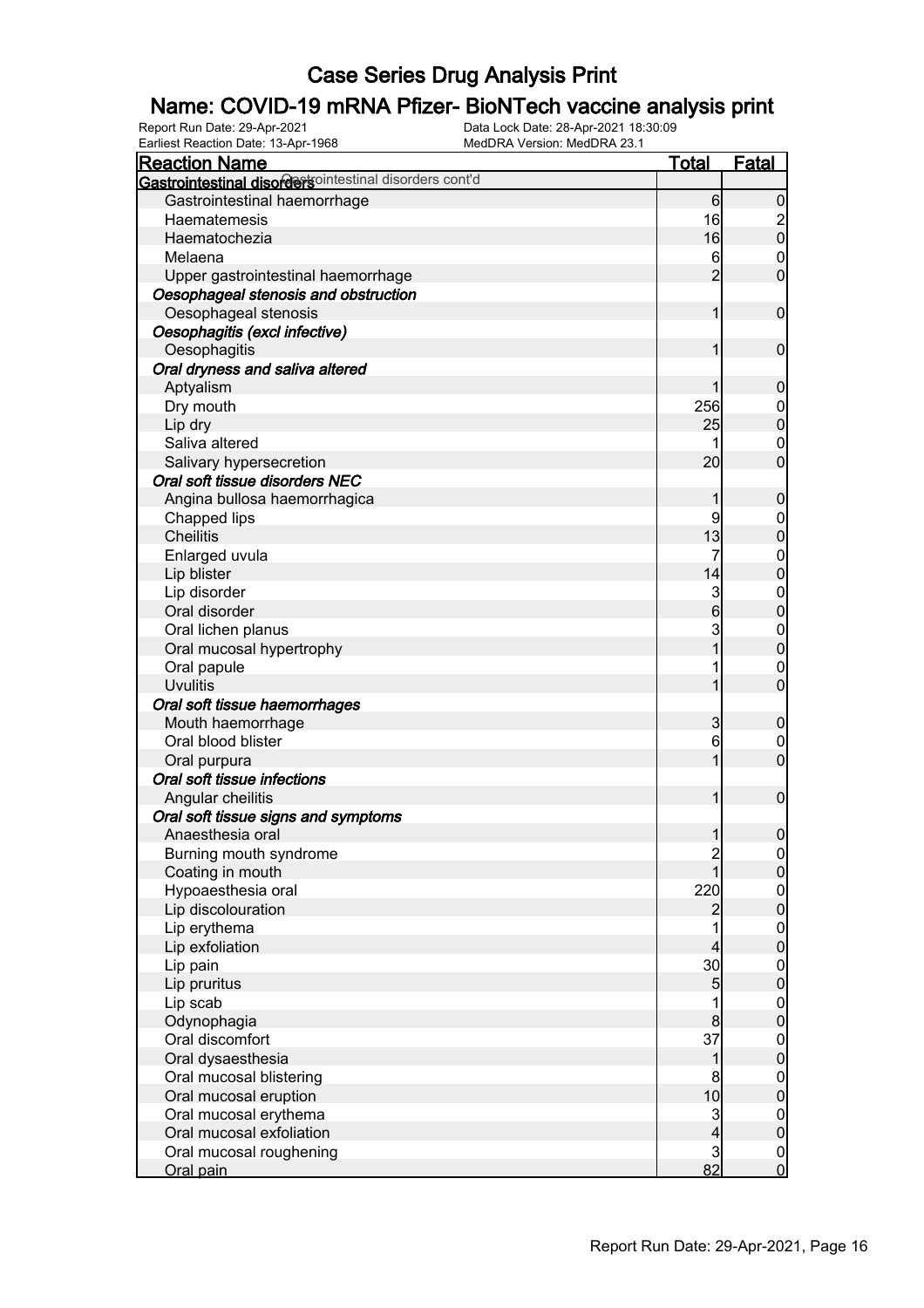# Case Series Drug Analysis Print

## Name: COVID-19 mRNA Pfizer- BioNTech vaccine analysis print

Report Run Date: 29-Apr-2021
Data Lock Date: 28-Apr-2021 18:30:09
Earliest Reaction Date: 13-Apr-1968
MedDRA Version: MedDRA 23.1

| Reaction Name | Total | Fatal |
|---|---|---|
| **Gastrointestinal disorders** Gastrointestinal disorders cont'd | | |
| Gastrointestinal haemorrhage | 6 | 0 |
| Haematemesis | 16 | 2 |
| Haematochezia | 16 | 0 |
| Melaena | 6 | 0 |
| Upper gastrointestinal haemorrhage | 2 | 0 |
| ***Oesophageal stenosis and obstruction*** | | |
| Oesophageal stenosis | 1 | 0 |
| ***Oesophagitis (excl infective)*** | | |
| Oesophagitis | 1 | 0 |
| ***Oral dryness and saliva altered*** | | |
| Aptyalism | 1 | 0 |
| Dry mouth | 256 | 0 |
| Lip dry | 25 | 0 |
| Saliva altered | 1 | 0 |
| Salivary hypersecretion | 20 | 0 |
| ***Oral soft tissue disorders NEC*** | | |
| Angina bullosa haemorrhagica | 1 | 0 |
| Chapped lips | 9 | 0 |
| Cheilitis | 13 | 0 |
| Enlarged uvula | 7 | 0 |
| Lip blister | 14 | 0 |
| Lip disorder | 3 | 0 |
| Oral disorder | 6 | 0 |
| Oral lichen planus | 3 | 0 |
| Oral mucosal hypertrophy | 1 | 0 |
| Oral papule | 1 | 0 |
| Uvulitis | 1 | 0 |
| ***Oral soft tissue haemorrhages*** | | |
| Mouth haemorrhage | 3 | 0 |
| Oral blood blister | 6 | 0 |
| Oral purpura | 1 | 0 |
| ***Oral soft tissue infections*** | | |
| Angular cheilitis | 1 | 0 |
| ***Oral soft tissue signs and symptoms*** | | |
| Anaesthesia oral | 1 | 0 |
| Burning mouth syndrome | 2 | 0 |
| Coating in mouth | 1 | 0 |
| Hypoaesthesia oral | 220 | 0 |
| Lip discolouration | 2 | 0 |
| Lip erythema | 1 | 0 |
| Lip exfoliation | 4 | 0 |
| Lip pain | 30 | 0 |
| Lip pruritus | 5 | 0 |
| Lip scab | 1 | 0 |
| Odynophagia | 8 | 0 |
| Oral discomfort | 37 | 0 |
| Oral dysaesthesia | 1 | 0 |
| Oral mucosal blistering | 8 | 0 |
| Oral mucosal eruption | 10 | 0 |
| Oral mucosal erythema | 3 | 0 |
| Oral mucosal exfoliation | 4 | 0 |
| Oral mucosal roughening | 3 | 0 |
| Oral pain | 82 | 0 |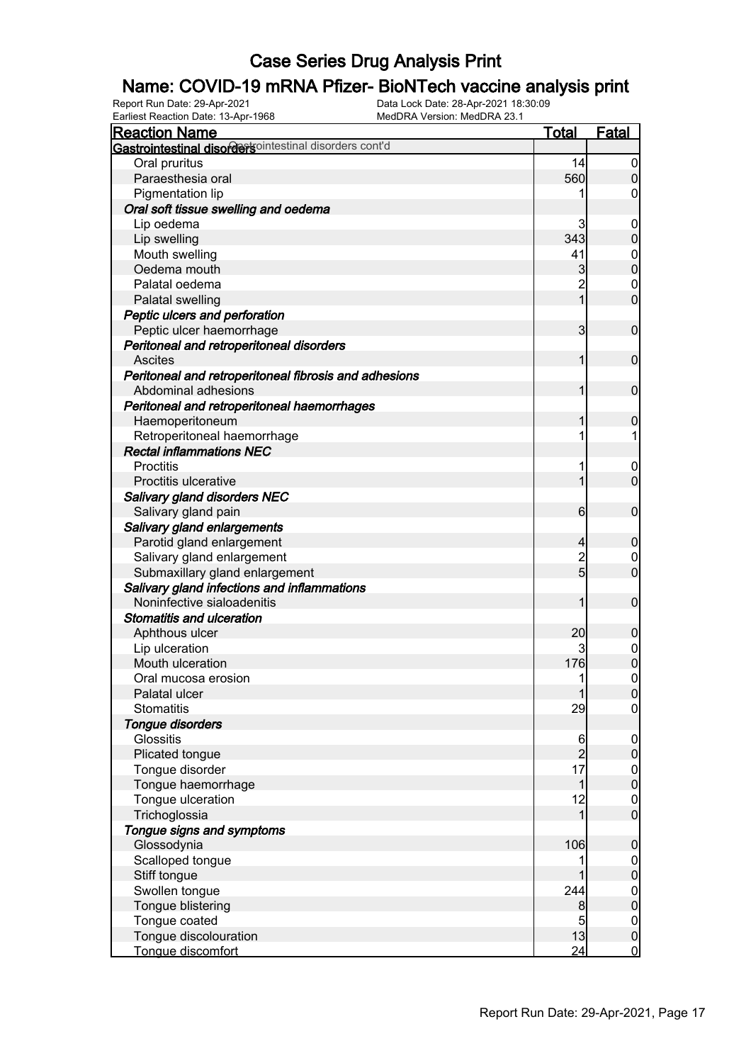# Case Series Drug Analysis Print

## Name: COVID-19 mRNA Pfizer- BioNTech vaccine analysis print

Report Run Date: 29-Apr-2021 | Data Lock Date: 28-Apr-2021 18:30:09
Earliest Reaction Date: 13-Apr-1968 | MedDRA Version: MedDRA 23.1

| Reaction Name | Total | Fatal |
|---|---|---|
| **Gastrointestinal disorders** Gastrointestinal disorders cont'd | | |
| Oral pruritus | 14 | 0 |
| Paraesthesia oral | 560 | 0 |
| Pigmentation lip | 1 | 0 |
| ***Oral soft tissue swelling and oedema*** | | |
| Lip oedema | 3 | 0 |
| Lip swelling | 343 | 0 |
| Mouth swelling | 41 | 0 |
| Oedema mouth | 3 | 0 |
| Palatal oedema | 2 | 0 |
| Palatal swelling | 1 | 0 |
| ***Peptic ulcers and perforation*** | | |
| Peptic ulcer haemorrhage | 3 | 0 |
| ***Peritoneal and retroperitoneal disorders*** | | |
| Ascites | 1 | 0 |
| ***Peritoneal and retroperitoneal fibrosis and adhesions*** | | |
| Abdominal adhesions | 1 | 0 |
| ***Peritoneal and retroperitoneal haemorrhages*** | | |
| Haemoperitoneum | 1 | 0 |
| Retroperitoneal haemorrhage | 1 | 1 |
| ***Rectal inflammations NEC*** | | |
| Proctitis | 1 | 0 |
| Proctitis ulcerative | 1 | 0 |
| ***Salivary gland disorders NEC*** | | |
| Salivary gland pain | 6 | 0 |
| ***Salivary gland enlargements*** | | |
| Parotid gland enlargement | 4 | 0 |
| Salivary gland enlargement | 2 | 0 |
| Submaxillary gland enlargement | 5 | 0 |
| ***Salivary gland infections and inflammations*** | | |
| Noninfective sialoadenitis | 1 | 0 |
| ***Stomatitis and ulceration*** | | |
| Aphthous ulcer | 20 | 0 |
| Lip ulceration | 3 | 0 |
| Mouth ulceration | 176 | 0 |
| Oral mucosa erosion | 1 | 0 |
| Palatal ulcer | 1 | 0 |
| Stomatitis | 29 | 0 |
| ***Tongue disorders*** | | |
| Glossitis | 6 | 0 |
| Plicated tongue | 2 | 0 |
| Tongue disorder | 17 | 0 |
| Tongue haemorrhage | 1 | 0 |
| Tongue ulceration | 12 | 0 |
| Trichoglossia | 1 | 0 |
| ***Tongue signs and symptoms*** | | |
| Glossodynia | 106 | 0 |
| Scalloped tongue | 1 | 0 |
| Stiff tongue | 1 | 0 |
| Swollen tongue | 244 | 0 |
| Tongue blistering | 8 | 0 |
| Tongue coated | 5 | 0 |
| Tongue discolouration | 13 | 0 |
| Tongue discomfort | 24 | 0 |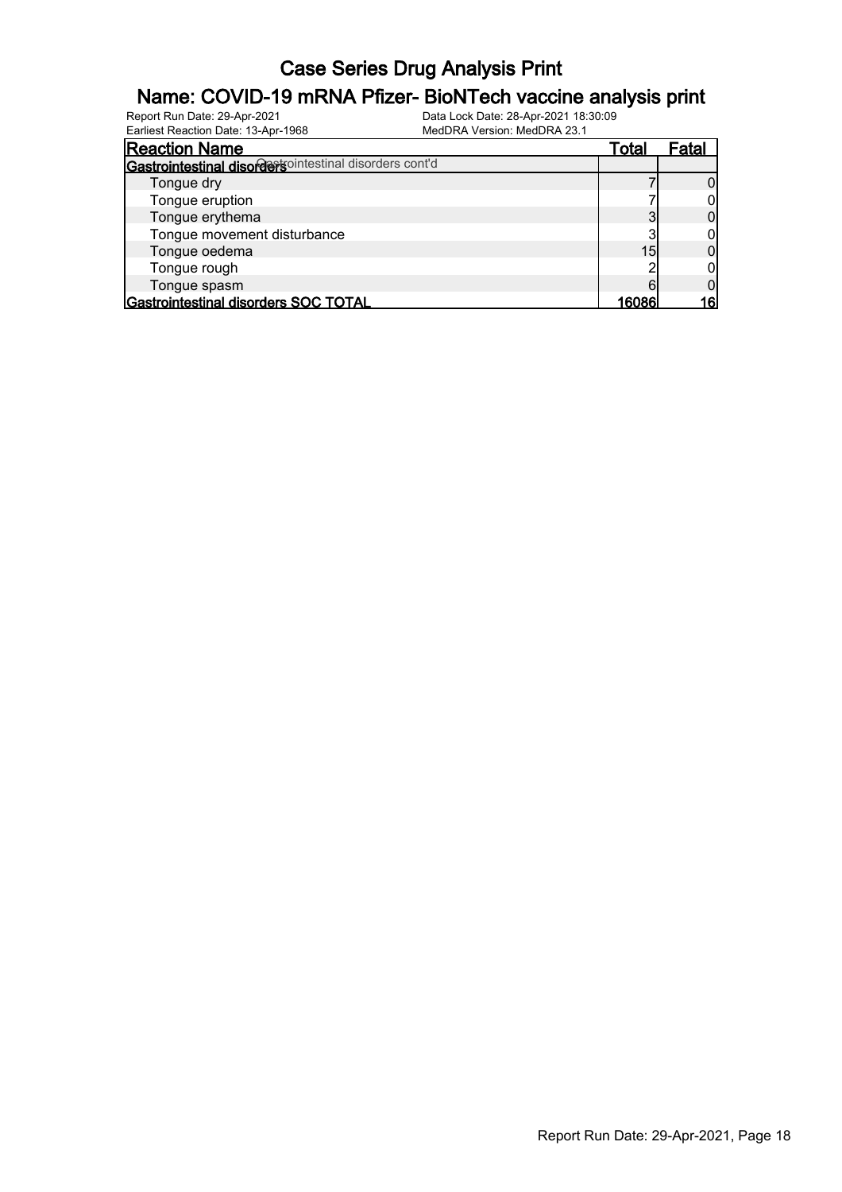# Case Series Drug Analysis Print

## Name: COVID-19 mRNA Pfizer- BioNTech vaccine analysis print

Report Run Date: 29-Apr-2021 Data Lock Date: 28-Apr-2021 18:30:09
Earliest Reaction Date: 13-Apr-1968 MedDRA Version: MedDRA 23.1

| Reaction Name | Total | Fatal |
|---|---|---|
| **Gastrointestinal disorders** Gastrointestinal disorders cont'd | | |
| Tongue dry | 7 | 0 |
| Tongue eruption | 7 | 0 |
| Tongue erythema | 3 | 0 |
| Tongue movement disturbance | 3 | 0 |
| Tongue oedema | 15 | 0 |
| Tongue rough | 2 | 0 |
| Tongue spasm | 6 | 0 |
| **Gastrointestinal disorders SOC TOTAL** | **16086** | **16** |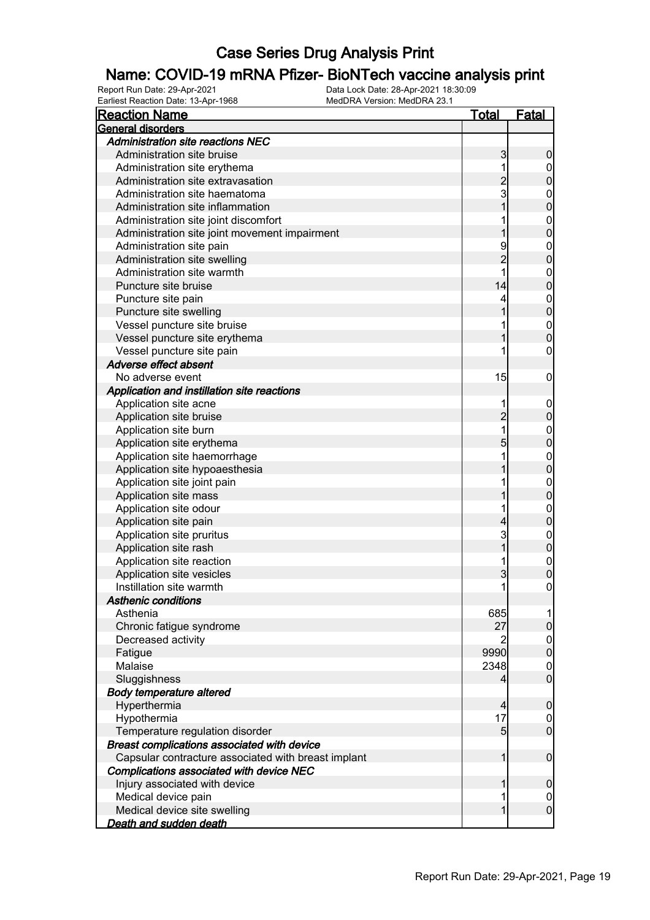# Case Series Drug Analysis Print

## Name: COVID-19 mRNA Pfizer- BioNTech vaccine analysis print

Report Run Date: 29-Apr-2021 Data Lock Date: 28-Apr-2021 18:30:09
Earliest Reaction Date: 13-Apr-1968 MedDRA Version: MedDRA 23.1

| Reaction Name | Total | Fatal |
|---|---|---|
| **General disorders** | | |
| ***Administration site reactions NEC*** | | |
| Administration site bruise | 3 | 0 |
| Administration site erythema | 1 | 0 |
| Administration site extravasation | 2 | 0 |
| Administration site haematoma | 3 | 0 |
| Administration site inflammation | 1 | 0 |
| Administration site joint discomfort | 1 | 0 |
| Administration site joint movement impairment | 1 | 0 |
| Administration site pain | 9 | 0 |
| Administration site swelling | 2 | 0 |
| Administration site warmth | 1 | 0 |
| Puncture site bruise | 14 | 0 |
| Puncture site pain | 4 | 0 |
| Puncture site swelling | 1 | 0 |
| Vessel puncture site bruise | 1 | 0 |
| Vessel puncture site erythema | 1 | 0 |
| Vessel puncture site pain | 1 | 0 |
| ***Adverse effect absent*** | | |
| No adverse event | 15 | 0 |
| ***Application and instillation site reactions*** | | |
| Application site acne | 1 | 0 |
| Application site bruise | 2 | 0 |
| Application site burn | 1 | 0 |
| Application site erythema | 5 | 0 |
| Application site haemorrhage | 1 | 0 |
| Application site hypoaesthesia | 1 | 0 |
| Application site joint pain | 1 | 0 |
| Application site mass | 1 | 0 |
| Application site odour | 1 | 0 |
| Application site pain | 4 | 0 |
| Application site pruritus | 3 | 0 |
| Application site rash | 1 | 0 |
| Application site reaction | 1 | 0 |
| Application site vesicles | 3 | 0 |
| Instillation site warmth | 1 | 0 |
| ***Asthenic conditions*** | | |
| Asthenia | 685 | 1 |
| Chronic fatigue syndrome | 27 | 0 |
| Decreased activity | 2 | 0 |
| Fatigue | 9990 | 0 |
| Malaise | 2348 | 0 |
| Sluggishness | 4 | 0 |
| ***Body temperature altered*** | | |
| Hyperthermia | 4 | 0 |
| Hypothermia | 17 | 0 |
| Temperature regulation disorder | 5 | 0 |
| ***Breast complications associated with device*** | | |
| Capsular contracture associated with breast implant | 1 | 0 |
| ***Complications associated with device NEC*** | | |
| Injury associated with device | 1 | 0 |
| Medical device pain | 1 | 0 |
| Medical device site swelling | 1 | 0 |
| ***Death and sudden death*** | | |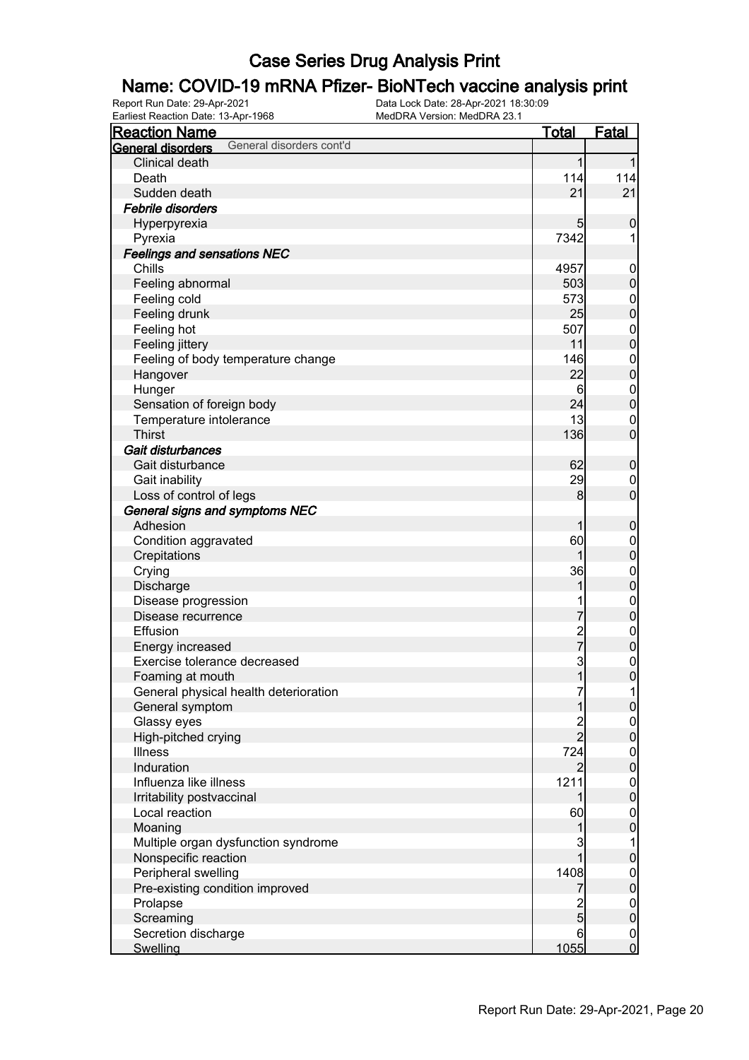# Case Series Drug Analysis Print

## Name: COVID-19 mRNA Pfizer- BioNTech vaccine analysis print

Report Run Date: 29-Apr-2021
Earliest Reaction Date: 13-Apr-1968
Data Lock Date: 28-Apr-2021 18:30:09
MedDRA Version: MedDRA 23.1

| Reaction Name | Total | Fatal |
|---|---|---|
| **General disorders** General disorders cont'd | | |
| Clinical death | 1 | 1 |
| Death | 114 | 114 |
| Sudden death | 21 | 21 |
| ***Febrile disorders*** | | |
| Hyperpyrexia | 5 | 0 |
| Pyrexia | 7342 | 1 |
| ***Feelings and sensations NEC*** | | |
| Chills | 4957 | 0 |
| Feeling abnormal | 503 | 0 |
| Feeling cold | 573 | 0 |
| Feeling drunk | 25 | 0 |
| Feeling hot | 507 | 0 |
| Feeling jittery | 11 | 0 |
| Feeling of body temperature change | 146 | 0 |
| Hangover | 22 | 0 |
| Hunger | 6 | 0 |
| Sensation of foreign body | 24 | 0 |
| Temperature intolerance | 13 | 0 |
| Thirst | 136 | 0 |
| ***Gait disturbances*** | | |
| Gait disturbance | 62 | 0 |
| Gait inability | 29 | 0 |
| Loss of control of legs | 8 | 0 |
| ***General signs and symptoms NEC*** | | |
| Adhesion | 1 | 0 |
| Condition aggravated | 60 | 0 |
| Crepitations | 1 | 0 |
| Crying | 36 | 0 |
| Discharge | 1 | 0 |
| Disease progression | 1 | 0 |
| Disease recurrence | 7 | 0 |
| Effusion | 2 | 0 |
| Energy increased | 7 | 0 |
| Exercise tolerance decreased | 3 | 0 |
| Foaming at mouth | 1 | 0 |
| General physical health deterioration | 7 | 1 |
| General symptom | 1 | 0 |
| Glassy eyes | 2 | 0 |
| High-pitched crying | 2 | 0 |
| Illness | 724 | 0 |
| Induration | 2 | 0 |
| Influenza like illness | 1211 | 0 |
| Irritability postvaccinal | 1 | 0 |
| Local reaction | 60 | 0 |
| Moaning | 1 | 0 |
| Multiple organ dysfunction syndrome | 3 | 1 |
| Nonspecific reaction | 1 | 0 |
| Peripheral swelling | 1408 | 0 |
| Pre-existing condition improved | 7 | 0 |
| Prolapse | 2 | 0 |
| Screaming | 5 | 0 |
| Secretion discharge | 6 | 0 |
| Swelling | 1055 | 0 |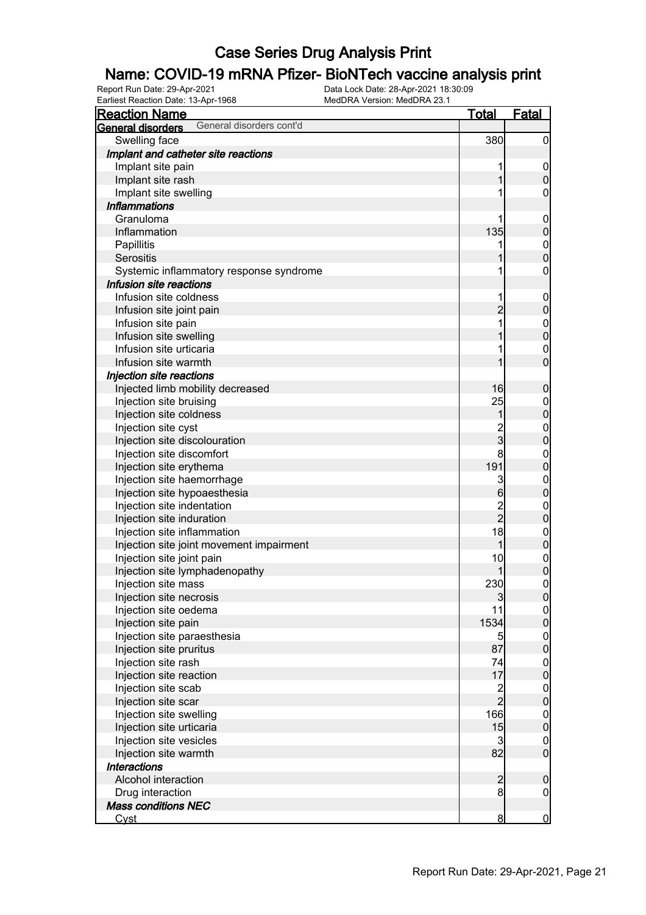# Case Series Drug Analysis Print

## Name: COVID-19 mRNA Pfizer- BioNTech vaccine analysis print

Report Run Date: 29-Apr-2021 | Data Lock Date: 28-Apr-2021 18:30:09
Earliest Reaction Date: 13-Apr-1968 | MedDRA Version: MedDRA 23.1

| Reaction Name | Total | Fatal |
|---|---|---|
| **General disorders** General disorders cont'd | | |
| Swelling face | 380 | 0 |
| ***Implant and catheter site reactions*** | | |
| Implant site pain | 1 | 0 |
| Implant site rash | 1 | 0 |
| Implant site swelling | 1 | 0 |
| ***Inflammations*** | | |
| Granuloma | 1 | 0 |
| Inflammation | 135 | 0 |
| Papillitis | 1 | 0 |
| Serositis | 1 | 0 |
| Systemic inflammatory response syndrome | 1 | 0 |
| ***Infusion site reactions*** | | |
| Infusion site coldness | 1 | 0 |
| Infusion site joint pain | 2 | 0 |
| Infusion site pain | 1 | 0 |
| Infusion site swelling | 1 | 0 |
| Infusion site urticaria | 1 | 0 |
| Infusion site warmth | 1 | 0 |
| ***Injection site reactions*** | | |
| Injected limb mobility decreased | 16 | 0 |
| Injection site bruising | 25 | 0 |
| Injection site coldness | 1 | 0 |
| Injection site cyst | 2 | 0 |
| Injection site discolouration | 3 | 0 |
| Injection site discomfort | 8 | 0 |
| Injection site erythema | 191 | 0 |
| Injection site haemorrhage | 3 | 0 |
| Injection site hypoaesthesia | 6 | 0 |
| Injection site indentation | 2 | 0 |
| Injection site induration | 2 | 0 |
| Injection site inflammation | 18 | 0 |
| Injection site joint movement impairment | 1 | 0 |
| Injection site joint pain | 10 | 0 |
| Injection site lymphadenopathy | 1 | 0 |
| Injection site mass | 230 | 0 |
| Injection site necrosis | 3 | 0 |
| Injection site oedema | 11 | 0 |
| Injection site pain | 1534 | 0 |
| Injection site paraesthesia | 5 | 0 |
| Injection site pruritus | 87 | 0 |
| Injection site rash | 74 | 0 |
| Injection site reaction | 17 | 0 |
| Injection site scab | 2 | 0 |
| Injection site scar | 2 | 0 |
| Injection site swelling | 166 | 0 |
| Injection site urticaria | 15 | 0 |
| Injection site vesicles | 3 | 0 |
| Injection site warmth | 82 | 0 |
| ***Interactions*** | | |
| Alcohol interaction | 2 | 0 |
| Drug interaction | 8 | 0 |
| ***Mass conditions NEC*** | | |
| Cyst | 8 | 0 |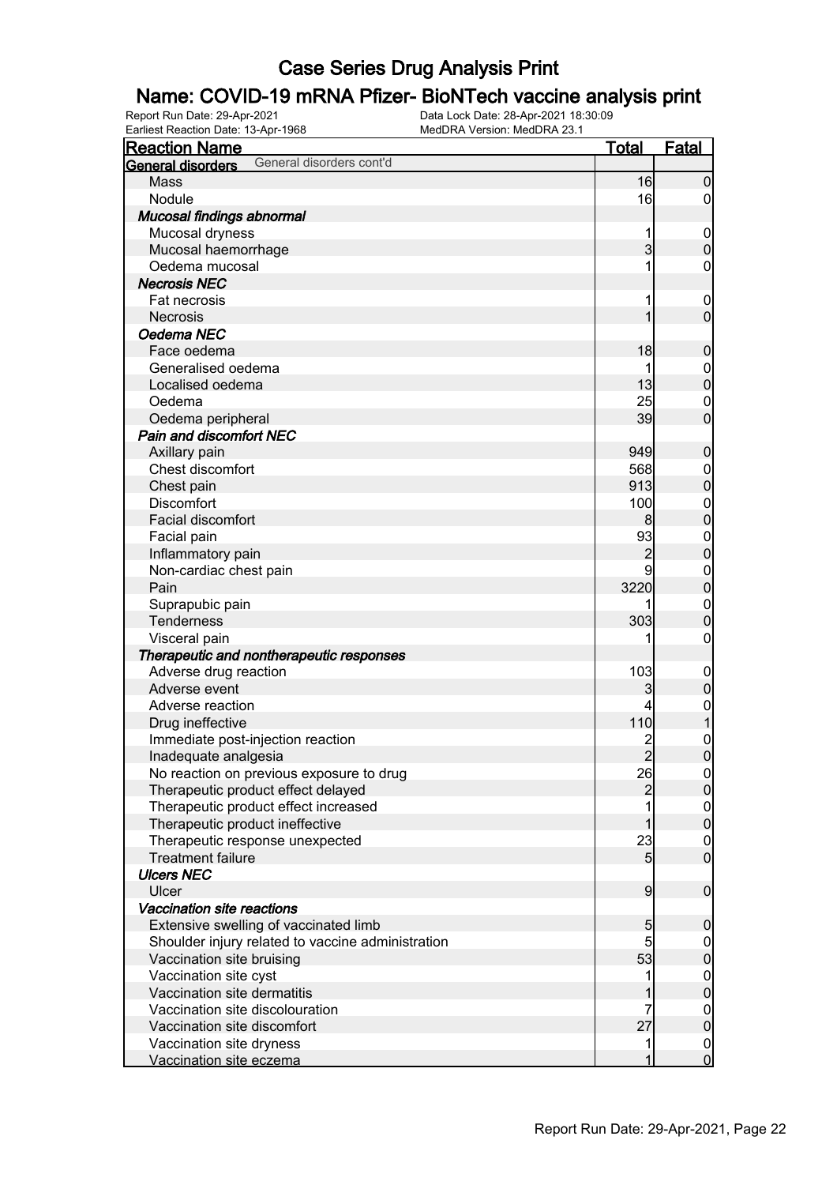# Case Series Drug Analysis Print

## Name: COVID-19 mRNA Pfizer- BioNTech vaccine analysis print

Report Run Date: 29-Apr-2021
Data Lock Date: 28-Apr-2021 18:30:09
Earliest Reaction Date: 13-Apr-1968
MedDRA Version: MedDRA 23.1

| Reaction Name | Total | Fatal |
|---|---|---|
| **General disorders** General disorders cont'd | | |
| Mass | 16 | 0 |
| Nodule | 16 | 0 |
| ***Mucosal findings abnormal*** | | |
| Mucosal dryness | 1 | 0 |
| Mucosal haemorrhage | 3 | 0 |
| Oedema mucosal | 1 | 0 |
| ***Necrosis NEC*** | | |
| Fat necrosis | 1 | 0 |
| Necrosis | 1 | 0 |
| ***Oedema NEC*** | | |
| Face oedema | 18 | 0 |
| Generalised oedema | 1 | 0 |
| Localised oedema | 13 | 0 |
| Oedema | 25 | 0 |
| Oedema peripheral | 39 | 0 |
| ***Pain and discomfort NEC*** | | |
| Axillary pain | 949 | 0 |
| Chest discomfort | 568 | 0 |
| Chest pain | 913 | 0 |
| Discomfort | 100 | 0 |
| Facial discomfort | 8 | 0 |
| Facial pain | 93 | 0 |
| Inflammatory pain | 2 | 0 |
| Non-cardiac chest pain | 9 | 0 |
| Pain | 3220 | 0 |
| Suprapubic pain | 1 | 0 |
| Tenderness | 303 | 0 |
| Visceral pain | 1 | 0 |
| ***Therapeutic and nontherapeutic responses*** | | |
| Adverse drug reaction | 103 | 0 |
| Adverse event | 3 | 0 |
| Adverse reaction | 4 | 0 |
| Drug ineffective | 110 | 1 |
| Immediate post-injection reaction | 2 | 0 |
| Inadequate analgesia | 2 | 0 |
| No reaction on previous exposure to drug | 26 | 0 |
| Therapeutic product effect delayed | 2 | 0 |
| Therapeutic product effect increased | 1 | 0 |
| Therapeutic product ineffective | 1 | 0 |
| Therapeutic response unexpected | 23 | 0 |
| Treatment failure | 5 | 0 |
| ***Ulcers NEC*** | | |
| Ulcer | 9 | 0 |
| ***Vaccination site reactions*** | | |
| Extensive swelling of vaccinated limb | 5 | 0 |
| Shoulder injury related to vaccine administration | 5 | 0 |
| Vaccination site bruising | 53 | 0 |
| Vaccination site cyst | 1 | 0 |
| Vaccination site dermatitis | 1 | 0 |
| Vaccination site discolouration | 7 | 0 |
| Vaccination site discomfort | 27 | 0 |
| Vaccination site dryness | 1 | 0 |
| Vaccination site eczema | 1 | 0 |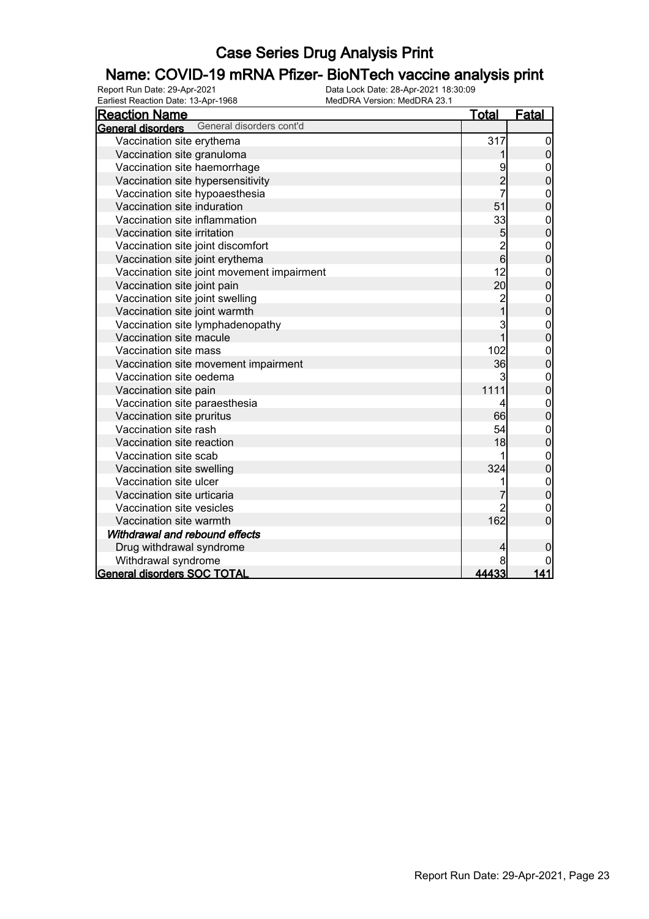# Case Series Drug Analysis Print

## Name: COVID-19 mRNA Pfizer- BioNTech vaccine analysis print

Report Run Date: 29-Apr-2021
Data Lock Date: 28-Apr-2021 18:30:09
Earliest Reaction Date: 13-Apr-1968
MedDRA Version: MedDRA 23.1

| Reaction Name | Total | Fatal |
|---|---|---|
| **General disorders** General disorders cont'd | | |
| Vaccination site erythema | 317 | 0 |
| Vaccination site granuloma | 1 | 0 |
| Vaccination site haemorrhage | 9 | 0 |
| Vaccination site hypersensitivity | 2 | 0 |
| Vaccination site hypoaesthesia | 7 | 0 |
| Vaccination site induration | 51 | 0 |
| Vaccination site inflammation | 33 | 0 |
| Vaccination site irritation | 5 | 0 |
| Vaccination site joint discomfort | 2 | 0 |
| Vaccination site joint erythema | 6 | 0 |
| Vaccination site joint movement impairment | 12 | 0 |
| Vaccination site joint pain | 20 | 0 |
| Vaccination site joint swelling | 2 | 0 |
| Vaccination site joint warmth | 1 | 0 |
| Vaccination site lymphadenopathy | 3 | 0 |
| Vaccination site macule | 1 | 0 |
| Vaccination site mass | 102 | 0 |
| Vaccination site movement impairment | 36 | 0 |
| Vaccination site oedema | 3 | 0 |
| Vaccination site pain | 1111 | 0 |
| Vaccination site paraesthesia | 4 | 0 |
| Vaccination site pruritus | 66 | 0 |
| Vaccination site rash | 54 | 0 |
| Vaccination site reaction | 18 | 0 |
| Vaccination site scab | 1 | 0 |
| Vaccination site swelling | 324 | 0 |
| Vaccination site ulcer | 1 | 0 |
| Vaccination site urticaria | 7 | 0 |
| Vaccination site vesicles | 2 | 0 |
| Vaccination site warmth | 162 | 0 |
| ***Withdrawal and rebound effects*** | | |
| Drug withdrawal syndrome | 4 | 0 |
| Withdrawal syndrome | 8 | 0 |
| **General disorders SOC TOTAL** | **44433** | **141** |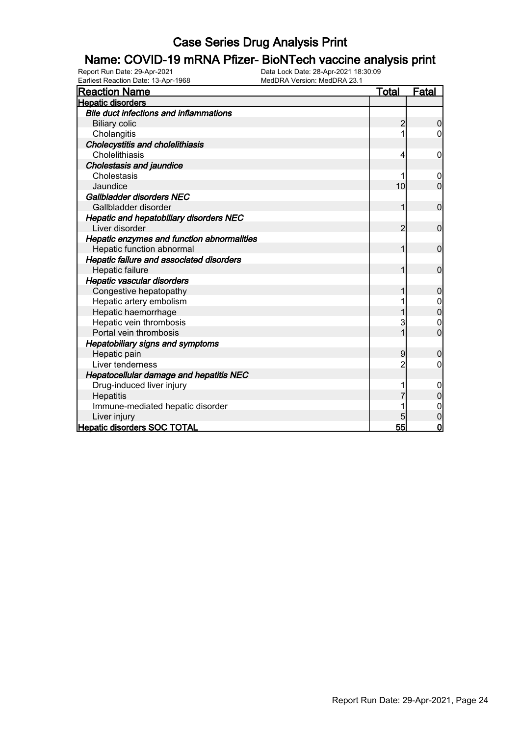# Case Series Drug Analysis Print

## Name: COVID-19 mRNA Pfizer- BioNTech vaccine analysis print

Report Run Date: 29-Apr-2021
Data Lock Date: 28-Apr-2021 18:30:09
Earliest Reaction Date: 13-Apr-1968
MedDRA Version: MedDRA 23.1

| Reaction Name | Total | Fatal |
|---|---|---|
| **Hepatic disorders** | | |
| ***Bile duct infections and inflammations*** | | |
| Biliary colic | 2 | 0 |
| Cholangitis | 1 | 0 |
| ***Cholecystitis and cholelithiasis*** | | |
| Cholelithiasis | 4 | 0 |
| ***Cholestasis and jaundice*** | | |
| Cholestasis | 1 | 0 |
| Jaundice | 10 | 0 |
| ***Gallbladder disorders NEC*** | | |
| Gallbladder disorder | 1 | 0 |
| ***Hepatic and hepatobiliary disorders NEC*** | | |
| Liver disorder | 2 | 0 |
| ***Hepatic enzymes and function abnormalities*** | | |
| Hepatic function abnormal | 1 | 0 |
| ***Hepatic failure and associated disorders*** | | |
| Hepatic failure | 1 | 0 |
| ***Hepatic vascular disorders*** | | |
| Congestive hepatopathy | 1 | 0 |
| Hepatic artery embolism | 1 | 0 |
| Hepatic haemorrhage | 1 | 0 |
| Hepatic vein thrombosis | 3 | 0 |
| Portal vein thrombosis | 1 | 0 |
| ***Hepatobiliary signs and symptoms*** | | |
| Hepatic pain | 9 | 0 |
| Liver tenderness | 2 | 0 |
| ***Hepatocellular damage and hepatitis NEC*** | | |
| Drug-induced liver injury | 1 | 0 |
| Hepatitis | 7 | 0 |
| Immune-mediated hepatic disorder | 1 | 0 |
| Liver injury | 5 | 0 |
| **Hepatic disorders SOC TOTAL** | **55** | **0** |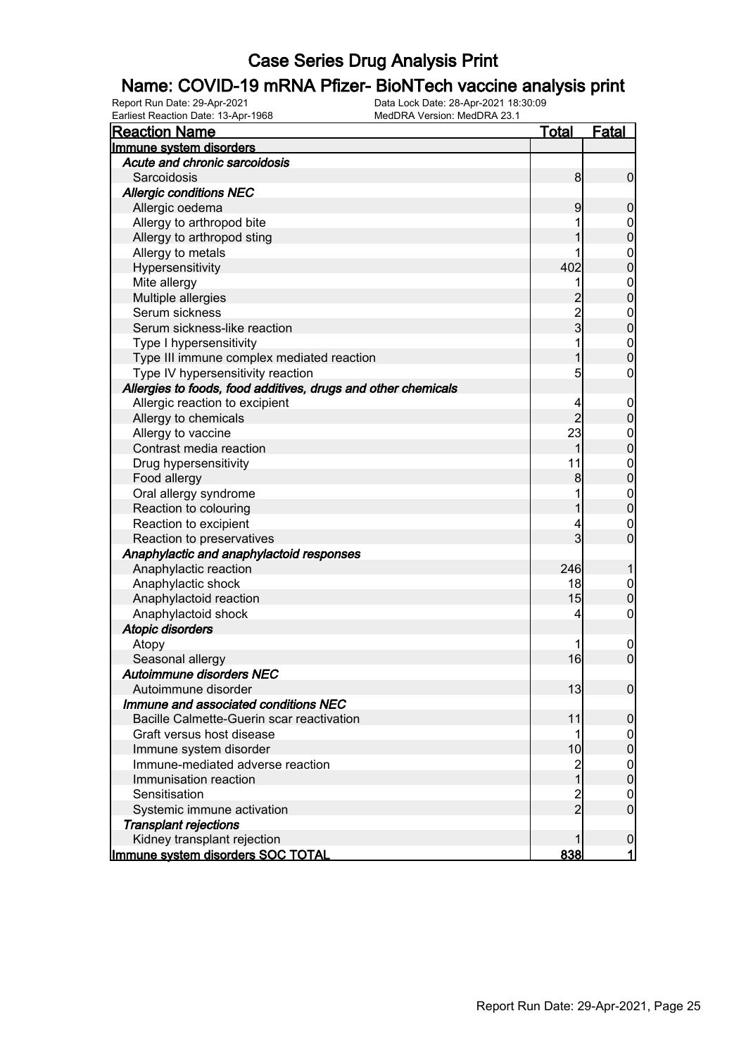# Case Series Drug Analysis Print

## Name: COVID-19 mRNA Pfizer- BioNTech vaccine analysis print

Report Run Date: 29-Apr-2021 | Data Lock Date: 28-Apr-2021 18:30:09
Earliest Reaction Date: 13-Apr-1968 | MedDRA Version: MedDRA 23.1

| Reaction Name | Total | Fatal |
|---|---|---|
| **Immune system disorders** | | |
| *Acute and chronic sarcoidosis* | | |
| Sarcoidosis | 8 | 0 |
| *Allergic conditions NEC* | | |
| Allergic oedema | 9 | 0 |
| Allergy to arthropod bite | 1 | 0 |
| Allergy to arthropod sting | 1 | 0 |
| Allergy to metals | 1 | 0 |
| Hypersensitivity | 402 | 0 |
| Mite allergy | 1 | 0 |
| Multiple allergies | 2 | 0 |
| Serum sickness | 2 | 0 |
| Serum sickness-like reaction | 3 | 0 |
| Type I hypersensitivity | 1 | 0 |
| Type III immune complex mediated reaction | 1 | 0 |
| Type IV hypersensitivity reaction | 5 | 0 |
| *Allergies to foods, food additives, drugs and other chemicals* | | |
| Allergic reaction to excipient | 4 | 0 |
| Allergy to chemicals | 2 | 0 |
| Allergy to vaccine | 23 | 0 |
| Contrast media reaction | 1 | 0 |
| Drug hypersensitivity | 11 | 0 |
| Food allergy | 8 | 0 |
| Oral allergy syndrome | 1 | 0 |
| Reaction to colouring | 1 | 0 |
| Reaction to excipient | 4 | 0 |
| Reaction to preservatives | 3 | 0 |
| *Anaphylactic and anaphylactoid responses* | | |
| Anaphylactic reaction | 246 | 1 |
| Anaphylactic shock | 18 | 0 |
| Anaphylactoid reaction | 15 | 0 |
| Anaphylactoid shock | 4 | 0 |
| *Atopic disorders* | | |
| Atopy | 1 | 0 |
| Seasonal allergy | 16 | 0 |
| *Autoimmune disorders NEC* | | |
| Autoimmune disorder | 13 | 0 |
| *Immune and associated conditions NEC* | | |
| Bacille Calmette-Guerin scar reactivation | 11 | 0 |
| Graft versus host disease | 1 | 0 |
| Immune system disorder | 10 | 0 |
| Immune-mediated adverse reaction | 2 | 0 |
| Immunisation reaction | 1 | 0 |
| Sensitisation | 2 | 0 |
| Systemic immune activation | 2 | 0 |
| *Transplant rejections* | | |
| Kidney transplant rejection | 1 | 0 |
| **Immune system disorders SOC TOTAL** | **838** | **1** |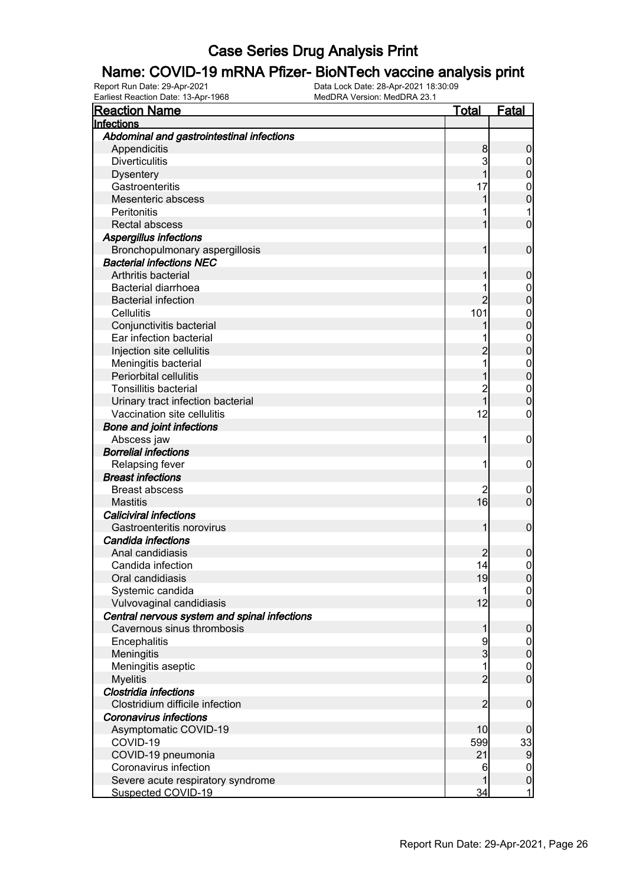# Case Series Drug Analysis Print

## Name: COVID-19 mRNA Pfizer- BioNTech vaccine analysis print

Report Run Date: 29-Apr-2021 | Data Lock Date: 28-Apr-2021 18:30:09
Earliest Reaction Date: 13-Apr-1968 | MedDRA Version: MedDRA 23.1

| Reaction Name | Total | Fatal |
|---|---|---|
| **Infections** | | |
| ***Abdominal and gastrointestinal infections*** | | |
| Appendicitis | 8 | 0 |
| Diverticulitis | 3 | 0 |
| Dysentery | 1 | 0 |
| Gastroenteritis | 17 | 0 |
| Mesenteric abscess | 1 | 0 |
| Peritonitis | 1 | 1 |
| Rectal abscess | 1 | 0 |
| ***Aspergillus infections*** | | |
| Bronchopulmonary aspergillosis | 1 | 0 |
| ***Bacterial infections NEC*** | | |
| Arthritis bacterial | 1 | 0 |
| Bacterial diarrhoea | 1 | 0 |
| Bacterial infection | 2 | 0 |
| Cellulitis | 101 | 0 |
| Conjunctivitis bacterial | 1 | 0 |
| Ear infection bacterial | 1 | 0 |
| Injection site cellulitis | 2 | 0 |
| Meningitis bacterial | 1 | 0 |
| Periorbital cellulitis | 1 | 0 |
| Tonsillitis bacterial | 2 | 0 |
| Urinary tract infection bacterial | 1 | 0 |
| Vaccination site cellulitis | 12 | 0 |
| ***Bone and joint infections*** | | |
| Abscess jaw | 1 | 0 |
| ***Borrelial infections*** | | |
| Relapsing fever | 1 | 0 |
| ***Breast infections*** | | |
| Breast abscess | 2 | 0 |
| Mastitis | 16 | 0 |
| ***Caliciviral infections*** | | |
| Gastroenteritis norovirus | 1 | 0 |
| ***Candida infections*** | | |
| Anal candidiasis | 2 | 0 |
| Candida infection | 14 | 0 |
| Oral candidiasis | 19 | 0 |
| Systemic candida | 1 | 0 |
| Vulvovaginal candidiasis | 12 | 0 |
| ***Central nervous system and spinal infections*** | | |
| Cavernous sinus thrombosis | 1 | 0 |
| Encephalitis | 9 | 0 |
| Meningitis | 3 | 0 |
| Meningitis aseptic | 1 | 0 |
| Myelitis | 2 | 0 |
| ***Clostridia infections*** | | |
| Clostridium difficile infection | 2 | 0 |
| ***Coronavirus infections*** | | |
| Asymptomatic COVID-19 | 10 | 0 |
| COVID-19 | 599 | 33 |
| COVID-19 pneumonia | 21 | 9 |
| Coronavirus infection | 6 | 0 |
| Severe acute respiratory syndrome | 1 | 0 |
| Suspected COVID-19 | 34 | 1 |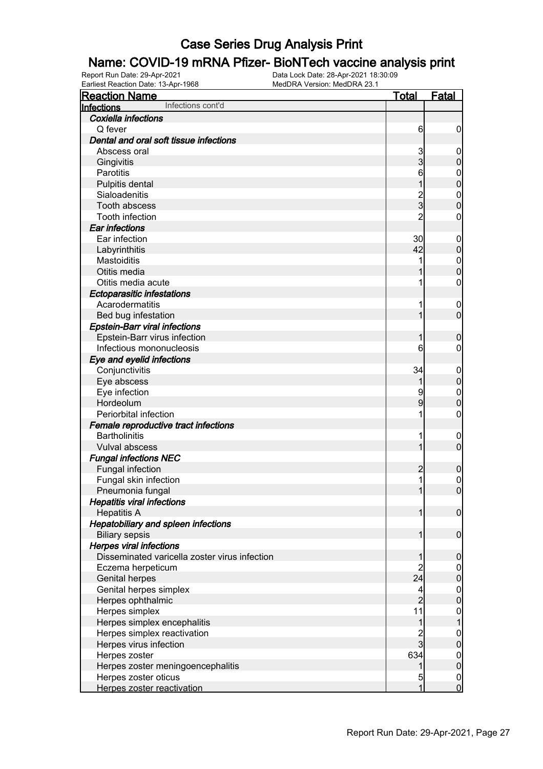# Case Series Drug Analysis Print

## Name: COVID-19 mRNA Pfizer- BioNTech vaccine analysis print

Report Run Date: 29-Apr-2021
Data Lock Date: 28-Apr-2021 18:30:09
Earliest Reaction Date: 13-Apr-1968
MedDRA Version: MedDRA 23.1

| Reaction Name | Total | Fatal |
|---|---|---|
| **Infections** Infections cont'd | | |
| ***Coxiella infections*** | | |
| Q fever | 6 | 0 |
| ***Dental and oral soft tissue infections*** | | |
| Abscess oral | 3 | 0 |
| Gingivitis | 3 | 0 |
| Parotitis | 6 | 0 |
| Pulpitis dental | 1 | 0 |
| Sialoadenitis | 2 | 0 |
| Tooth abscess | 3 | 0 |
| Tooth infection | 2 | 0 |
| ***Ear infections*** | | |
| Ear infection | 30 | 0 |
| Labyrinthitis | 42 | 0 |
| Mastoiditis | 1 | 0 |
| Otitis media | 1 | 0 |
| Otitis media acute | 1 | 0 |
| ***Ectoparasitic infestations*** | | |
| Acarodermatitis | 1 | 0 |
| Bed bug infestation | 1 | 0 |
| ***Epstein-Barr viral infections*** | | |
| Epstein-Barr virus infection | 1 | 0 |
| Infectious mononucleosis | 6 | 0 |
| ***Eye and eyelid infections*** | | |
| Conjunctivitis | 34 | 0 |
| Eye abscess | 1 | 0 |
| Eye infection | 9 | 0 |
| Hordeolum | 9 | 0 |
| Periorbital infection | 1 | 0 |
| ***Female reproductive tract infections*** | | |
| Bartholinitis | 1 | 0 |
| Vulval abscess | 1 | 0 |
| ***Fungal infections NEC*** | | |
| Fungal infection | 2 | 0 |
| Fungal skin infection | 1 | 0 |
| Pneumonia fungal | 1 | 0 |
| ***Hepatitis viral infections*** | | |
| Hepatitis A | 1 | 0 |
| ***Hepatobiliary and spleen infections*** | | |
| Biliary sepsis | 1 | 0 |
| ***Herpes viral infections*** | | |
| Disseminated varicella zoster virus infection | 1 | 0 |
| Eczema herpeticum | 2 | 0 |
| Genital herpes | 24 | 0 |
| Genital herpes simplex | 4 | 0 |
| Herpes ophthalmic | 2 | 0 |
| Herpes simplex | 11 | 0 |
| Herpes simplex encephalitis | 1 | 1 |
| Herpes simplex reactivation | 2 | 0 |
| Herpes virus infection | 3 | 0 |
| Herpes zoster | 634 | 0 |
| Herpes zoster meningoencephalitis | 1 | 0 |
| Herpes zoster oticus | 5 | 0 |
| Herpes zoster reactivation | 1 | 0 |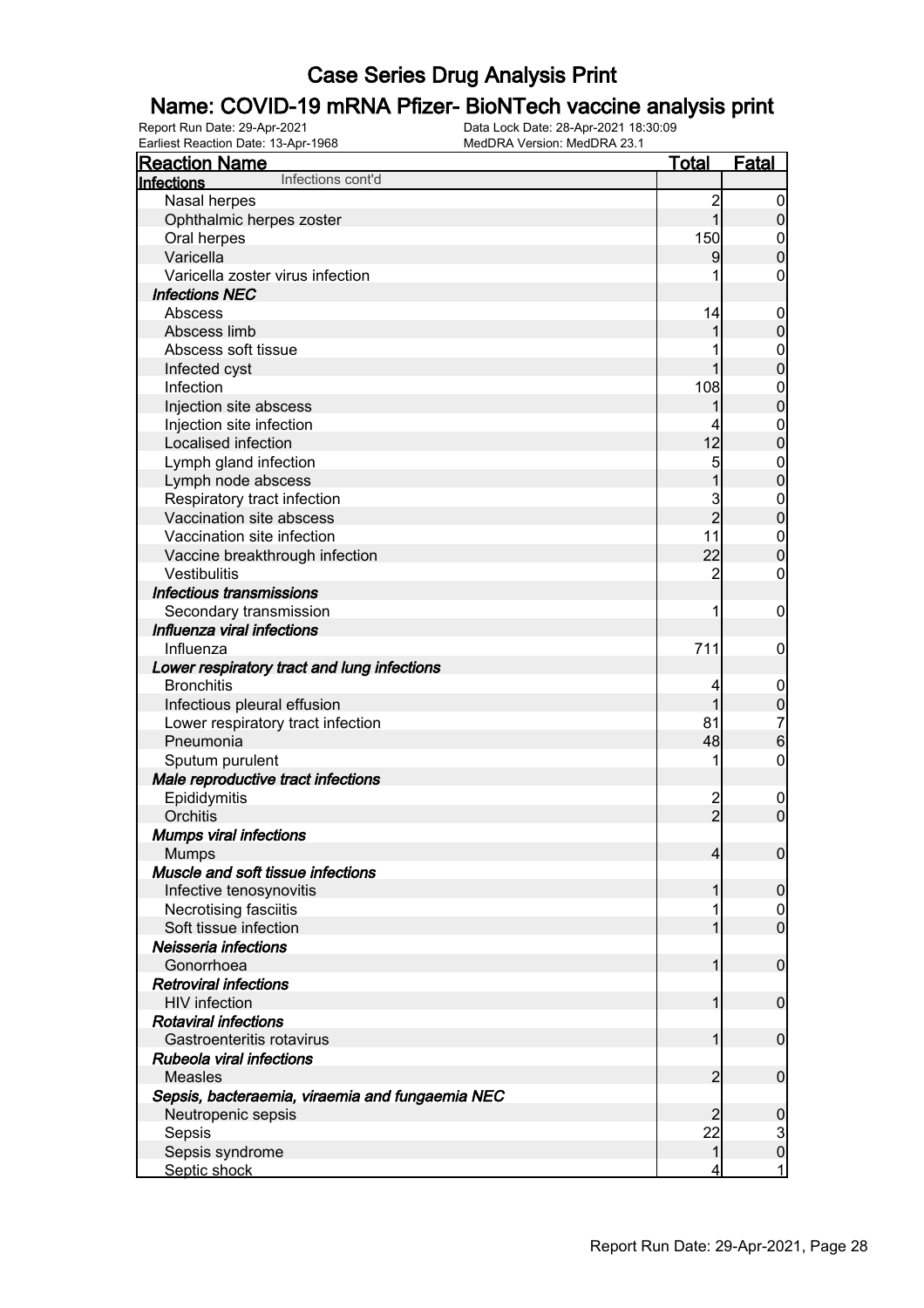# Case Series Drug Analysis Print

## Name: COVID-19 mRNA Pfizer- BioNTech vaccine analysis print

Report Run Date: 29-Apr-2021
Data Lock Date: 28-Apr-2021 18:30:09
Earliest Reaction Date: 13-Apr-1968
MedDRA Version: MedDRA 23.1

| Reaction Name | Total | Fatal |
|---|---|---|
| **Infections** Infections cont'd | | |
| Nasal herpes | 2 | 0 |
| Ophthalmic herpes zoster | 1 | 0 |
| Oral herpes | 150 | 0 |
| Varicella | 9 | 0 |
| Varicella zoster virus infection | 1 | 0 |
| ***Infections NEC*** | | |
| Abscess | 14 | 0 |
| Abscess limb | 1 | 0 |
| Abscess soft tissue | 1 | 0 |
| Infected cyst | 1 | 0 |
| Infection | 108 | 0 |
| Injection site abscess | 1 | 0 |
| Injection site infection | 4 | 0 |
| Localised infection | 12 | 0 |
| Lymph gland infection | 5 | 0 |
| Lymph node abscess | 1 | 0 |
| Respiratory tract infection | 3 | 0 |
| Vaccination site abscess | 2 | 0 |
| Vaccination site infection | 11 | 0 |
| Vaccine breakthrough infection | 22 | 0 |
| Vestibulitis | 2 | 0 |
| ***Infectious transmissions*** | | |
| Secondary transmission | 1 | 0 |
| ***Influenza viral infections*** | | |
| Influenza | 711 | 0 |
| ***Lower respiratory tract and lung infections*** | | |
| Bronchitis | 4 | 0 |
| Infectious pleural effusion | 1 | 0 |
| Lower respiratory tract infection | 81 | 7 |
| Pneumonia | 48 | 6 |
| Sputum purulent | 1 | 0 |
| ***Male reproductive tract infections*** | | |
| Epididymitis | 2 | 0 |
| Orchitis | 2 | 0 |
| ***Mumps viral infections*** | | |
| Mumps | 4 | 0 |
| ***Muscle and soft tissue infections*** | | |
| Infective tenosynovitis | 1 | 0 |
| Necrotising fasciitis | 1 | 0 |
| Soft tissue infection | 1 | 0 |
| ***Neisseria infections*** | | |
| Gonorrhoea | 1 | 0 |
| ***Retroviral infections*** | | |
| HIV infection | 1 | 0 |
| ***Rotaviral infections*** | | |
| Gastroenteritis rotavirus | 1 | 0 |
| ***Rubeola viral infections*** | | |
| Measles | 2 | 0 |
| ***Sepsis, bacteraemia, viraemia and fungaemia NEC*** | | |
| Neutropenic sepsis | 2 | 0 |
| Sepsis | 22 | 3 |
| Sepsis syndrome | 1 | 0 |
| Septic shock | 4 | 1 |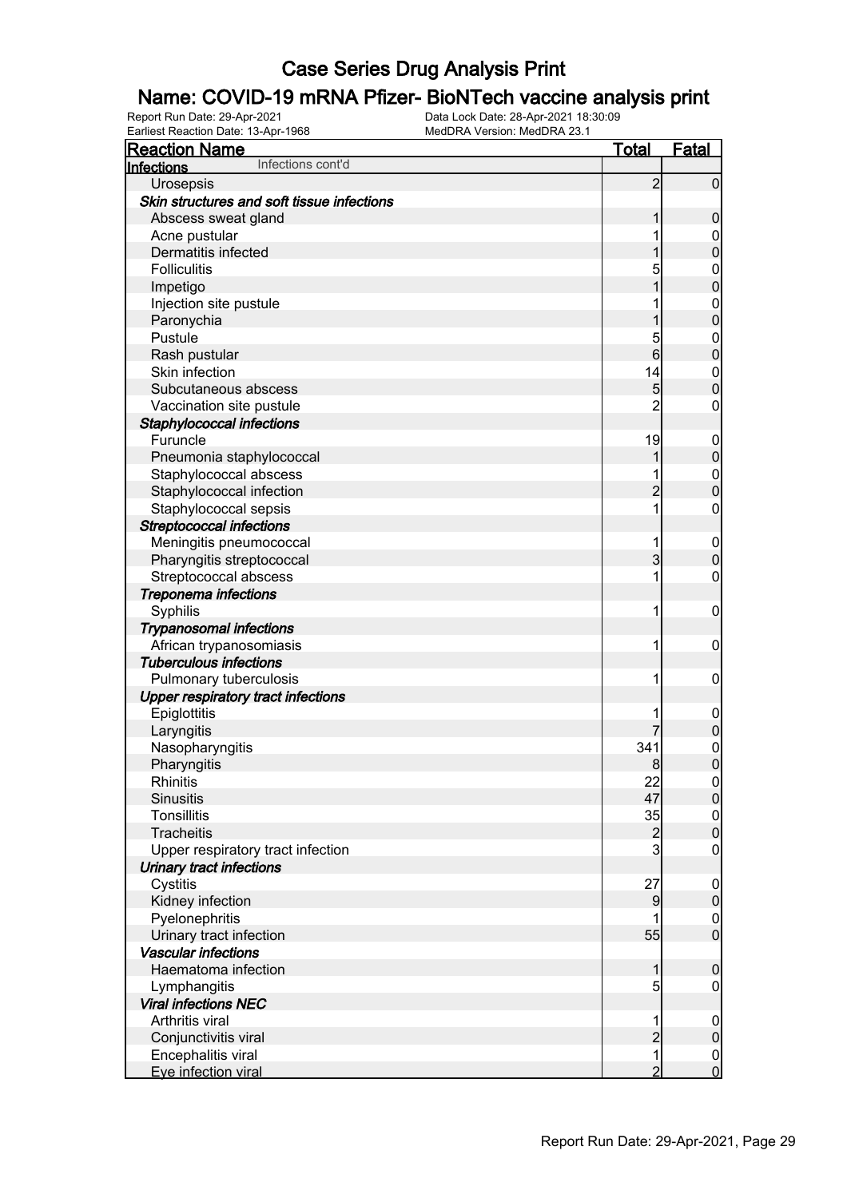# Case Series Drug Analysis Print

## Name: COVID-19 mRNA Pfizer- BioNTech vaccine analysis print

Report Run Date: 29-Apr-2021
Earliest Reaction Date: 13-Apr-1968
Data Lock Date: 28-Apr-2021 18:30:09
MedDRA Version: MedDRA 23.1

| Reaction Name | Total | Fatal |
|---|---|---|
| **Infections** Infections cont'd | | |
| Urosepsis | 2 | 0 |
| ***Skin structures and soft tissue infections*** | | |
| Abscess sweat gland | 1 | 0 |
| Acne pustular | 1 | 0 |
| Dermatitis infected | 1 | 0 |
| Folliculitis | 5 | 0 |
| Impetigo | 1 | 0 |
| Injection site pustule | 1 | 0 |
| Paronychia | 1 | 0 |
| Pustule | 5 | 0 |
| Rash pustular | 6 | 0 |
| Skin infection | 14 | 0 |
| Subcutaneous abscess | 5 | 0 |
| Vaccination site pustule | 2 | 0 |
| ***Staphylococcal infections*** | | |
| Furuncle | 19 | 0 |
| Pneumonia staphylococcal | 1 | 0 |
| Staphylococcal abscess | 1 | 0 |
| Staphylococcal infection | 2 | 0 |
| Staphylococcal sepsis | 1 | 0 |
| ***Streptococcal infections*** | | |
| Meningitis pneumococcal | 1 | 0 |
| Pharyngitis streptococcal | 3 | 0 |
| Streptococcal abscess | 1 | 0 |
| ***Treponema infections*** | | |
| Syphilis | 1 | 0 |
| ***Trypanosomal infections*** | | |
| African trypanosomiasis | 1 | 0 |
| ***Tuberculous infections*** | | |
| Pulmonary tuberculosis | 1 | 0 |
| ***Upper respiratory tract infections*** | | |
| Epiglottitis | 1 | 0 |
| Laryngitis | 7 | 0 |
| Nasopharyngitis | 341 | 0 |
| Pharyngitis | 8 | 0 |
| Rhinitis | 22 | 0 |
| Sinusitis | 47 | 0 |
| Tonsillitis | 35 | 0 |
| Tracheitis | 2 | 0 |
| Upper respiratory tract infection | 3 | 0 |
| ***Urinary tract infections*** | | |
| Cystitis | 27 | 0 |
| Kidney infection | 9 | 0 |
| Pyelonephritis | 1 | 0 |
| Urinary tract infection | 55 | 0 |
| ***Vascular infections*** | | |
| Haematoma infection | 1 | 0 |
| Lymphangitis | 5 | 0 |
| ***Viral infections NEC*** | | |
| Arthritis viral | 1 | 0 |
| Conjunctivitis viral | 2 | 0 |
| Encephalitis viral | 1 | 0 |
| Eye infection viral | 2 | 0 |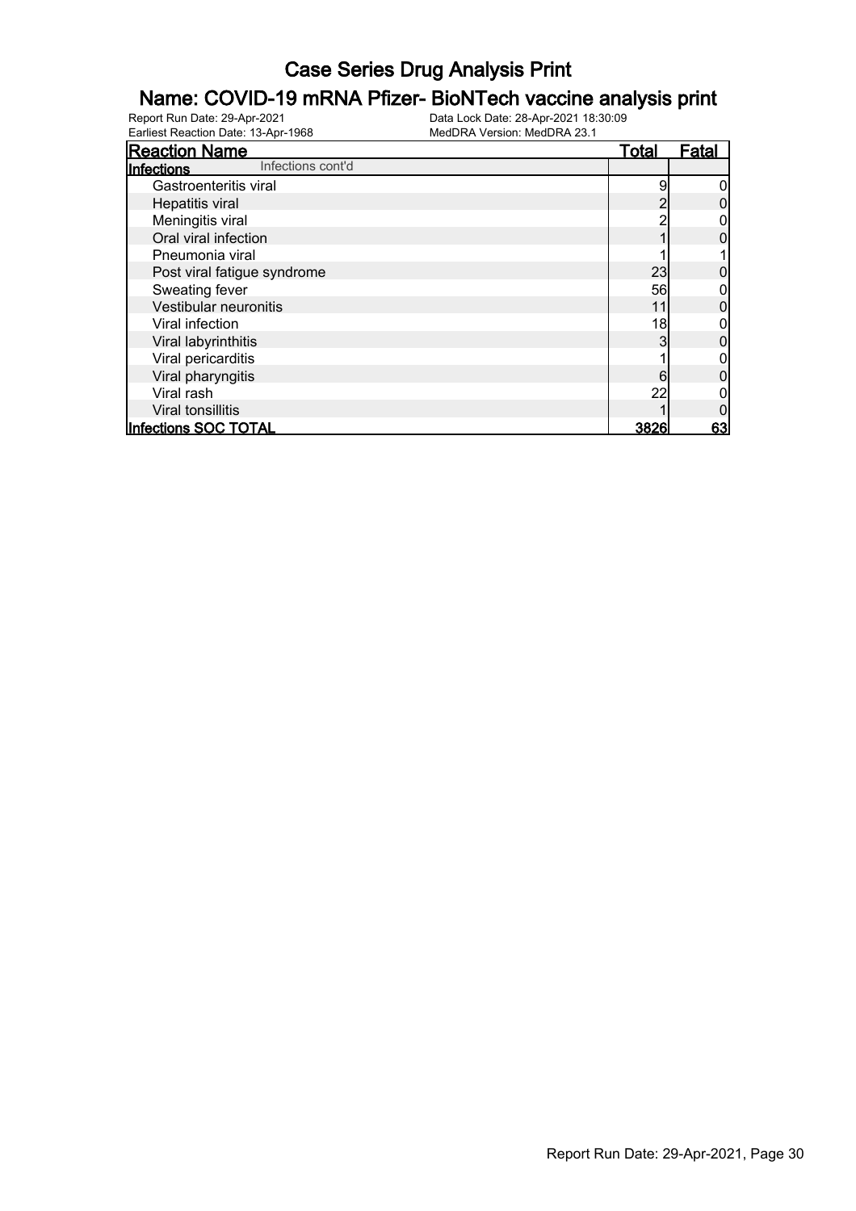# Case Series Drug Analysis Print

## Name: COVID-19 mRNA Pfizer- BioNTech vaccine analysis print

Report Run Date: 29-Apr-2021
Earliest Reaction Date: 13-Apr-1968
Data Lock Date: 28-Apr-2021 18:30:09
MedDRA Version: MedDRA 23.1

| Reaction Name | Total | Fatal |
|---|---|---|
| **Infections** Infections cont'd | | |
| Gastroenteritis viral | 9 | 0 |
| Hepatitis viral | 2 | 0 |
| Meningitis viral | 2 | 0 |
| Oral viral infection | 1 | 0 |
| Pneumonia viral | 1 | 1 |
| Post viral fatigue syndrome | 23 | 0 |
| Sweating fever | 56 | 0 |
| Vestibular neuronitis | 11 | 0 |
| Viral infection | 18 | 0 |
| Viral labyrinthitis | 3 | 0 |
| Viral pericarditis | 1 | 0 |
| Viral pharyngitis | 6 | 0 |
| Viral rash | 22 | 0 |
| Viral tonsillitis | 1 | 0 |
| **Infections SOC TOTAL** | **3826** | **63** |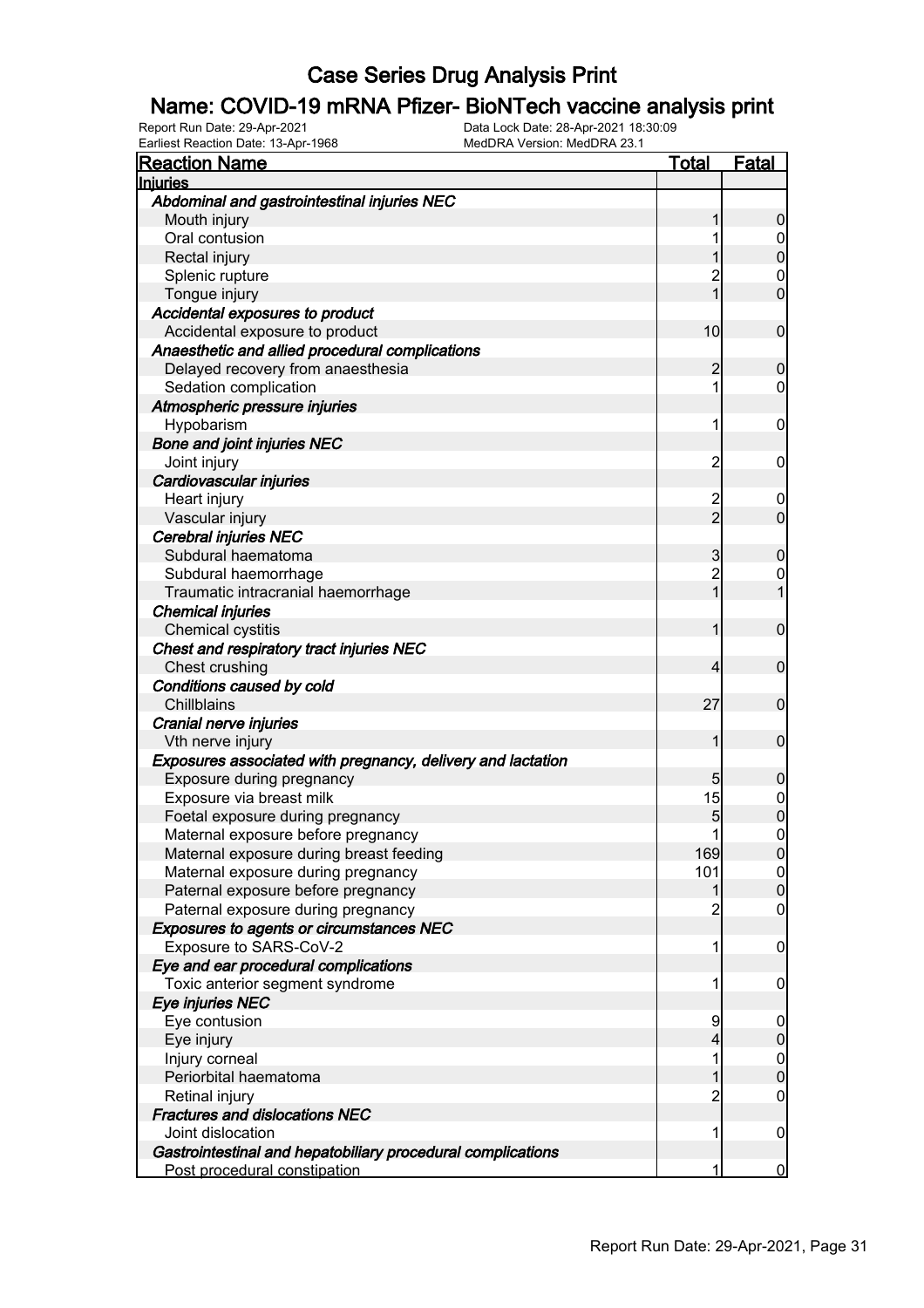# Case Series Drug Analysis Print

## Name: COVID-19 mRNA Pfizer- BioNTech vaccine analysis print

Report Run Date: 29-Apr-2021
Data Lock Date: 28-Apr-2021 18:30:09
Earliest Reaction Date: 13-Apr-1968
MedDRA Version: MedDRA 23.1

| Reaction Name | Total | Fatal |
|---|---|---|
| **Injuries** | | |
| *Abdominal and gastrointestinal injuries NEC* | | |
| Mouth injury | 1 | 0 |
| Oral contusion | 1 | 0 |
| Rectal injury | 1 | 0 |
| Splenic rupture | 2 | 0 |
| Tongue injury | 1 | 0 |
| *Accidental exposures to product* | | |
| Accidental exposure to product | 10 | 0 |
| *Anaesthetic and allied procedural complications* | | |
| Delayed recovery from anaesthesia | 2 | 0 |
| Sedation complication | 1 | 0 |
| *Atmospheric pressure injuries* | | |
| Hypobarism | 1 | 0 |
| *Bone and joint injuries NEC* | | |
| Joint injury | 2 | 0 |
| *Cardiovascular injuries* | | |
| Heart injury | 2 | 0 |
| Vascular injury | 2 | 0 |
| *Cerebral injuries NEC* | | |
| Subdural haematoma | 3 | 0 |
| Subdural haemorrhage | 2 | 0 |
| Traumatic intracranial haemorrhage | 1 | 1 |
| *Chemical injuries* | | |
| Chemical cystitis | 1 | 0 |
| *Chest and respiratory tract injuries NEC* | | |
| Chest crushing | 4 | 0 |
| *Conditions caused by cold* | | |
| Chillblains | 27 | 0 |
| *Cranial nerve injuries* | | |
| Vth nerve injury | 1 | 0 |
| *Exposures associated with pregnancy, delivery and lactation* | | |
| Exposure during pregnancy | 5 | 0 |
| Exposure via breast milk | 15 | 0 |
| Foetal exposure during pregnancy | 5 | 0 |
| Maternal exposure before pregnancy | 1 | 0 |
| Maternal exposure during breast feeding | 169 | 0 |
| Maternal exposure during pregnancy | 101 | 0 |
| Paternal exposure before pregnancy | 1 | 0 |
| Paternal exposure during pregnancy | 2 | 0 |
| *Exposures to agents or circumstances NEC* | | |
| Exposure to SARS-CoV-2 | 1 | 0 |
| *Eye and ear procedural complications* | | |
| Toxic anterior segment syndrome | 1 | 0 |
| *Eye injuries NEC* | | |
| Eye contusion | 9 | 0 |
| Eye injury | 4 | 0 |
| Injury corneal | 1 | 0 |
| Periorbital haematoma | 1 | 0 |
| Retinal injury | 2 | 0 |
| *Fractures and dislocations NEC* | | |
| Joint dislocation | 1 | 0 |
| *Gastrointestinal and hepatobiliary procedural complications* | | |
| Post procedural constipation | 1 | 0 |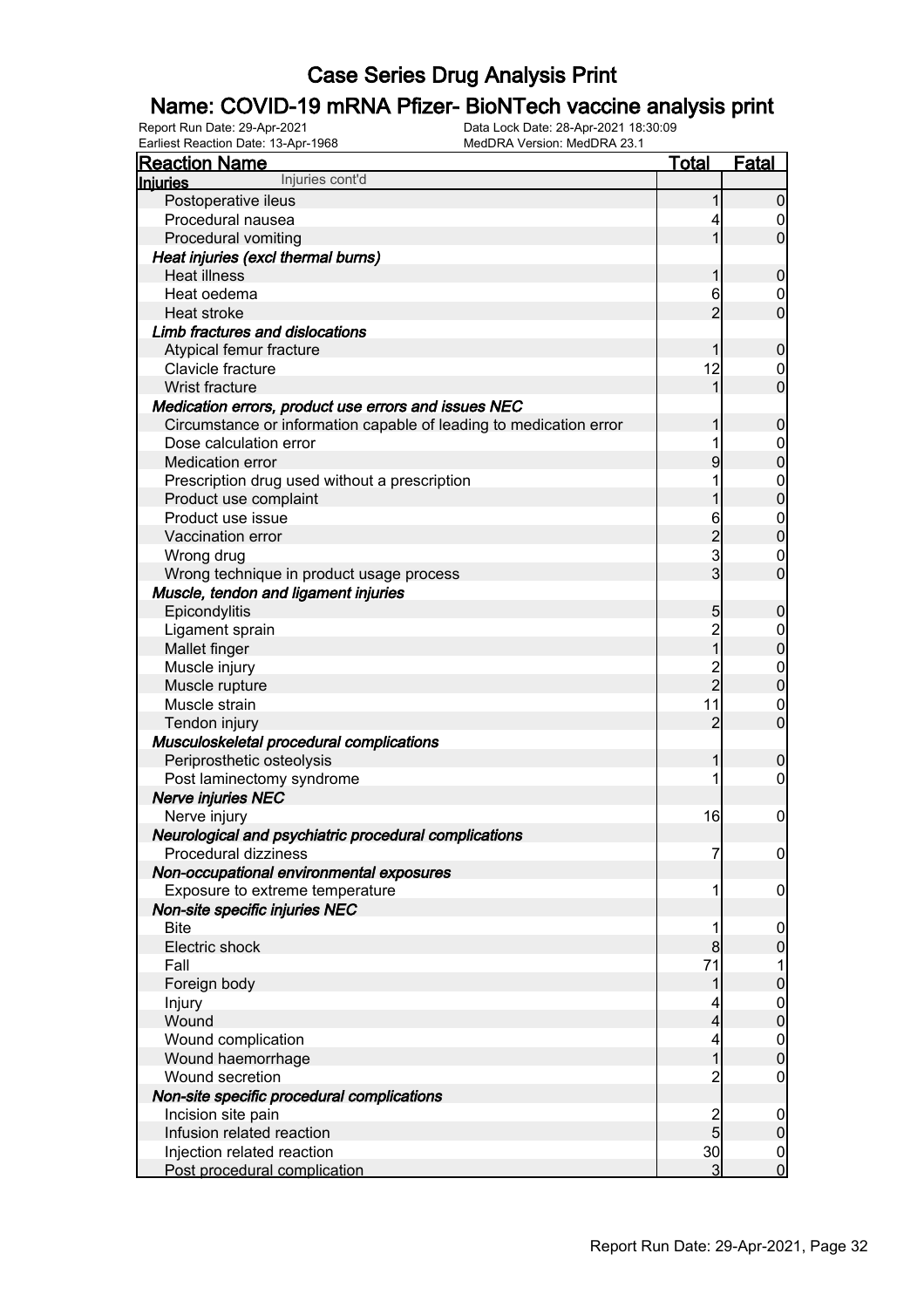# Case Series Drug Analysis Print

## Name: COVID-19 mRNA Pfizer- BioNTech vaccine analysis print

Report Run Date: 29-Apr-2021
Data Lock Date: 28-Apr-2021 18:30:09
Earliest Reaction Date: 13-Apr-1968
MedDRA Version: MedDRA 23.1

| Reaction Name | Total | Fatal |
|---|---|---|
| **Injuries** Injuries cont'd | | |
| Postoperative ileus | 1 | 0 |
| Procedural nausea | 4 | 0 |
| Procedural vomiting | 1 | 0 |
| ***Heat injuries (excl thermal burns)*** | | |
| Heat illness | 1 | 0 |
| Heat oedema | 6 | 0 |
| Heat stroke | 2 | 0 |
| ***Limb fractures and dislocations*** | | |
| Atypical femur fracture | 1 | 0 |
| Clavicle fracture | 12 | 0 |
| Wrist fracture | 1 | 0 |
| ***Medication errors, product use errors and issues NEC*** | | |
| Circumstance or information capable of leading to medication error | 1 | 0 |
| Dose calculation error | 1 | 0 |
| Medication error | 9 | 0 |
| Prescription drug used without a prescription | 1 | 0 |
| Product use complaint | 1 | 0 |
| Product use issue | 6 | 0 |
| Vaccination error | 2 | 0 |
| Wrong drug | 3 | 0 |
| Wrong technique in product usage process | 3 | 0 |
| ***Muscle, tendon and ligament injuries*** | | |
| Epicondylitis | 5 | 0 |
| Ligament sprain | 2 | 0 |
| Mallet finger | 1 | 0 |
| Muscle injury | 2 | 0 |
| Muscle rupture | 2 | 0 |
| Muscle strain | 11 | 0 |
| Tendon injury | 2 | 0 |
| ***Musculoskeletal procedural complications*** | | |
| Periprosthetic osteolysis | 1 | 0 |
| Post laminectomy syndrome | 1 | 0 |
| ***Nerve injuries NEC*** | | |
| Nerve injury | 16 | 0 |
| ***Neurological and psychiatric procedural complications*** | | |
| Procedural dizziness | 7 | 0 |
| ***Non-occupational environmental exposures*** | | |
| Exposure to extreme temperature | 1 | 0 |
| ***Non-site specific injuries NEC*** | | |
| Bite | 1 | 0 |
| Electric shock | 8 | 0 |
| Fall | 71 | 1 |
| Foreign body | 1 | 0 |
| Injury | 4 | 0 |
| Wound | 4 | 0 |
| Wound complication | 4 | 0 |
| Wound haemorrhage | 1 | 0 |
| Wound secretion | 2 | 0 |
| ***Non-site specific procedural complications*** | | |
| Incision site pain | 2 | 0 |
| Infusion related reaction | 5 | 0 |
| Injection related reaction | 30 | 0 |
| Post procedural complication | 3 | 0 |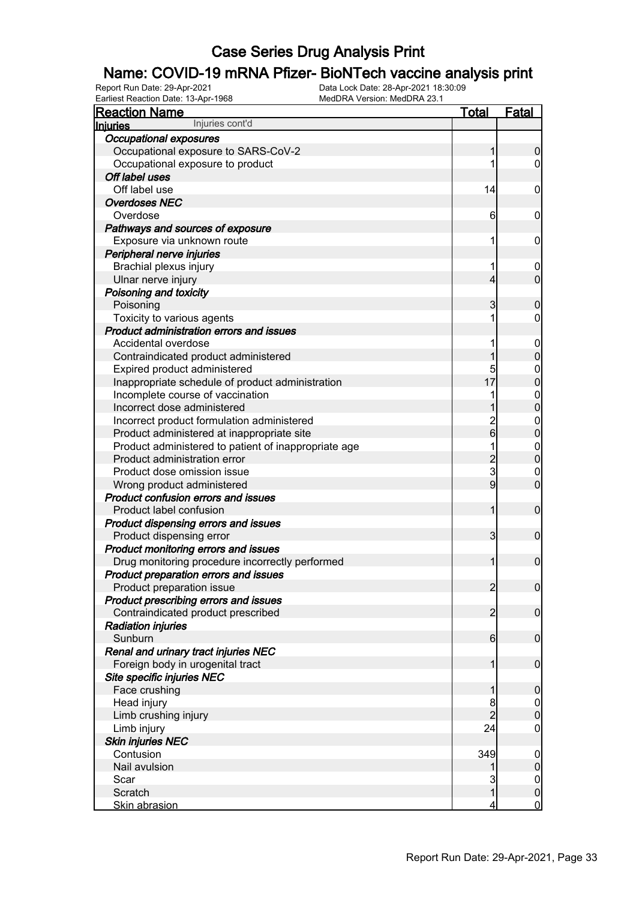# Case Series Drug Analysis Print

## Name: COVID-19 mRNA Pfizer- BioNTech vaccine analysis print

Report Run Date: 29-Apr-2021
Earliest Reaction Date: 13-Apr-1968
Data Lock Date: 28-Apr-2021 18:30:09
MedDRA Version: MedDRA 23.1

| Reaction Name | Total | Fatal |
|---|---|---|
| **Injuries** Injuries cont'd | | |
| ***Occupational exposures*** | | |
| Occupational exposure to SARS-CoV-2 | 1 | 0 |
| Occupational exposure to product | 1 | 0 |
| ***Off label uses*** | | |
| Off label use | 14 | 0 |
| ***Overdoses NEC*** | | |
| Overdose | 6 | 0 |
| ***Pathways and sources of exposure*** | | |
| Exposure via unknown route | 1 | 0 |
| ***Peripheral nerve injuries*** | | |
| Brachial plexus injury | 1 | 0 |
| Ulnar nerve injury | 4 | 0 |
| ***Poisoning and toxicity*** | | |
| Poisoning | 3 | 0 |
| Toxicity to various agents | 1 | 0 |
| ***Product administration errors and issues*** | | |
| Accidental overdose | 1 | 0 |
| Contraindicated product administered | 1 | 0 |
| Expired product administered | 5 | 0 |
| Inappropriate schedule of product administration | 17 | 0 |
| Incomplete course of vaccination | 1 | 0 |
| Incorrect dose administered | 1 | 0 |
| Incorrect product formulation administered | 2 | 0 |
| Product administered at inappropriate site | 6 | 0 |
| Product administered to patient of inappropriate age | 1 | 0 |
| Product administration error | 2 | 0 |
| Product dose omission issue | 3 | 0 |
| Wrong product administered | 9 | 0 |
| ***Product confusion errors and issues*** | | |
| Product label confusion | 1 | 0 |
| ***Product dispensing errors and issues*** | | |
| Product dispensing error | 3 | 0 |
| ***Product monitoring errors and issues*** | | |
| Drug monitoring procedure incorrectly performed | 1 | 0 |
| ***Product preparation errors and issues*** | | |
| Product preparation issue | 2 | 0 |
| ***Product prescribing errors and issues*** | | |
| Contraindicated product prescribed | 2 | 0 |
| ***Radiation injuries*** | | |
| Sunburn | 6 | 0 |
| ***Renal and urinary tract injuries NEC*** | | |
| Foreign body in urogenital tract | 1 | 0 |
| ***Site specific injuries NEC*** | | |
| Face crushing | 1 | 0 |
| Head injury | 8 | 0 |
| Limb crushing injury | 2 | 0 |
| Limb injury | 24 | 0 |
| ***Skin injuries NEC*** | | |
| Contusion | 349 | 0 |
| Nail avulsion | 1 | 0 |
| Scar | 3 | 0 |
| Scratch | 1 | 0 |
| Skin abrasion | 4 | 0 |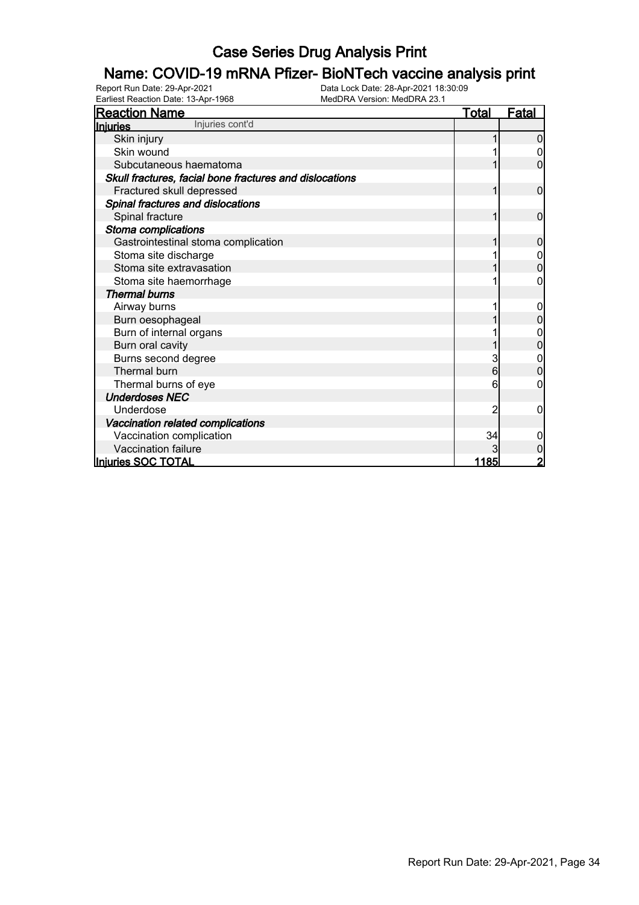# Case Series Drug Analysis Print

## Name: COVID-19 mRNA Pfizer- BioNTech vaccine analysis print

Report Run Date: 29-Apr-2021
Earliest Reaction Date: 13-Apr-1968
Data Lock Date: 28-Apr-2021 18:30:09
MedDRA Version: MedDRA 23.1

| Reaction Name | Total | Fatal |
|---|---|---|
| **Injuries** Injuries cont'd | | |
| Skin injury | 1 | 0 |
| Skin wound | 1 | 0 |
| Subcutaneous haematoma | 1 | 0 |
| ***Skull fractures, facial bone fractures and dislocations*** | | |
| Fractured skull depressed | 1 | 0 |
| ***Spinal fractures and dislocations*** | | |
| Spinal fracture | 1 | 0 |
| ***Stoma complications*** | | |
| Gastrointestinal stoma complication | 1 | 0 |
| Stoma site discharge | 1 | 0 |
| Stoma site extravasation | 1 | 0 |
| Stoma site haemorrhage | 1 | 0 |
| ***Thermal burns*** | | |
| Airway burns | 1 | 0 |
| Burn oesophageal | 1 | 0 |
| Burn of internal organs | 1 | 0 |
| Burn oral cavity | 1 | 0 |
| Burns second degree | 3 | 0 |
| Thermal burn | 6 | 0 |
| Thermal burns of eye | 6 | 0 |
| ***Underdoses NEC*** | | |
| Underdose | 2 | 0 |
| ***Vaccination related complications*** | | |
| Vaccination complication | 34 | 0 |
| Vaccination failure | 3 | 0 |
| **Injuries SOC TOTAL** | **1185** | **2** |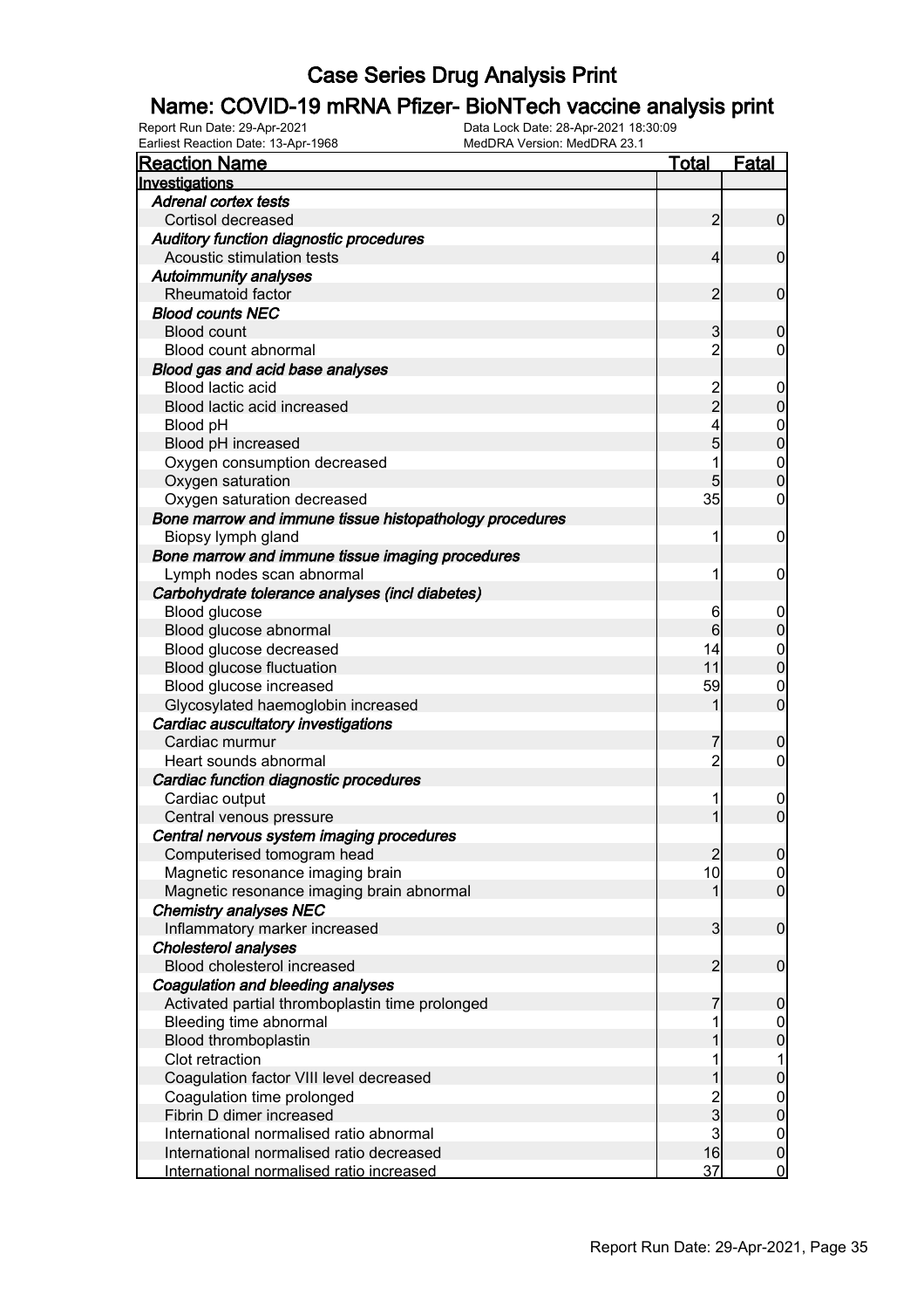# Case Series Drug Analysis Print

## Name: COVID-19 mRNA Pfizer- BioNTech vaccine analysis print

Report Run Date: 29-Apr-2021
Data Lock Date: 28-Apr-2021 18:30:09
Earliest Reaction Date: 13-Apr-1968
MedDRA Version: MedDRA 23.1

| Reaction Name | Total | Fatal |
|---|---|---|
| **Investigations** | | |
| ***Adrenal cortex tests*** | | |
| Cortisol decreased | 2 | 0 |
| ***Auditory function diagnostic procedures*** | | |
| Acoustic stimulation tests | 4 | 0 |
| ***Autoimmunity analyses*** | | |
| Rheumatoid factor | 2 | 0 |
| ***Blood counts NEC*** | | |
| Blood count | 3 | 0 |
| Blood count abnormal | 2 | 0 |
| ***Blood gas and acid base analyses*** | | |
| Blood lactic acid | 2 | 0 |
| Blood lactic acid increased | 2 | 0 |
| Blood pH | 4 | 0 |
| Blood pH increased | 5 | 0 |
| Oxygen consumption decreased | 1 | 0 |
| Oxygen saturation | 5 | 0 |
| Oxygen saturation decreased | 35 | 0 |
| ***Bone marrow and immune tissue histopathology procedures*** | | |
| Biopsy lymph gland | 1 | 0 |
| ***Bone marrow and immune tissue imaging procedures*** | | |
| Lymph nodes scan abnormal | 1 | 0 |
| ***Carbohydrate tolerance analyses (incl diabetes)*** | | |
| Blood glucose | 6 | 0 |
| Blood glucose abnormal | 6 | 0 |
| Blood glucose decreased | 14 | 0 |
| Blood glucose fluctuation | 11 | 0 |
| Blood glucose increased | 59 | 0 |
| Glycosylated haemoglobin increased | 1 | 0 |
| ***Cardiac auscultatory investigations*** | | |
| Cardiac murmur | 7 | 0 |
| Heart sounds abnormal | 2 | 0 |
| ***Cardiac function diagnostic procedures*** | | |
| Cardiac output | 1 | 0 |
| Central venous pressure | 1 | 0 |
| ***Central nervous system imaging procedures*** | | |
| Computerised tomogram head | 2 | 0 |
| Magnetic resonance imaging brain | 10 | 0 |
| Magnetic resonance imaging brain abnormal | 1 | 0 |
| ***Chemistry analyses NEC*** | | |
| Inflammatory marker increased | 3 | 0 |
| ***Cholesterol analyses*** | | |
| Blood cholesterol increased | 2 | 0 |
| ***Coagulation and bleeding analyses*** | | |
| Activated partial thromboplastin time prolonged | 7 | 0 |
| Bleeding time abnormal | 1 | 0 |
| Blood thromboplastin | 1 | 0 |
| Clot retraction | 1 | 1 |
| Coagulation factor VIII level decreased | 1 | 0 |
| Coagulation time prolonged | 2 | 0 |
| Fibrin D dimer increased | 3 | 0 |
| International normalised ratio abnormal | 3 | 0 |
| International normalised ratio decreased | 16 | 0 |
| International normalised ratio increased | 37 | 0 |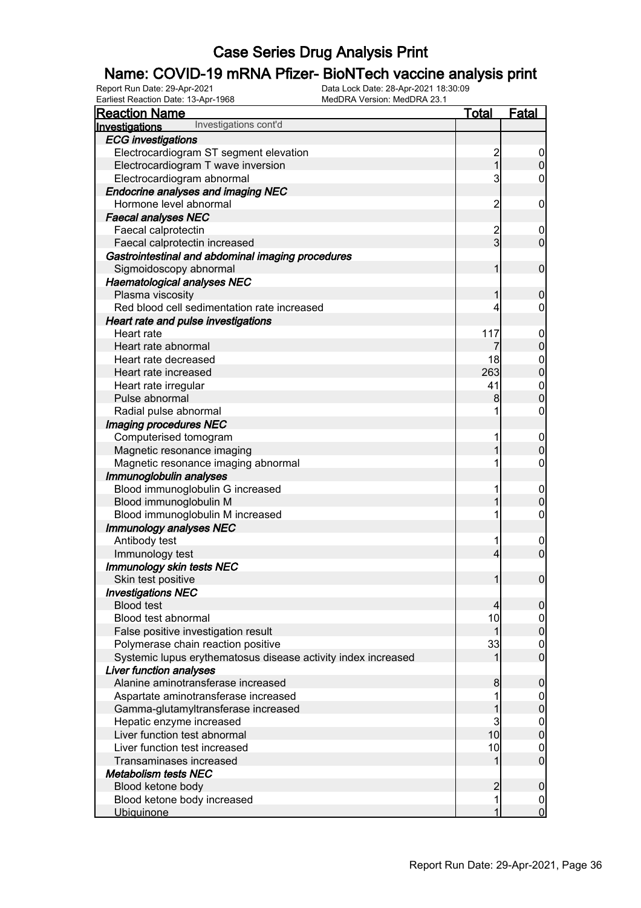# Case Series Drug Analysis Print

## Name: COVID-19 mRNA Pfizer- BioNTech vaccine analysis print

Report Run Date: 29-Apr-2021
Earliest Reaction Date: 13-Apr-1968
Data Lock Date: 28-Apr-2021 18:30:09
MedDRA Version: MedDRA 23.1

| Reaction Name | Total | Fatal |
|---|---|---|
| **Investigations** Investigations cont'd | | |
| ***ECG investigations*** | | |
| Electrocardiogram ST segment elevation | 2 | 0 |
| Electrocardiogram T wave inversion | 1 | 0 |
| Electrocardiogram abnormal | 3 | 0 |
| ***Endocrine analyses and imaging NEC*** | | |
| Hormone level abnormal | 2 | 0 |
| ***Faecal analyses NEC*** | | |
| Faecal calprotectin | 2 | 0 |
| Faecal calprotectin increased | 3 | 0 |
| ***Gastrointestinal and abdominal imaging procedures*** | | |
| Sigmoidoscopy abnormal | 1 | 0 |
| ***Haematological analyses NEC*** | | |
| Plasma viscosity | 1 | 0 |
| Red blood cell sedimentation rate increased | 4 | 0 |
| ***Heart rate and pulse investigations*** | | |
| Heart rate | 117 | 0 |
| Heart rate abnormal | 7 | 0 |
| Heart rate decreased | 18 | 0 |
| Heart rate increased | 263 | 0 |
| Heart rate irregular | 41 | 0 |
| Pulse abnormal | 8 | 0 |
| Radial pulse abnormal | 1 | 0 |
| ***Imaging procedures NEC*** | | |
| Computerised tomogram | 1 | 0 |
| Magnetic resonance imaging | 1 | 0 |
| Magnetic resonance imaging abnormal | 1 | 0 |
| ***Immunoglobulin analyses*** | | |
| Blood immunoglobulin G increased | 1 | 0 |
| Blood immunoglobulin M | 1 | 0 |
| Blood immunoglobulin M increased | 1 | 0 |
| ***Immunology analyses NEC*** | | |
| Antibody test | 1 | 0 |
| Immunology test | 4 | 0 |
| ***Immunology skin tests NEC*** | | |
| Skin test positive | 1 | 0 |
| ***Investigations NEC*** | | |
| Blood test | 4 | 0 |
| Blood test abnormal | 10 | 0 |
| False positive investigation result | 1 | 0 |
| Polymerase chain reaction positive | 33 | 0 |
| Systemic lupus erythematosus disease activity index increased | 1 | 0 |
| ***Liver function analyses*** | | |
| Alanine aminotransferase increased | 8 | 0 |
| Aspartate aminotransferase increased | 1 | 0 |
| Gamma-glutamyltransferase increased | 1 | 0 |
| Hepatic enzyme increased | 3 | 0 |
| Liver function test abnormal | 10 | 0 |
| Liver function test increased | 10 | 0 |
| Transaminases increased | 1 | 0 |
| ***Metabolism tests NEC*** | | |
| Blood ketone body | 2 | 0 |
| Blood ketone body increased | 1 | 0 |
| Ubiquinone | 1 | 0 |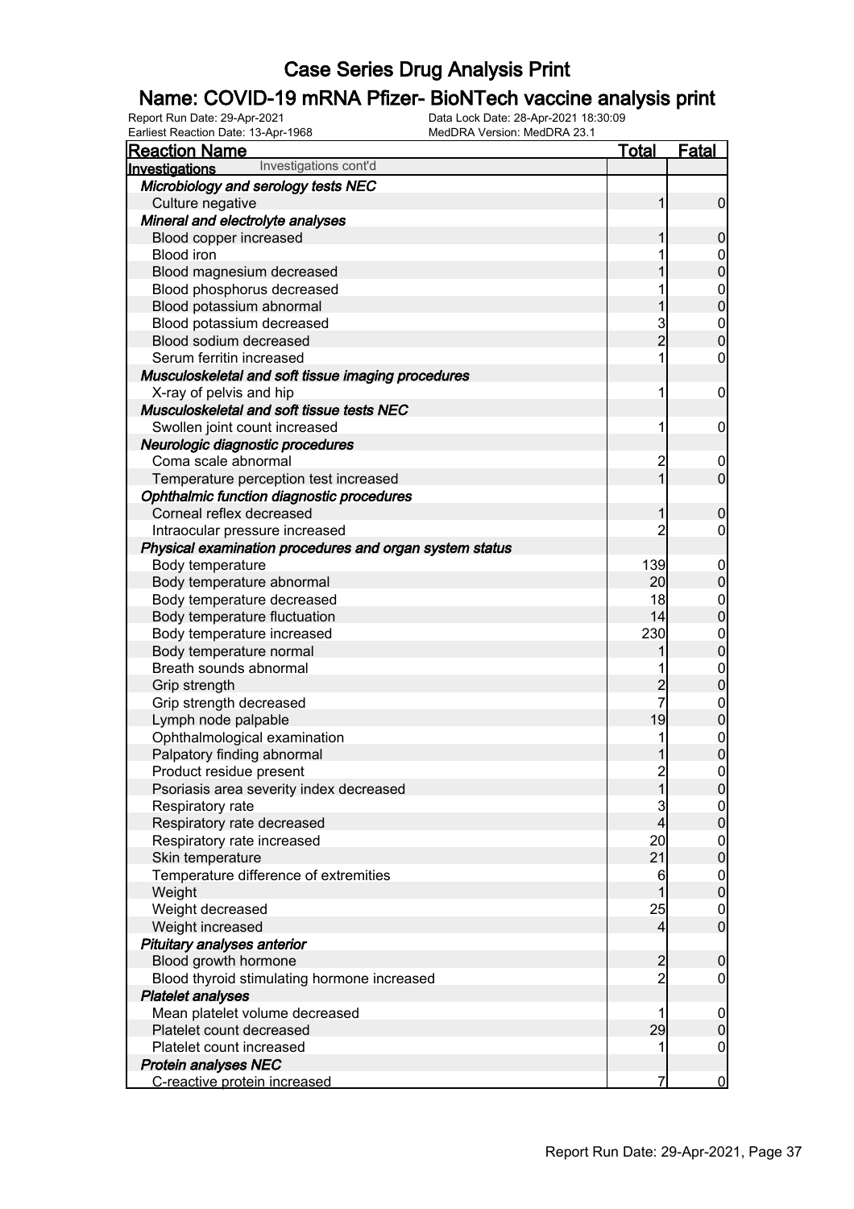# Case Series Drug Analysis Print

## Name: COVID-19 mRNA Pfizer- BioNTech vaccine analysis print

Report Run Date: 29-Apr-2021
Data Lock Date: 28-Apr-2021 18:30:09
Earliest Reaction Date: 13-Apr-1968
MedDRA Version: MedDRA 23.1

| Reaction Name | Total | Fatal |
|---|---|---|
| **Investigations** Investigations cont'd | | |
| ***Microbiology and serology tests NEC*** | | |
| Culture negative | 1 | 0 |
| ***Mineral and electrolyte analyses*** | | |
| Blood copper increased | 1 | 0 |
| Blood iron | 1 | 0 |
| Blood magnesium decreased | 1 | 0 |
| Blood phosphorus decreased | 1 | 0 |
| Blood potassium abnormal | 1 | 0 |
| Blood potassium decreased | 3 | 0 |
| Blood sodium decreased | 2 | 0 |
| Serum ferritin increased | 1 | 0 |
| ***Musculoskeletal and soft tissue imaging procedures*** | | |
| X-ray of pelvis and hip | 1 | 0 |
| ***Musculoskeletal and soft tissue tests NEC*** | | |
| Swollen joint count increased | 1 | 0 |
| ***Neurologic diagnostic procedures*** | | |
| Coma scale abnormal | 2 | 0 |
| Temperature perception test increased | 1 | 0 |
| ***Ophthalmic function diagnostic procedures*** | | |
| Corneal reflex decreased | 1 | 0 |
| Intraocular pressure increased | 2 | 0 |
| ***Physical examination procedures and organ system status*** | | |
| Body temperature | 139 | 0 |
| Body temperature abnormal | 20 | 0 |
| Body temperature decreased | 18 | 0 |
| Body temperature fluctuation | 14 | 0 |
| Body temperature increased | 230 | 0 |
| Body temperature normal | 1 | 0 |
| Breath sounds abnormal | 1 | 0 |
| Grip strength | 2 | 0 |
| Grip strength decreased | 7 | 0 |
| Lymph node palpable | 19 | 0 |
| Ophthalmological examination | 1 | 0 |
| Palpatory finding abnormal | 1 | 0 |
| Product residue present | 2 | 0 |
| Psoriasis area severity index decreased | 1 | 0 |
| Respiratory rate | 3 | 0 |
| Respiratory rate decreased | 4 | 0 |
| Respiratory rate increased | 20 | 0 |
| Skin temperature | 21 | 0 |
| Temperature difference of extremities | 6 | 0 |
| Weight | 1 | 0 |
| Weight decreased | 25 | 0 |
| Weight increased | 4 | 0 |
| ***Pituitary analyses anterior*** | | |
| Blood growth hormone | 2 | 0 |
| Blood thyroid stimulating hormone increased | 2 | 0 |
| ***Platelet analyses*** | | |
| Mean platelet volume decreased | 1 | 0 |
| Platelet count decreased | 29 | 0 |
| Platelet count increased | 1 | 0 |
| ***Protein analyses NEC*** | | |
| C-reactive protein increased | 7 | 0 |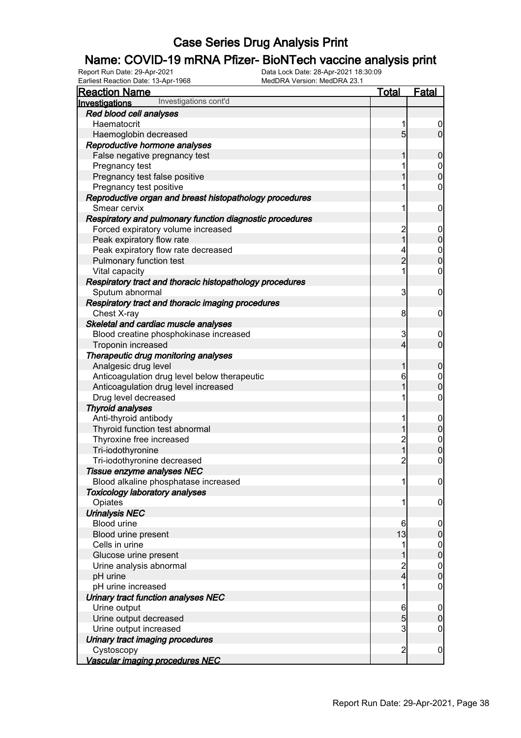# Case Series Drug Analysis Print

## Name: COVID-19 mRNA Pfizer- BioNTech vaccine analysis print

Report Run Date: 29-Apr-2021    Data Lock Date: 28-Apr-2021 18:30:09
Earliest Reaction Date: 13-Apr-1968    MedDRA Version: MedDRA 23.1

| Reaction Name | Total | Fatal |
|---|---|---|
| **Investigations** Investigations cont'd | | |
| ***Red blood cell analyses*** | | |
| Haematocrit | 1 | 0 |
| Haemoglobin decreased | 5 | 0 |
| ***Reproductive hormone analyses*** | | |
| False negative pregnancy test | 1 | 0 |
| Pregnancy test | 1 | 0 |
| Pregnancy test false positive | 1 | 0 |
| Pregnancy test positive | 1 | 0 |
| ***Reproductive organ and breast histopathology procedures*** | | |
| Smear cervix | 1 | 0 |
| ***Respiratory and pulmonary function diagnostic procedures*** | | |
| Forced expiratory volume increased | 2 | 0 |
| Peak expiratory flow rate | 1 | 0 |
| Peak expiratory flow rate decreased | 4 | 0 |
| Pulmonary function test | 2 | 0 |
| Vital capacity | 1 | 0 |
| ***Respiratory tract and thoracic histopathology procedures*** | | |
| Sputum abnormal | 3 | 0 |
| ***Respiratory tract and thoracic imaging procedures*** | | |
| Chest X-ray | 8 | 0 |
| ***Skeletal and cardiac muscle analyses*** | | |
| Blood creatine phosphokinase increased | 3 | 0 |
| Troponin increased | 4 | 0 |
| ***Therapeutic drug monitoring analyses*** | | |
| Analgesic drug level | 1 | 0 |
| Anticoagulation drug level below therapeutic | 6 | 0 |
| Anticoagulation drug level increased | 1 | 0 |
| Drug level decreased | 1 | 0 |
| ***Thyroid analyses*** | | |
| Anti-thyroid antibody | 1 | 0 |
| Thyroid function test abnormal | 1 | 0 |
| Thyroxine free increased | 2 | 0 |
| Tri-iodothyronine | 1 | 0 |
| Tri-iodothyronine decreased | 2 | 0 |
| ***Tissue enzyme analyses NEC*** | | |
| Blood alkaline phosphatase increased | 1 | 0 |
| ***Toxicology laboratory analyses*** | | |
| Opiates | 1 | 0 |
| ***Urinalysis NEC*** | | |
| Blood urine | 6 | 0 |
| Blood urine present | 13 | 0 |
| Cells in urine | 1 | 0 |
| Glucose urine present | 1 | 0 |
| Urine analysis abnormal | 2 | 0 |
| pH urine | 4 | 0 |
| pH urine increased | 1 | 0 |
| ***Urinary tract function analyses NEC*** | | |
| Urine output | 6 | 0 |
| Urine output decreased | 5 | 0 |
| Urine output increased | 3 | 0 |
| ***Urinary tract imaging procedures*** | | |
| Cystoscopy | 2 | 0 |
| ***Vascular imaging procedures NEC*** | | |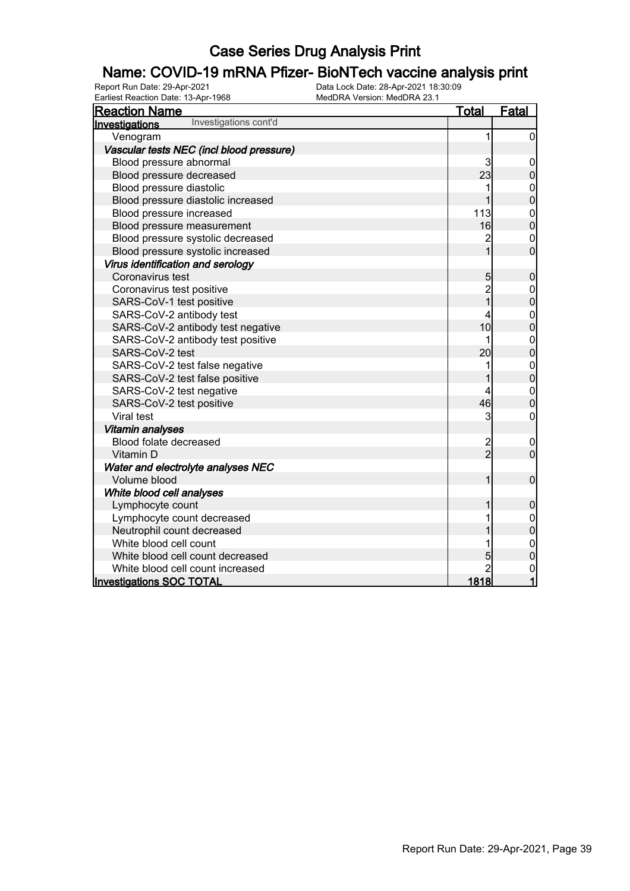# Case Series Drug Analysis Print

## Name: COVID-19 mRNA Pfizer- BioNTech vaccine analysis print

Report Run Date: 29-Apr-2021 | Data Lock Date: 28-Apr-2021 18:30:09
Earliest Reaction Date: 13-Apr-1968 | MedDRA Version: MedDRA 23.1

| Reaction Name | Total | Fatal |
|---|---|---|
| **Investigations** Investigations cont'd | | |
| Venogram | 1 | 0 |
| ***Vascular tests NEC (incl blood pressure)*** | | |
| Blood pressure abnormal | 3 | 0 |
| Blood pressure decreased | 23 | 0 |
| Blood pressure diastolic | 1 | 0 |
| Blood pressure diastolic increased | 1 | 0 |
| Blood pressure increased | 113 | 0 |
| Blood pressure measurement | 16 | 0 |
| Blood pressure systolic decreased | 2 | 0 |
| Blood pressure systolic increased | 1 | 0 |
| ***Virus identification and serology*** | | |
| Coronavirus test | 5 | 0 |
| Coronavirus test positive | 2 | 0 |
| SARS-CoV-1 test positive | 1 | 0 |
| SARS-CoV-2 antibody test | 4 | 0 |
| SARS-CoV-2 antibody test negative | 10 | 0 |
| SARS-CoV-2 antibody test positive | 1 | 0 |
| SARS-CoV-2 test | 20 | 0 |
| SARS-CoV-2 test false negative | 1 | 0 |
| SARS-CoV-2 test false positive | 1 | 0 |
| SARS-CoV-2 test negative | 4 | 0 |
| SARS-CoV-2 test positive | 46 | 0 |
| Viral test | 3 | 0 |
| ***Vitamin analyses*** | | |
| Blood folate decreased | 2 | 0 |
| Vitamin D | 2 | 0 |
| ***Water and electrolyte analyses NEC*** | | |
| Volume blood | 1 | 0 |
| ***White blood cell analyses*** | | |
| Lymphocyte count | 1 | 0 |
| Lymphocyte count decreased | 1 | 0 |
| Neutrophil count decreased | 1 | 0 |
| White blood cell count | 1 | 0 |
| White blood cell count decreased | 5 | 0 |
| White blood cell count increased | 2 | 0 |
| **Investigations SOC TOTAL** | **1818** | **1** |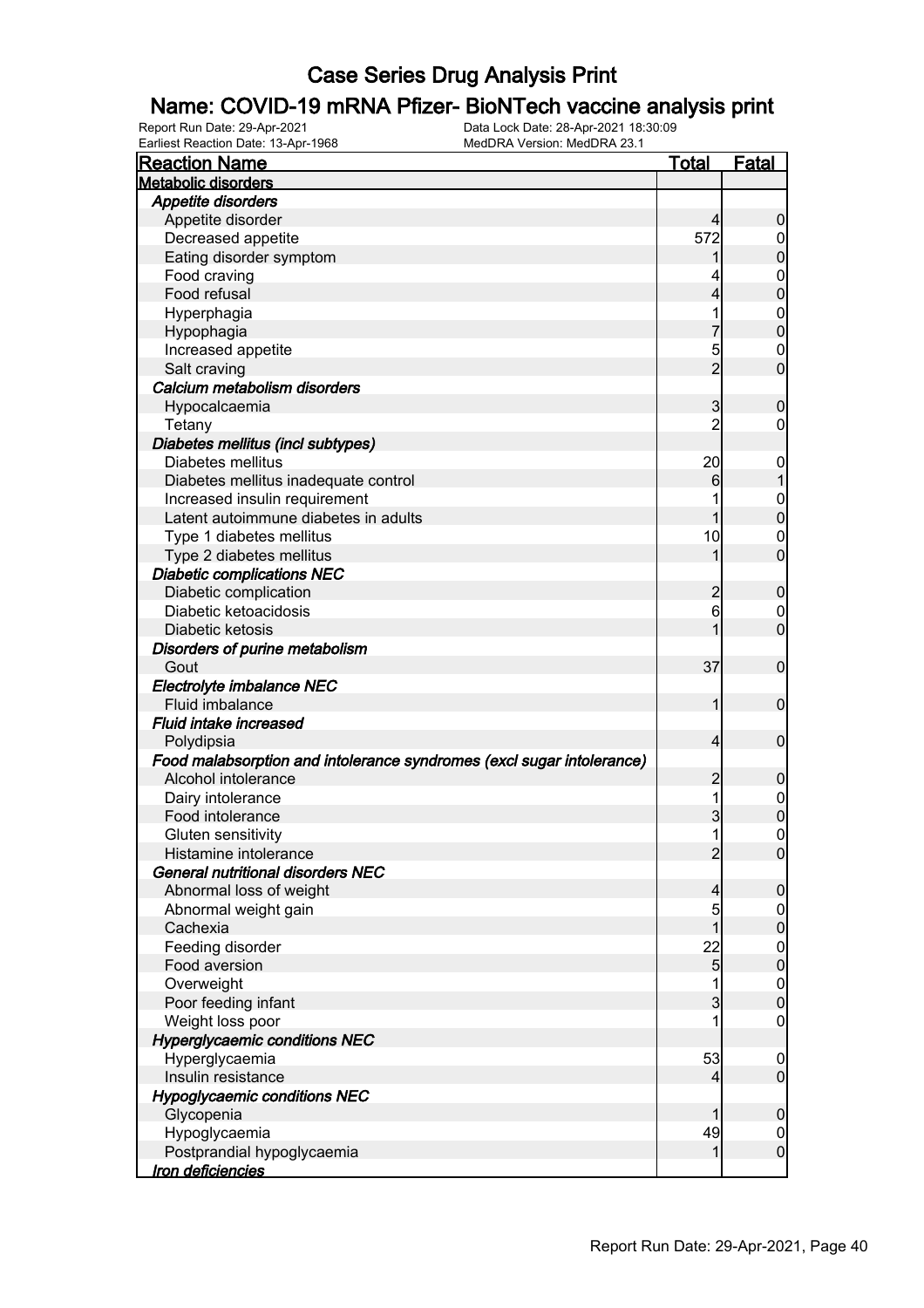# Case Series Drug Analysis Print

## Name: COVID-19 mRNA Pfizer- BioNTech vaccine analysis print

Report Run Date: 29-Apr-2021 Data Lock Date: 28-Apr-2021 18:30:09
Earliest Reaction Date: 13-Apr-1968 MedDRA Version: MedDRA 23.1

| Reaction Name | Total | Fatal |
|---|---|---|
| **Metabolic disorders** | | |
| ***Appetite disorders*** | | |
| Appetite disorder | 4 | 0 |
| Decreased appetite | 572 | 0 |
| Eating disorder symptom | 1 | 0 |
| Food craving | 4 | 0 |
| Food refusal | 4 | 0 |
| Hyperphagia | 1 | 0 |
| Hypophagia | 7 | 0 |
| Increased appetite | 5 | 0 |
| Salt craving | 2 | 0 |
| ***Calcium metabolism disorders*** | | |
| Hypocalcaemia | 3 | 0 |
| Tetany | 2 | 0 |
| ***Diabetes mellitus (incl subtypes)*** | | |
| Diabetes mellitus | 20 | 0 |
| Diabetes mellitus inadequate control | 6 | 1 |
| Increased insulin requirement | 1 | 0 |
| Latent autoimmune diabetes in adults | 1 | 0 |
| Type 1 diabetes mellitus | 10 | 0 |
| Type 2 diabetes mellitus | 1 | 0 |
| ***Diabetic complications NEC*** | | |
| Diabetic complication | 2 | 0 |
| Diabetic ketoacidosis | 6 | 0 |
| Diabetic ketosis | 1 | 0 |
| ***Disorders of purine metabolism*** | | |
| Gout | 37 | 0 |
| ***Electrolyte imbalance NEC*** | | |
| Fluid imbalance | 1 | 0 |
| ***Fluid intake increased*** | | |
| Polydipsia | 4 | 0 |
| ***Food malabsorption and intolerance syndromes (excl sugar intolerance)*** | | |
| Alcohol intolerance | 2 | 0 |
| Dairy intolerance | 1 | 0 |
| Food intolerance | 3 | 0 |
| Gluten sensitivity | 1 | 0 |
| Histamine intolerance | 2 | 0 |
| ***General nutritional disorders NEC*** | | |
| Abnormal loss of weight | 4 | 0 |
| Abnormal weight gain | 5 | 0 |
| Cachexia | 1 | 0 |
| Feeding disorder | 22 | 0 |
| Food aversion | 5 | 0 |
| Overweight | 1 | 0 |
| Poor feeding infant | 3 | 0 |
| Weight loss poor | 1 | 0 |
| ***Hyperglycaemic conditions NEC*** | | |
| Hyperglycaemia | 53 | 0 |
| Insulin resistance | 4 | 0 |
| ***Hypoglycaemic conditions NEC*** | | |
| Glycopenia | 1 | 0 |
| Hypoglycaemia | 49 | 0 |
| Postprandial hypoglycaemia | 1 | 0 |
| ***Iron deficiencies*** | | |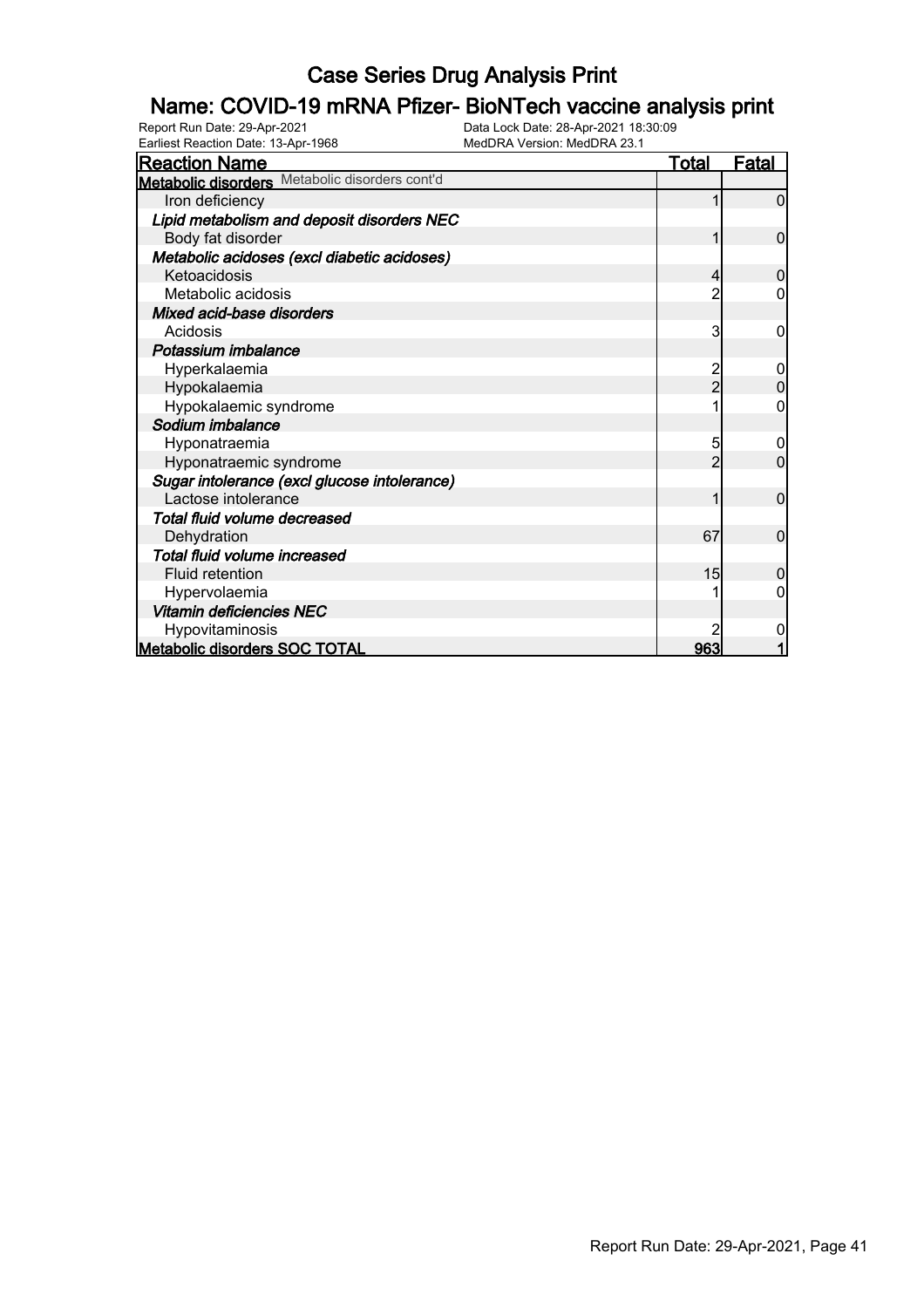# Case Series Drug Analysis Print

## Name: COVID-19 mRNA Pfizer- BioNTech vaccine analysis print

Report Run Date: 29-Apr-2021
Data Lock Date: 28-Apr-2021 18:30:09
Earliest Reaction Date: 13-Apr-1968
MedDRA Version: MedDRA 23.1

| Reaction Name | Total | Fatal |
|---|---|---|
| **Metabolic disorders** Metabolic disorders cont'd | | |
| Iron deficiency | 1 | 0 |
| ***Lipid metabolism and deposit disorders NEC*** | | |
| Body fat disorder | 1 | 0 |
| ***Metabolic acidoses (excl diabetic acidoses)*** | | |
| Ketoacidosis | 4 | 0 |
| Metabolic acidosis | 2 | 0 |
| ***Mixed acid-base disorders*** | | |
| Acidosis | 3 | 0 |
| ***Potassium imbalance*** | | |
| Hyperkalaemia | 2 | 0 |
| Hypokalaemia | 2 | 0 |
| Hypokalaemic syndrome | 1 | 0 |
| ***Sodium imbalance*** | | |
| Hyponatraemia | 5 | 0 |
| Hyponatraemic syndrome | 2 | 0 |
| ***Sugar intolerance (excl glucose intolerance)*** | | |
| Lactose intolerance | 1 | 0 |
| ***Total fluid volume decreased*** | | |
| Dehydration | 67 | 0 |
| ***Total fluid volume increased*** | | |
| Fluid retention | 15 | 0 |
| Hypervolaemia | 1 | 0 |
| ***Vitamin deficiencies NEC*** | | |
| Hypovitaminosis | 2 | 0 |
| **Metabolic disorders SOC TOTAL** | **963** | **1** |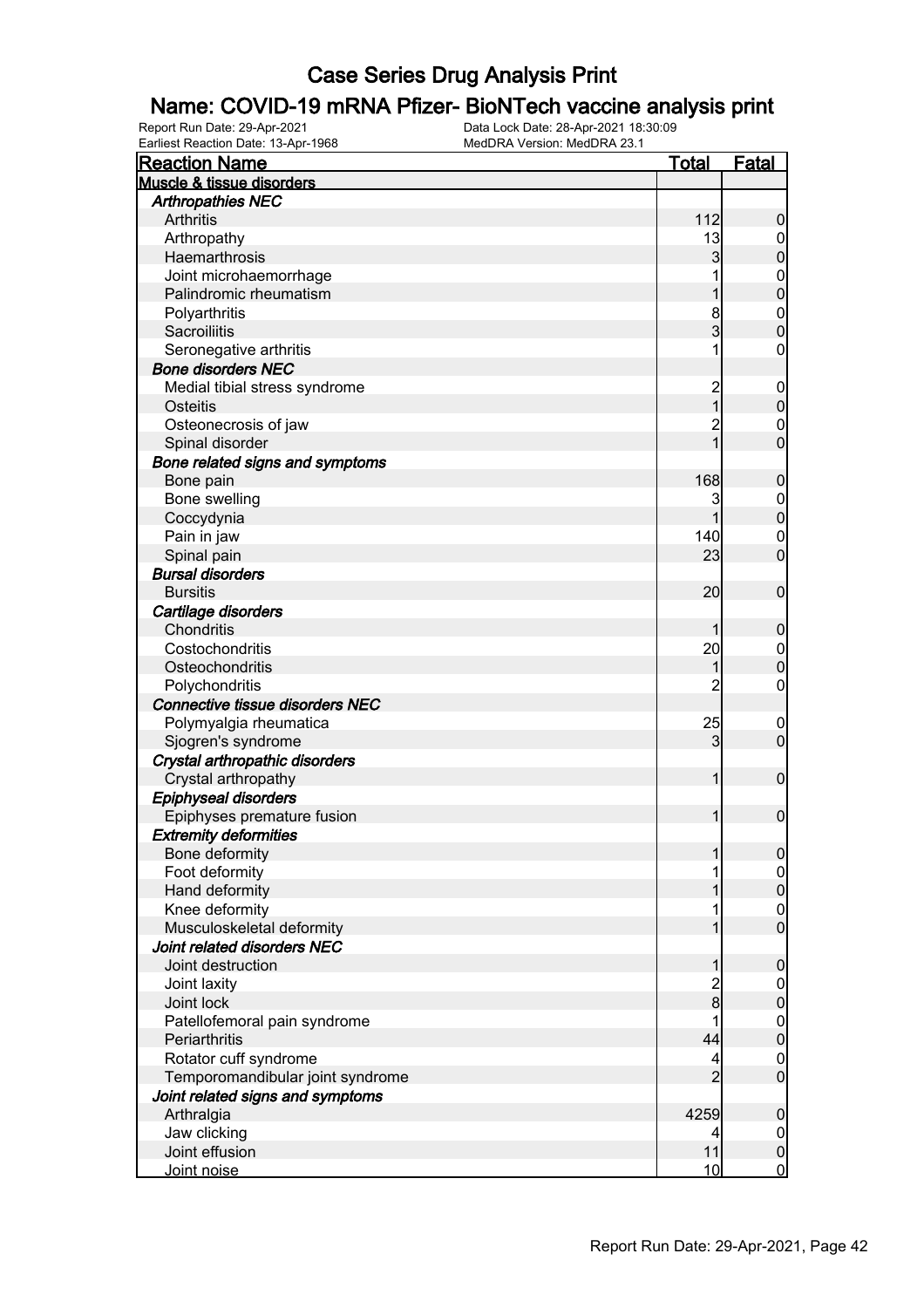# Case Series Drug Analysis Print

## Name: COVID-19 mRNA Pfizer- BioNTech vaccine analysis print

Report Run Date: 29-Apr-2021
Data Lock Date: 28-Apr-2021 18:30:09
Earliest Reaction Date: 13-Apr-1968
MedDRA Version: MedDRA 23.1

| Reaction Name | Total | Fatal |
|---|---|---|
| **Muscle & tissue disorders** | | |
| ***Arthropathies NEC*** | | |
| Arthritis | 112 | 0 |
| Arthropathy | 13 | 0 |
| Haemarthrosis | 3 | 0 |
| Joint microhaemorrhage | 1 | 0 |
| Palindromic rheumatism | 1 | 0 |
| Polyarthritis | 8 | 0 |
| Sacroiliitis | 3 | 0 |
| Seronegative arthritis | 1 | 0 |
| ***Bone disorders NEC*** | | |
| Medial tibial stress syndrome | 2 | 0 |
| Osteitis | 1 | 0 |
| Osteonecrosis of jaw | 2 | 0 |
| Spinal disorder | 1 | 0 |
| ***Bone related signs and symptoms*** | | |
| Bone pain | 168 | 0 |
| Bone swelling | 3 | 0 |
| Coccydynia | 1 | 0 |
| Pain in jaw | 140 | 0 |
| Spinal pain | 23 | 0 |
| ***Bursal disorders*** | | |
| Bursitis | 20 | 0 |
| ***Cartilage disorders*** | | |
| Chondritis | 1 | 0 |
| Costochondritis | 20 | 0 |
| Osteochondritis | 1 | 0 |
| Polychondritis | 2 | 0 |
| ***Connective tissue disorders NEC*** | | |
| Polymyalgia rheumatica | 25 | 0 |
| Sjogren's syndrome | 3 | 0 |
| ***Crystal arthropathic disorders*** | | |
| Crystal arthropathy | 1 | 0 |
| ***Epiphyseal disorders*** | | |
| Epiphyses premature fusion | 1 | 0 |
| ***Extremity deformities*** | | |
| Bone deformity | 1 | 0 |
| Foot deformity | 1 | 0 |
| Hand deformity | 1 | 0 |
| Knee deformity | 1 | 0 |
| Musculoskeletal deformity | 1 | 0 |
| ***Joint related disorders NEC*** | | |
| Joint destruction | 1 | 0 |
| Joint laxity | 2 | 0 |
| Joint lock | 8 | 0 |
| Patellofemoral pain syndrome | 1 | 0 |
| Periarthritis | 44 | 0 |
| Rotator cuff syndrome | 4 | 0 |
| Temporomandibular joint syndrome | 2 | 0 |
| ***Joint related signs and symptoms*** | | |
| Arthralgia | 4259 | 0 |
| Jaw clicking | 4 | 0 |
| Joint effusion | 11 | 0 |
| Joint noise | 10 | 0 |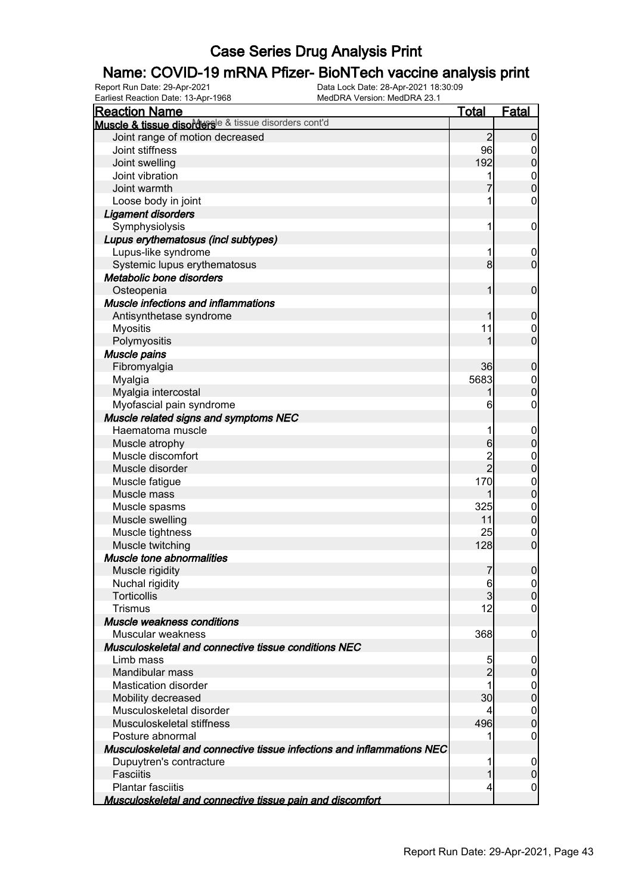# Case Series Drug Analysis Print

## Name: COVID-19 mRNA Pfizer- BioNTech vaccine analysis print

Report Run Date: 29-Apr-2021
Data Lock Date: 28-Apr-2021 18:30:09
Earliest Reaction Date: 13-Apr-1968
MedDRA Version: MedDRA 23.1

| Reaction Name | Total | Fatal |
|---|---|---|
| **Muscle & tissue disorders** Muscle & tissue disorders cont'd | | |
| Joint range of motion decreased | 2 | 0 |
| Joint stiffness | 96 | 0 |
| Joint swelling | 192 | 0 |
| Joint vibration | 1 | 0 |
| Joint warmth | 7 | 0 |
| Loose body in joint | 1 | 0 |
| ***Ligament disorders*** | | |
| Symphysiolysis | 1 | 0 |
| ***Lupus erythematosus (incl subtypes)*** | | |
| Lupus-like syndrome | 1 | 0 |
| Systemic lupus erythematosus | 8 | 0 |
| ***Metabolic bone disorders*** | | |
| Osteopenia | 1 | 0 |
| ***Muscle infections and inflammations*** | | |
| Antisynthetase syndrome | 1 | 0 |
| Myositis | 11 | 0 |
| Polymyositis | 1 | 0 |
| ***Muscle pains*** | | |
| Fibromyalgia | 36 | 0 |
| Myalgia | 5683 | 0 |
| Myalgia intercostal | 1 | 0 |
| Myofascial pain syndrome | 6 | 0 |
| ***Muscle related signs and symptoms NEC*** | | |
| Haematoma muscle | 1 | 0 |
| Muscle atrophy | 6 | 0 |
| Muscle discomfort | 2 | 0 |
| Muscle disorder | 2 | 0 |
| Muscle fatigue | 170 | 0 |
| Muscle mass | 1 | 0 |
| Muscle spasms | 325 | 0 |
| Muscle swelling | 11 | 0 |
| Muscle tightness | 25 | 0 |
| Muscle twitching | 128 | 0 |
| ***Muscle tone abnormalities*** | | |
| Muscle rigidity | 7 | 0 |
| Nuchal rigidity | 6 | 0 |
| Torticollis | 3 | 0 |
| Trismus | 12 | 0 |
| ***Muscle weakness conditions*** | | |
| Muscular weakness | 368 | 0 |
| ***Musculoskeletal and connective tissue conditions NEC*** | | |
| Limb mass | 5 | 0 |
| Mandibular mass | 2 | 0 |
| Mastication disorder | 1 | 0 |
| Mobility decreased | 30 | 0 |
| Musculoskeletal disorder | 4 | 0 |
| Musculoskeletal stiffness | 496 | 0 |
| Posture abnormal | 1 | 0 |
| ***Musculoskeletal and connective tissue infections and inflammations NEC*** | | |
| Dupuytren's contracture | 1 | 0 |
| Fasciitis | 1 | 0 |
| Plantar fasciitis | 4 | 0 |
| ***Musculoskeletal and connective tissue pain and discomfort*** | | |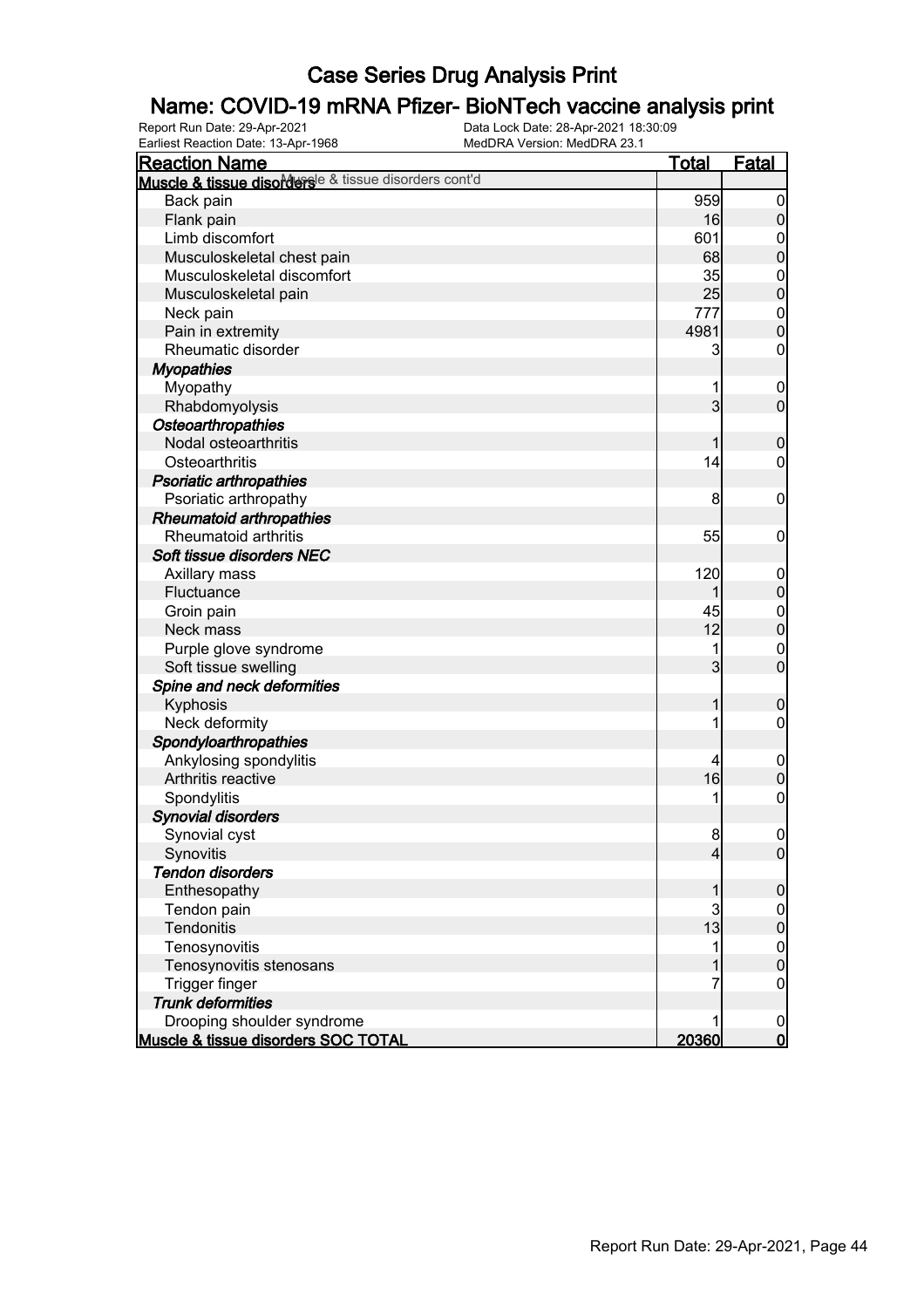# Case Series Drug Analysis Print

## Name: COVID-19 mRNA Pfizer- BioNTech vaccine analysis print

Report Run Date: 29-Apr-2021
Data Lock Date: 28-Apr-2021 18:30:09
Earliest Reaction Date: 13-Apr-1968
MedDRA Version: MedDRA 23.1

| Reaction Name | Total | Fatal |
|---|---|---|
| **Muscle & tissue disorders** Muscle & tissue disorders cont'd | | |
| Back pain | 959 | 0 |
| Flank pain | 16 | 0 |
| Limb discomfort | 601 | 0 |
| Musculoskeletal chest pain | 68 | 0 |
| Musculoskeletal discomfort | 35 | 0 |
| Musculoskeletal pain | 25 | 0 |
| Neck pain | 777 | 0 |
| Pain in extremity | 4981 | 0 |
| Rheumatic disorder | 3 | 0 |
| ***Myopathies*** | | |
| Myopathy | 1 | 0 |
| Rhabdomyolysis | 3 | 0 |
| ***Osteoarthropathies*** | | |
| Nodal osteoarthritis | 1 | 0 |
| Osteoarthritis | 14 | 0 |
| ***Psoriatic arthropathies*** | | |
| Psoriatic arthropathy | 8 | 0 |
| ***Rheumatoid arthropathies*** | | |
| Rheumatoid arthritis | 55 | 0 |
| ***Soft tissue disorders NEC*** | | |
| Axillary mass | 120 | 0 |
| Fluctuance | 1 | 0 |
| Groin pain | 45 | 0 |
| Neck mass | 12 | 0 |
| Purple glove syndrome | 1 | 0 |
| Soft tissue swelling | 3 | 0 |
| ***Spine and neck deformities*** | | |
| Kyphosis | 1 | 0 |
| Neck deformity | 1 | 0 |
| ***Spondyloarthropathies*** | | |
| Ankylosing spondylitis | 4 | 0 |
| Arthritis reactive | 16 | 0 |
| Spondylitis | 1 | 0 |
| ***Synovial disorders*** | | |
| Synovial cyst | 8 | 0 |
| Synovitis | 4 | 0 |
| ***Tendon disorders*** | | |
| Enthesopathy | 1 | 0 |
| Tendon pain | 3 | 0 |
| Tendonitis | 13 | 0 |
| Tenosynovitis | 1 | 0 |
| Tenosynovitis stenosans | 1 | 0 |
| Trigger finger | 7 | 0 |
| ***Trunk deformities*** | | |
| Drooping shoulder syndrome | 1 | 0 |
| **Muscle & tissue disorders SOC TOTAL** | **20360** | **0** |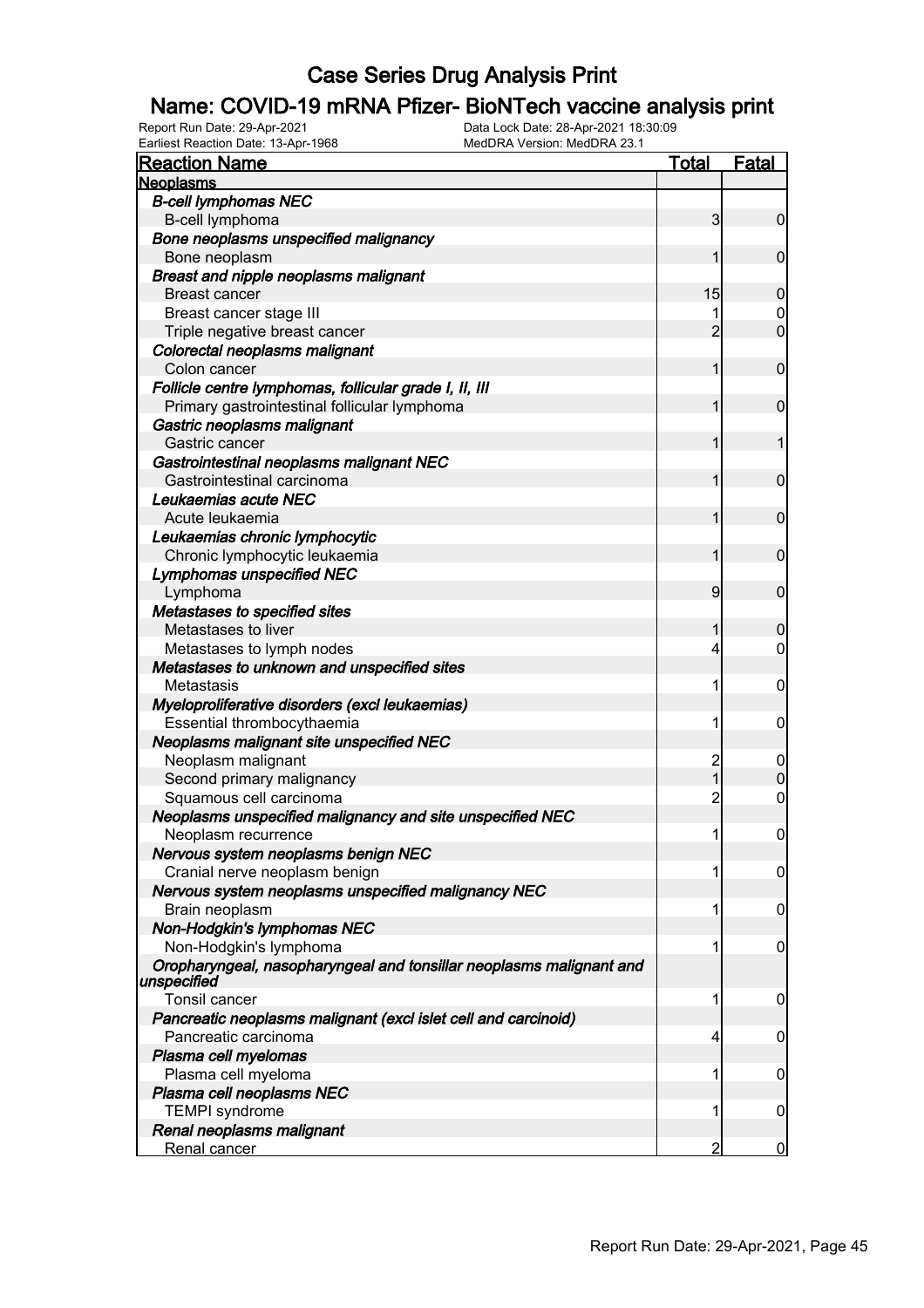# Case Series Drug Analysis Print

## Name: COVID-19 mRNA Pfizer- BioNTech vaccine analysis print

Report Run Date: 29-Apr-2021 | Data Lock Date: 28-Apr-2021 18:30:09
Earliest Reaction Date: 13-Apr-1968 | MedDRA Version: MedDRA 23.1

| Reaction Name | Total | Fatal |
|---|---|---|
| **Neoplasms** | | |
| *B-cell lymphomas NEC* | | |
| B-cell lymphoma | 3 | 0 |
| *Bone neoplasms unspecified malignancy* | | |
| Bone neoplasm | 1 | 0 |
| *Breast and nipple neoplasms malignant* | | |
| Breast cancer | 15 | 0 |
| Breast cancer stage III | 1 | 0 |
| Triple negative breast cancer | 2 | 0 |
| *Colorectal neoplasms malignant* | | |
| Colon cancer | 1 | 0 |
| *Follicle centre lymphomas, follicular grade I, II, III* | | |
| Primary gastrointestinal follicular lymphoma | 1 | 0 |
| *Gastric neoplasms malignant* | | |
| Gastric cancer | 1 | 1 |
| *Gastrointestinal neoplasms malignant NEC* | | |
| Gastrointestinal carcinoma | 1 | 0 |
| *Leukaemias acute NEC* | | |
| Acute leukaemia | 1 | 0 |
| *Leukaemias chronic lymphocytic* | | |
| Chronic lymphocytic leukaemia | 1 | 0 |
| *Lymphomas unspecified NEC* | | |
| Lymphoma | 9 | 0 |
| *Metastases to specified sites* | | |
| Metastases to liver | 1 | 0 |
| Metastases to lymph nodes | 4 | 0 |
| *Metastases to unknown and unspecified sites* | | |
| Metastasis | 1 | 0 |
| *Myeloproliferative disorders (excl leukaemias)* | | |
| Essential thrombocythaemia | 1 | 0 |
| *Neoplasms malignant site unspecified NEC* | | |
| Neoplasm malignant | 2 | 0 |
| Second primary malignancy | 1 | 0 |
| Squamous cell carcinoma | 2 | 0 |
| *Neoplasms unspecified malignancy and site unspecified NEC* | | |
| Neoplasm recurrence | 1 | 0 |
| *Nervous system neoplasms benign NEC* | | |
| Cranial nerve neoplasm benign | 1 | 0 |
| *Nervous system neoplasms unspecified malignancy NEC* | | |
| Brain neoplasm | 1 | 0 |
| *Non-Hodgkin's lymphomas NEC* | | |
| Non-Hodgkin's lymphoma | 1 | 0 |
| *Oropharyngeal, nasopharyngeal and tonsillar neoplasms malignant and unspecified* | | |
| Tonsil cancer | 1 | 0 |
| *Pancreatic neoplasms malignant (excl islet cell and carcinoid)* | | |
| Pancreatic carcinoma | 4 | 0 |
| *Plasma cell myelomas* | | |
| Plasma cell myeloma | 1 | 0 |
| *Plasma cell neoplasms NEC* | | |
| TEMPI syndrome | 1 | 0 |
| *Renal neoplasms malignant* | | |
| Renal cancer | 2 | 0 |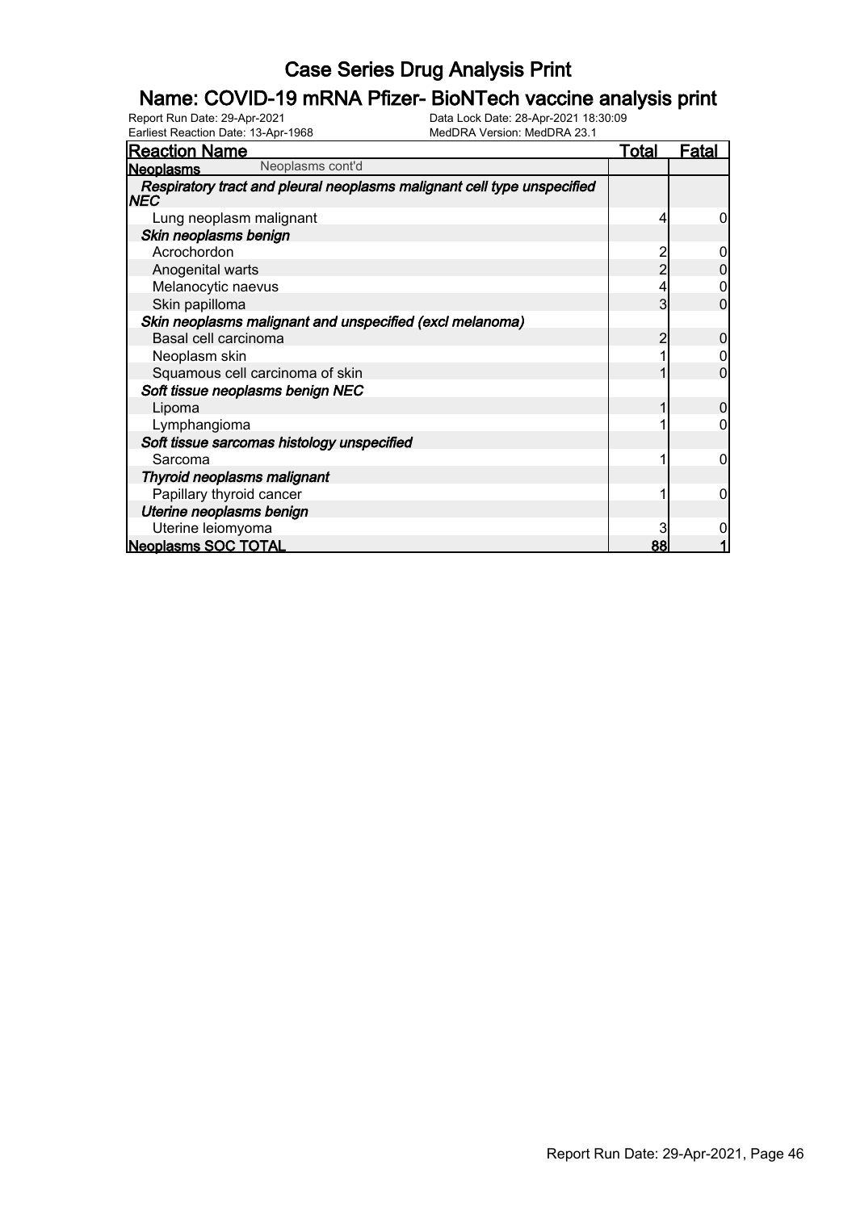# Case Series Drug Analysis Print

## Name: COVID-19 mRNA Pfizer- BioNTech vaccine analysis print

Report Run Date: 29-Apr-2021
Data Lock Date: 28-Apr-2021 18:30:09
Earliest Reaction Date: 13-Apr-1968
MedDRA Version: MedDRA 23.1

| Reaction Name | Total | Fatal |
|---|---|---|
| **Neoplasms** Neoplasms cont'd | | |
| ***Respiratory tract and pleural neoplasms malignant cell type unspecified NEC*** | | |
| Lung neoplasm malignant | 4 | 0 |
| ***Skin neoplasms benign*** | | |
| Acrochordon | 2 | 0 |
| Anogenital warts | 2 | 0 |
| Melanocytic naevus | 4 | 0 |
| Skin papilloma | 3 | 0 |
| ***Skin neoplasms malignant and unspecified (excl melanoma)*** | | |
| Basal cell carcinoma | 2 | 0 |
| Neoplasm skin | 1 | 0 |
| Squamous cell carcinoma of skin | 1 | 0 |
| ***Soft tissue neoplasms benign NEC*** | | |
| Lipoma | 1 | 0 |
| Lymphangioma | 1 | 0 |
| ***Soft tissue sarcomas histology unspecified*** | | |
| Sarcoma | 1 | 0 |
| ***Thyroid neoplasms malignant*** | | |
| Papillary thyroid cancer | 1 | 0 |
| ***Uterine neoplasms benign*** | | |
| Uterine leiomyoma | 3 | 0 |
| **Neoplasms SOC TOTAL** | **88** | **1** |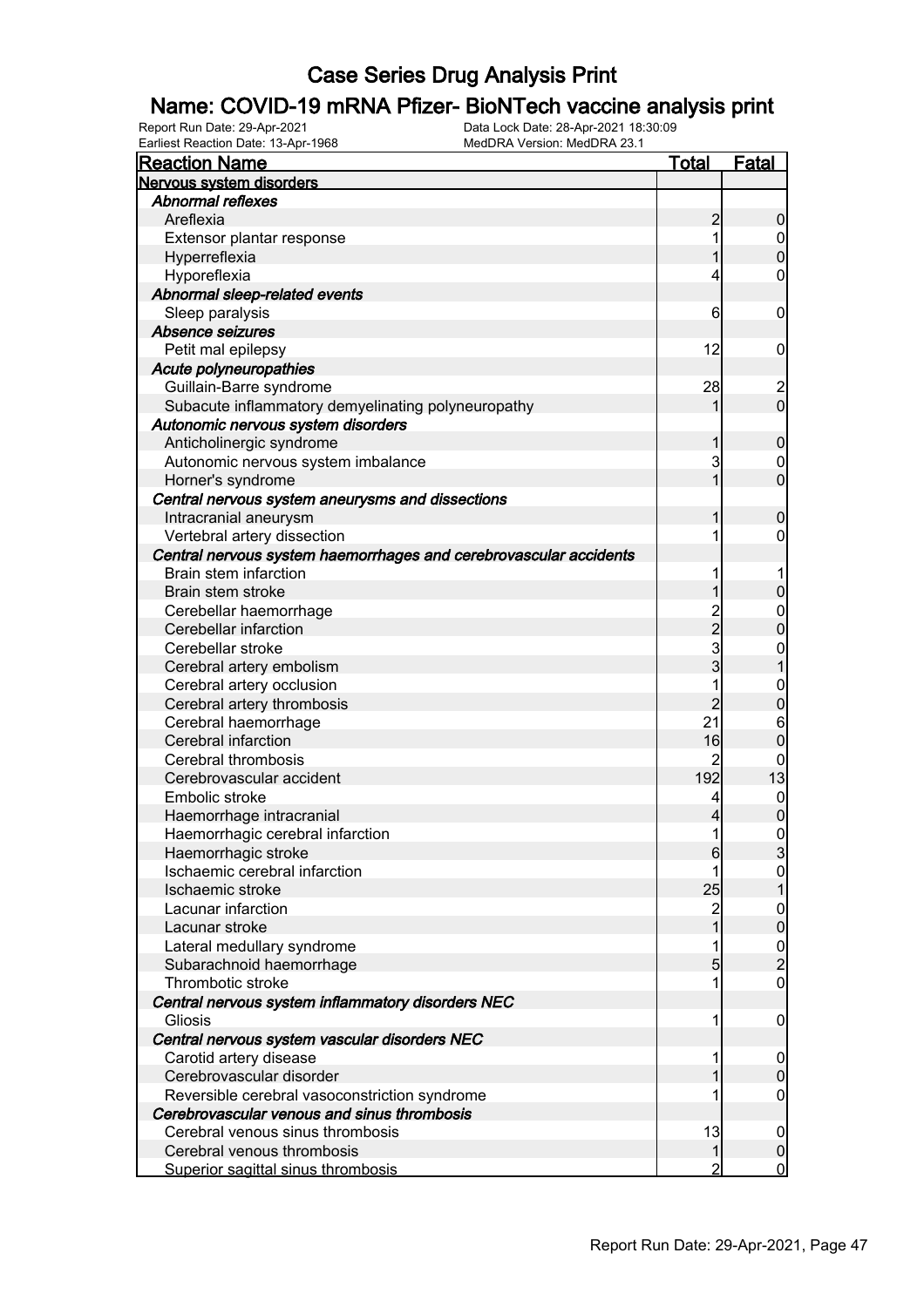# Case Series Drug Analysis Print

## Name: COVID-19 mRNA Pfizer- BioNTech vaccine analysis print

Report Run Date: 29-Apr-2021
Data Lock Date: 28-Apr-2021 18:30:09
Earliest Reaction Date: 13-Apr-1968
MedDRA Version: MedDRA 23.1

| Reaction Name | Total | Fatal |
|---|---|---|
| **Nervous system disorders** | | |
| *Abnormal reflexes* | | |
| Areflexia | 2 | 0 |
| Extensor plantar response | 1 | 0 |
| Hyperreflexia | 1 | 0 |
| Hyporeflexia | 4 | 0 |
| *Abnormal sleep-related events* | | |
| Sleep paralysis | 6 | 0 |
| *Absence seizures* | | |
| Petit mal epilepsy | 12 | 0 |
| *Acute polyneuropathies* | | |
| Guillain-Barre syndrome | 28 | 2 |
| Subacute inflammatory demyelinating polyneuropathy | 1 | 0 |
| *Autonomic nervous system disorders* | | |
| Anticholinergic syndrome | 1 | 0 |
| Autonomic nervous system imbalance | 3 | 0 |
| Horner's syndrome | 1 | 0 |
| *Central nervous system aneurysms and dissections* | | |
| Intracranial aneurysm | 1 | 0 |
| Vertebral artery dissection | 1 | 0 |
| *Central nervous system haemorrhages and cerebrovascular accidents* | | |
| Brain stem infarction | 1 | 1 |
| Brain stem stroke | 1 | 0 |
| Cerebellar haemorrhage | 2 | 0 |
| Cerebellar infarction | 2 | 0 |
| Cerebellar stroke | 3 | 0 |
| Cerebral artery embolism | 3 | 1 |
| Cerebral artery occlusion | 1 | 0 |
| Cerebral artery thrombosis | 2 | 0 |
| Cerebral haemorrhage | 21 | 6 |
| Cerebral infarction | 16 | 0 |
| Cerebral thrombosis | 2 | 0 |
| Cerebrovascular accident | 192 | 13 |
| Embolic stroke | 4 | 0 |
| Haemorrhage intracranial | 4 | 0 |
| Haemorrhagic cerebral infarction | 1 | 0 |
| Haemorrhagic stroke | 6 | 3 |
| Ischaemic cerebral infarction | 1 | 0 |
| Ischaemic stroke | 25 | 1 |
| Lacunar infarction | 2 | 0 |
| Lacunar stroke | 1 | 0 |
| Lateral medullary syndrome | 1 | 0 |
| Subarachnoid haemorrhage | 5 | 2 |
| Thrombotic stroke | 1 | 0 |
| *Central nervous system inflammatory disorders NEC* | | |
| Gliosis | 1 | 0 |
| *Central nervous system vascular disorders NEC* | | |
| Carotid artery disease | 1 | 0 |
| Cerebrovascular disorder | 1 | 0 |
| Reversible cerebral vasoconstriction syndrome | 1 | 0 |
| *Cerebrovascular venous and sinus thrombosis* | | |
| Cerebral venous sinus thrombosis | 13 | 0 |
| Cerebral venous thrombosis | 1 | 0 |
| Superior sagittal sinus thrombosis | 2 | 0 |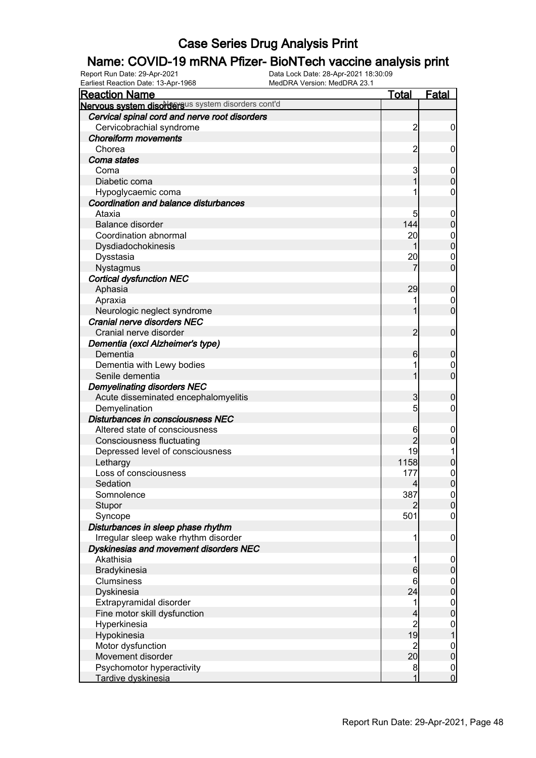# Case Series Drug Analysis Print

## Name: COVID-19 mRNA Pfizer- BioNTech vaccine analysis print

Report Run Date: 29-Apr-2021
Earliest Reaction Date: 13-Apr-1968
Data Lock Date: 28-Apr-2021 18:30:09
MedDRA Version: MedDRA 23.1

| Reaction Name | Total | Fatal |
|---|---|---|
| **Nervous system disorders** Nervous system disorders cont'd | | |
| ***Cervical spinal cord and nerve root disorders*** | | |
| Cervicobrachial syndrome | 2 | 0 |
| ***Choreiform movements*** | | |
| Chorea | 2 | 0 |
| ***Coma states*** | | |
| Coma | 3 | 0 |
| Diabetic coma | 1 | 0 |
| Hypoglycaemic coma | 1 | 0 |
| ***Coordination and balance disturbances*** | | |
| Ataxia | 5 | 0 |
| Balance disorder | 144 | 0 |
| Coordination abnormal | 20 | 0 |
| Dysdiadochokinesis | 1 | 0 |
| Dysstasia | 20 | 0 |
| Nystagmus | 7 | 0 |
| ***Cortical dysfunction NEC*** | | |
| Aphasia | 29 | 0 |
| Apraxia | 1 | 0 |
| Neurologic neglect syndrome | 1 | 0 |
| ***Cranial nerve disorders NEC*** | | |
| Cranial nerve disorder | 2 | 0 |
| ***Dementia (excl Alzheimer's type)*** | | |
| Dementia | 6 | 0 |
| Dementia with Lewy bodies | 1 | 0 |
| Senile dementia | 1 | 0 |
| ***Demyelinating disorders NEC*** | | |
| Acute disseminated encephalomyelitis | 3 | 0 |
| Demyelination | 5 | 0 |
| ***Disturbances in consciousness NEC*** | | |
| Altered state of consciousness | 6 | 0 |
| Consciousness fluctuating | 2 | 0 |
| Depressed level of consciousness | 19 | 1 |
| Lethargy | 1158 | 0 |
| Loss of consciousness | 177 | 0 |
| Sedation | 4 | 0 |
| Somnolence | 387 | 0 |
| Stupor | 2 | 0 |
| Syncope | 501 | 0 |
| ***Disturbances in sleep phase rhythm*** | | |
| Irregular sleep wake rhythm disorder | 1 | 0 |
| ***Dyskinesias and movement disorders NEC*** | | |
| Akathisia | 1 | 0 |
| Bradykinesia | 6 | 0 |
| Clumsiness | 6 | 0 |
| Dyskinesia | 24 | 0 |
| Extrapyramidal disorder | 1 | 0 |
| Fine motor skill dysfunction | 4 | 0 |
| Hyperkinesia | 2 | 0 |
| Hypokinesia | 19 | 1 |
| Motor dysfunction | 2 | 0 |
| Movement disorder | 20 | 0 |
| Psychomotor hyperactivity | 8 | 0 |
| Tardive dyskinesia | 1 | 0 |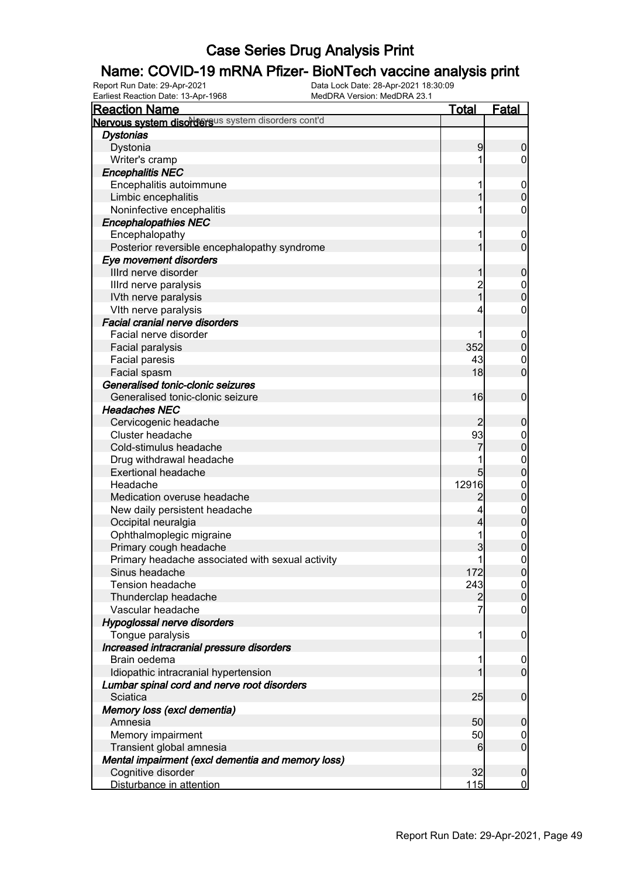# Case Series Drug Analysis Print

## Name: COVID-19 mRNA Pfizer- BioNTech vaccine analysis print

Report Run Date: 29-Apr-2021
Earliest Reaction Date: 13-Apr-1968
Data Lock Date: 28-Apr-2021 18:30:09
MedDRA Version: MedDRA 23.1

| Reaction Name | Total | Fatal |
|---|---|---|
| **Nervous system disorders** Nervous system disorders cont'd | | |
| ***Dystonias*** | | |
| Dystonia | 9 | 0 |
| Writer's cramp | 1 | 0 |
| ***Encephalitis NEC*** | | |
| Encephalitis autoimmune | 1 | 0 |
| Limbic encephalitis | 1 | 0 |
| Noninfective encephalitis | 1 | 0 |
| ***Encephalopathies NEC*** | | |
| Encephalopathy | 1 | 0 |
| Posterior reversible encephalopathy syndrome | 1 | 0 |
| ***Eye movement disorders*** | | |
| IIIrd nerve disorder | 1 | 0 |
| IIIrd nerve paralysis | 2 | 0 |
| IVth nerve paralysis | 1 | 0 |
| VIth nerve paralysis | 4 | 0 |
| ***Facial cranial nerve disorders*** | | |
| Facial nerve disorder | 1 | 0 |
| Facial paralysis | 352 | 0 |
| Facial paresis | 43 | 0 |
| Facial spasm | 18 | 0 |
| ***Generalised tonic-clonic seizures*** | | |
| Generalised tonic-clonic seizure | 16 | 0 |
| ***Headaches NEC*** | | |
| Cervicogenic headache | 2 | 0 |
| Cluster headache | 93 | 0 |
| Cold-stimulus headache | 7 | 0 |
| Drug withdrawal headache | 1 | 0 |
| Exertional headache | 5 | 0 |
| Headache | 12916 | 0 |
| Medication overuse headache | 2 | 0 |
| New daily persistent headache | 4 | 0 |
| Occipital neuralgia | 4 | 0 |
| Ophthalmoplegic migraine | 1 | 0 |
| Primary cough headache | 3 | 0 |
| Primary headache associated with sexual activity | 1 | 0 |
| Sinus headache | 172 | 0 |
| Tension headache | 243 | 0 |
| Thunderclap headache | 2 | 0 |
| Vascular headache | 7 | 0 |
| ***Hypoglossal nerve disorders*** | | |
| Tongue paralysis | 1 | 0 |
| ***Increased intracranial pressure disorders*** | | |
| Brain oedema | 1 | 0 |
| Idiopathic intracranial hypertension | 1 | 0 |
| ***Lumbar spinal cord and nerve root disorders*** | | |
| Sciatica | 25 | 0 |
| ***Memory loss (excl dementia)*** | | |
| Amnesia | 50 | 0 |
| Memory impairment | 50 | 0 |
| Transient global amnesia | 6 | 0 |
| ***Mental impairment (excl dementia and memory loss)*** | | |
| Cognitive disorder | 32 | 0 |
| Disturbance in attention | 115 | 0 |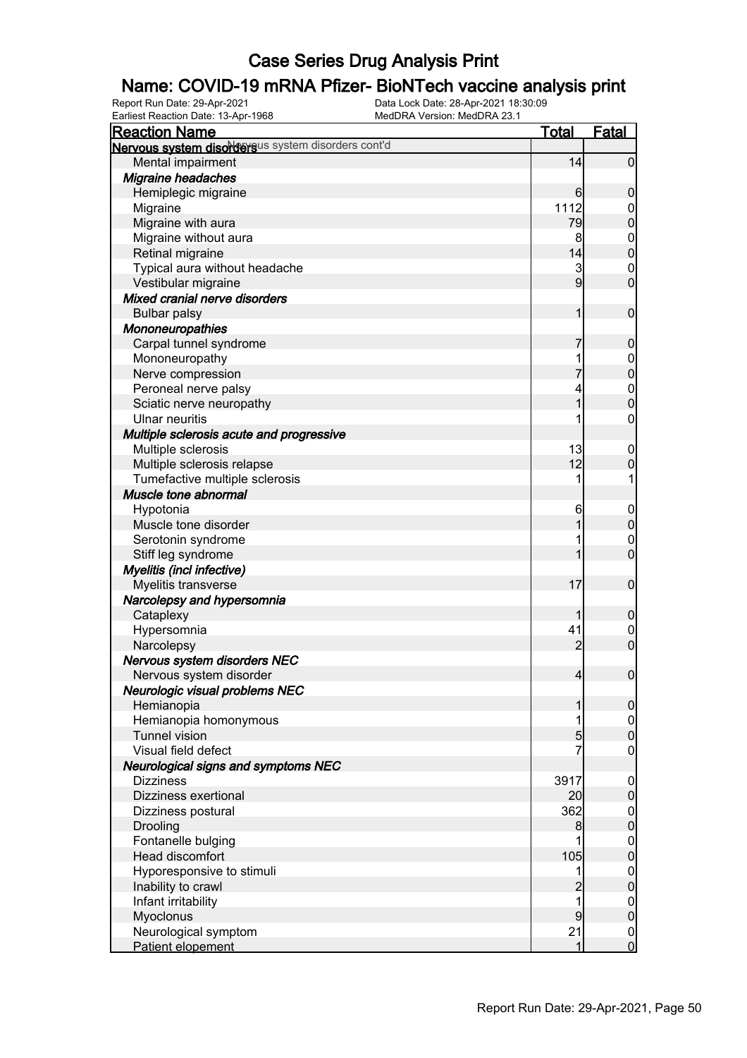# Case Series Drug Analysis Print

## Name: COVID-19 mRNA Pfizer- BioNTech vaccine analysis print

Report Run Date: 29-Apr-2021
Earliest Reaction Date: 13-Apr-1968
Data Lock Date: 28-Apr-2021 18:30:09
MedDRA Version: MedDRA 23.1

| Reaction Name | Total | Fatal |
|---|---|---|
| **Nervous system disorders** Nervous system disorders cont'd | | |
| Mental impairment | 14 | 0 |
| ***Migraine headaches*** | | |
| Hemiplegic migraine | 6 | 0 |
| Migraine | 1112 | 0 |
| Migraine with aura | 79 | 0 |
| Migraine without aura | 8 | 0 |
| Retinal migraine | 14 | 0 |
| Typical aura without headache | 3 | 0 |
| Vestibular migraine | 9 | 0 |
| ***Mixed cranial nerve disorders*** | | |
| Bulbar palsy | 1 | 0 |
| ***Mononeuropathies*** | | |
| Carpal tunnel syndrome | 7 | 0 |
| Mononeuropathy | 1 | 0 |
| Nerve compression | 7 | 0 |
| Peroneal nerve palsy | 4 | 0 |
| Sciatic nerve neuropathy | 1 | 0 |
| Ulnar neuritis | 1 | 0 |
| ***Multiple sclerosis acute and progressive*** | | |
| Multiple sclerosis | 13 | 0 |
| Multiple sclerosis relapse | 12 | 0 |
| Tumefactive multiple sclerosis | 1 | 1 |
| ***Muscle tone abnormal*** | | |
| Hypotonia | 6 | 0 |
| Muscle tone disorder | 1 | 0 |
| Serotonin syndrome | 1 | 0 |
| Stiff leg syndrome | 1 | 0 |
| ***Myelitis (incl infective)*** | | |
| Myelitis transverse | 17 | 0 |
| ***Narcolepsy and hypersomnia*** | | |
| Cataplexy | 1 | 0 |
| Hypersomnia | 41 | 0 |
| Narcolepsy | 2 | 0 |
| ***Nervous system disorders NEC*** | | |
| Nervous system disorder | 4 | 0 |
| ***Neurologic visual problems NEC*** | | |
| Hemianopia | 1 | 0 |
| Hemianopia homonymous | 1 | 0 |
| Tunnel vision | 5 | 0 |
| Visual field defect | 7 | 0 |
| ***Neurological signs and symptoms NEC*** | | |
| Dizziness | 3917 | 0 |
| Dizziness exertional | 20 | 0 |
| Dizziness postural | 362 | 0 |
| Drooling | 8 | 0 |
| Fontanelle bulging | 1 | 0 |
| Head discomfort | 105 | 0 |
| Hyporesponsive to stimuli | 1 | 0 |
| Inability to crawl | 2 | 0 |
| Infant irritability | 1 | 0 |
| Myoclonus | 9 | 0 |
| Neurological symptom | 21 | 0 |
| Patient elopement | 1 | 0 |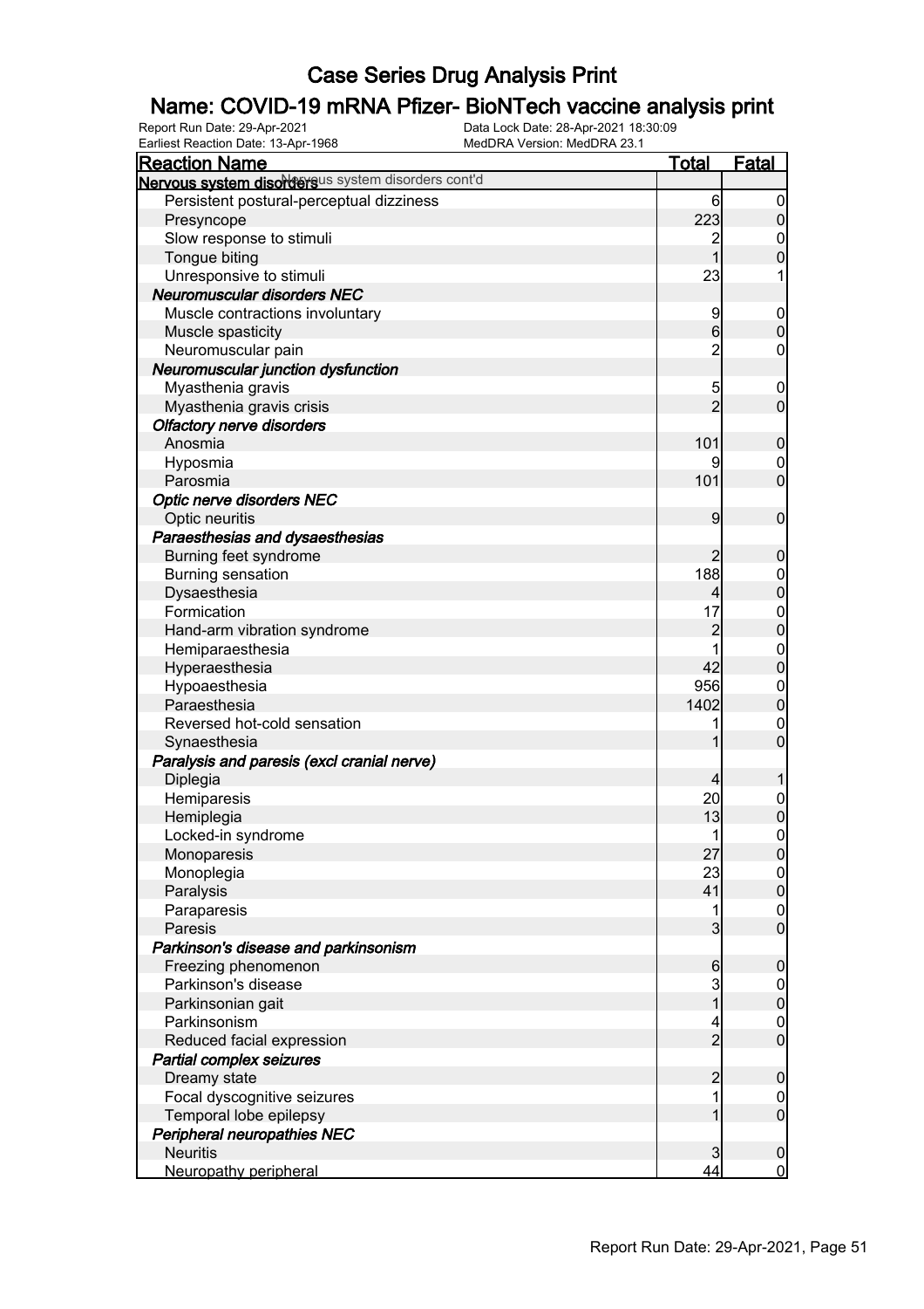# Case Series Drug Analysis Print

## Name: COVID-19 mRNA Pfizer- BioNTech vaccine analysis print

Report Run Date: 29-Apr-2021
Data Lock Date: 28-Apr-2021 18:30:09
Earliest Reaction Date: 13-Apr-1968
MedDRA Version: MedDRA 23.1

| Reaction Name | Total | Fatal |
|---|---|---|
| **Nervous system disorders** Nervous system disorders cont'd | | |
| Persistent postural-perceptual dizziness | 6 | 0 |
| Presyncope | 223 | 0 |
| Slow response to stimuli | 2 | 0 |
| Tongue biting | 1 | 0 |
| Unresponsive to stimuli | 23 | 1 |
| ***Neuromuscular disorders NEC*** | | |
| Muscle contractions involuntary | 9 | 0 |
| Muscle spasticity | 6 | 0 |
| Neuromuscular pain | 2 | 0 |
| ***Neuromuscular junction dysfunction*** | | |
| Myasthenia gravis | 5 | 0 |
| Myasthenia gravis crisis | 2 | 0 |
| ***Olfactory nerve disorders*** | | |
| Anosmia | 101 | 0 |
| Hyposmia | 9 | 0 |
| Parosmia | 101 | 0 |
| ***Optic nerve disorders NEC*** | | |
| Optic neuritis | 9 | 0 |
| ***Paraesthesias and dysaesthesias*** | | |
| Burning feet syndrome | 2 | 0 |
| Burning sensation | 188 | 0 |
| Dysaesthesia | 4 | 0 |
| Formication | 17 | 0 |
| Hand-arm vibration syndrome | 2 | 0 |
| Hemiparaesthesia | 1 | 0 |
| Hyperaesthesia | 42 | 0 |
| Hypoaesthesia | 956 | 0 |
| Paraesthesia | 1402 | 0 |
| Reversed hot-cold sensation | 1 | 0 |
| Synaesthesia | 1 | 0 |
| ***Paralysis and paresis (excl cranial nerve)*** | | |
| Diplegia | 4 | 1 |
| Hemiparesis | 20 | 0 |
| Hemiplegia | 13 | 0 |
| Locked-in syndrome | 1 | 0 |
| Monoparesis | 27 | 0 |
| Monoplegia | 23 | 0 |
| Paralysis | 41 | 0 |
| Paraparesis | 1 | 0 |
| Paresis | 3 | 0 |
| ***Parkinson's disease and parkinsonism*** | | |
| Freezing phenomenon | 6 | 0 |
| Parkinson's disease | 3 | 0 |
| Parkinsonian gait | 1 | 0 |
| Parkinsonism | 4 | 0 |
| Reduced facial expression | 2 | 0 |
| ***Partial complex seizures*** | | |
| Dreamy state | 2 | 0 |
| Focal dyscognitive seizures | 1 | 0 |
| Temporal lobe epilepsy | 1 | 0 |
| ***Peripheral neuropathies NEC*** | | |
| Neuritis | 3 | 0 |
| Neuropathy peripheral | 44 | 0 |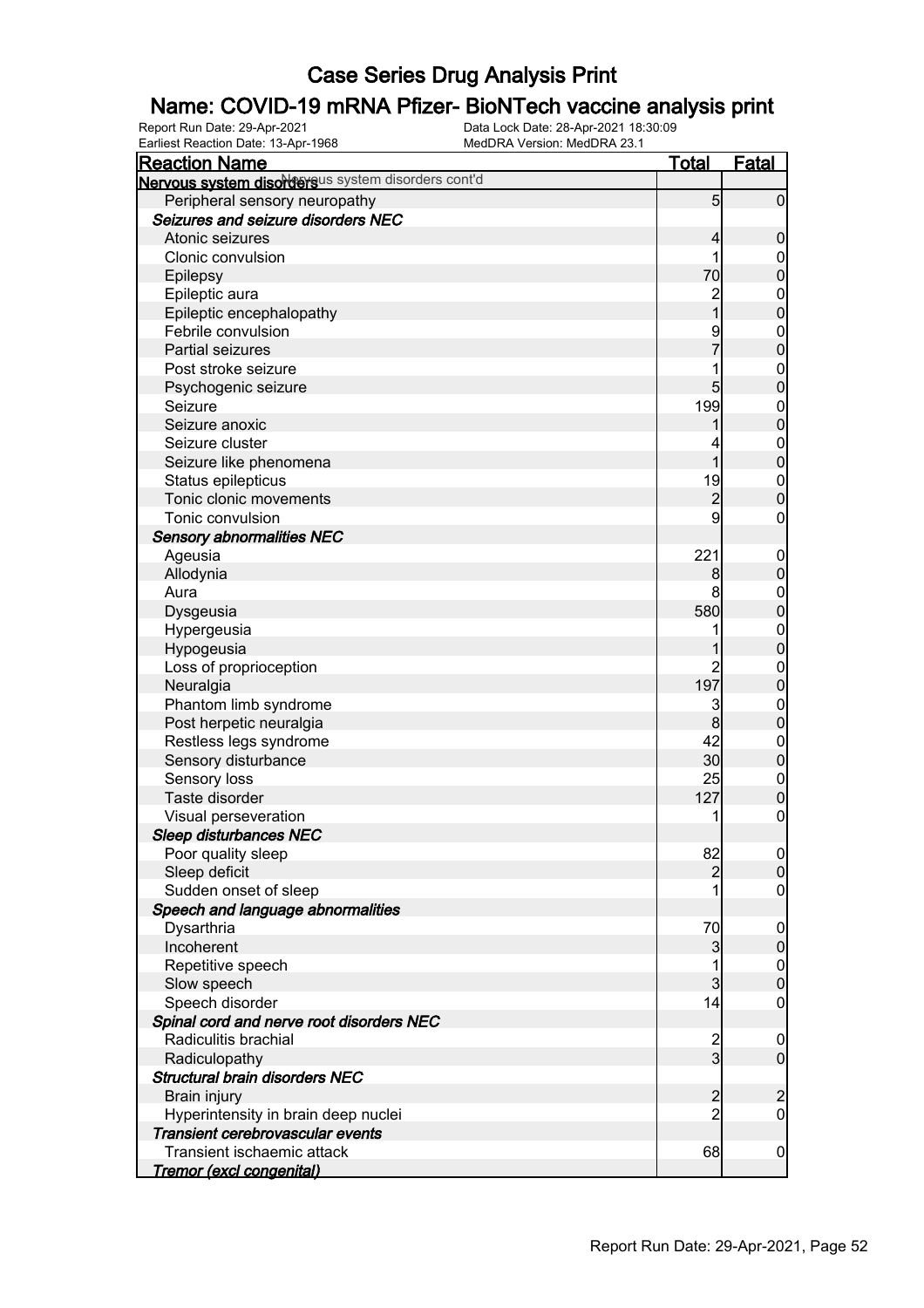# Case Series Drug Analysis Print

## Name: COVID-19 mRNA Pfizer- BioNTech vaccine analysis print

Report Run Date: 29-Apr-2021
Data Lock Date: 28-Apr-2021 18:30:09
Earliest Reaction Date: 13-Apr-1968
MedDRA Version: MedDRA 23.1

| Reaction Name | Total | Fatal |
|---|---|---|
| **Nervous system disorders** Nervous system disorders cont'd | | |
| Peripheral sensory neuropathy | 5 | 0 |
| ***Seizures and seizure disorders NEC*** | | |
| Atonic seizures | 4 | 0 |
| Clonic convulsion | 1 | 0 |
| Epilepsy | 70 | 0 |
| Epileptic aura | 2 | 0 |
| Epileptic encephalopathy | 1 | 0 |
| Febrile convulsion | 9 | 0 |
| Partial seizures | 7 | 0 |
| Post stroke seizure | 1 | 0 |
| Psychogenic seizure | 5 | 0 |
| Seizure | 199 | 0 |
| Seizure anoxic | 1 | 0 |
| Seizure cluster | 4 | 0 |
| Seizure like phenomena | 1 | 0 |
| Status epilepticus | 19 | 0 |
| Tonic clonic movements | 2 | 0 |
| Tonic convulsion | 9 | 0 |
| ***Sensory abnormalities NEC*** | | |
| Ageusia | 221 | 0 |
| Allodynia | 8 | 0 |
| Aura | 8 | 0 |
| Dysgeusia | 580 | 0 |
| Hypergeusia | 1 | 0 |
| Hypogeusia | 1 | 0 |
| Loss of proprioception | 2 | 0 |
| Neuralgia | 197 | 0 |
| Phantom limb syndrome | 3 | 0 |
| Post herpetic neuralgia | 8 | 0 |
| Restless legs syndrome | 42 | 0 |
| Sensory disturbance | 30 | 0 |
| Sensory loss | 25 | 0 |
| Taste disorder | 127 | 0 |
| Visual perseveration | 1 | 0 |
| ***Sleep disturbances NEC*** | | |
| Poor quality sleep | 82 | 0 |
| Sleep deficit | 2 | 0 |
| Sudden onset of sleep | 1 | 0 |
| ***Speech and language abnormalities*** | | |
| Dysarthria | 70 | 0 |
| Incoherent | 3 | 0 |
| Repetitive speech | 1 | 0 |
| Slow speech | 3 | 0 |
| Speech disorder | 14 | 0 |
| ***Spinal cord and nerve root disorders NEC*** | | |
| Radiculitis brachial | 2 | 0 |
| Radiculopathy | 3 | 0 |
| ***Structural brain disorders NEC*** | | |
| Brain injury | 2 | 2 |
| Hyperintensity in brain deep nuclei | 2 | 0 |
| ***Transient cerebrovascular events*** | | |
| Transient ischaemic attack | 68 | 0 |
| ***Tremor (excl congenital)*** | | |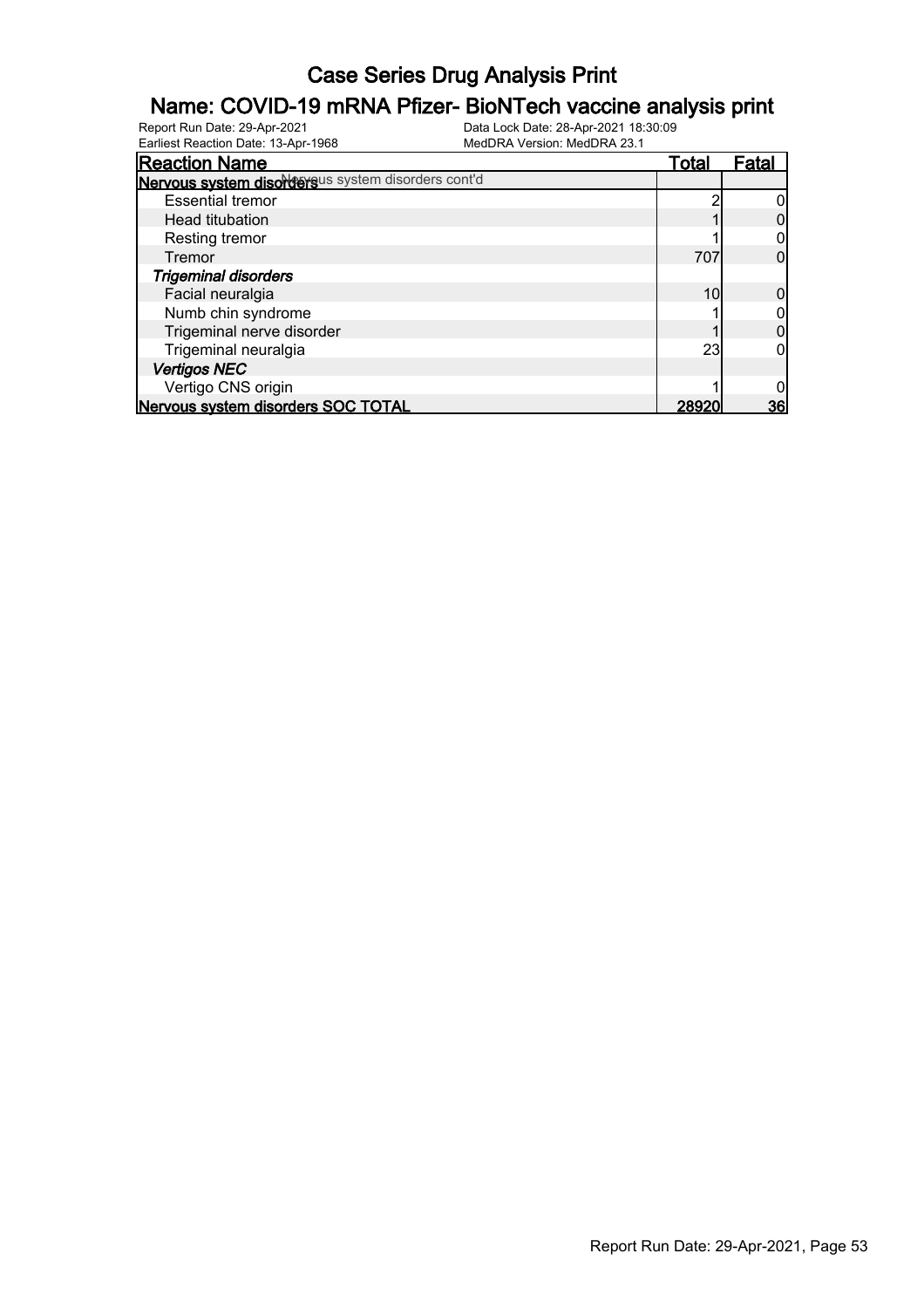# Case Series Drug Analysis Print

## Name: COVID-19 mRNA Pfizer- BioNTech vaccine analysis print

Report Run Date: 29-Apr-2021
Earliest Reaction Date: 13-Apr-1968
Data Lock Date: 28-Apr-2021 18:30:09
MedDRA Version: MedDRA 23.1

| Reaction Name | Total | Fatal |
|---|---|---|
| **Nervous system disorders** Nervous system disorders cont'd | | |
| Essential tremor | 2 | 0 |
| Head titubation | 1 | 0 |
| Resting tremor | 1 | 0 |
| Tremor | 707 | 0 |
| ***Trigeminal disorders*** | | |
| Facial neuralgia | 10 | 0 |
| Numb chin syndrome | 1 | 0 |
| Trigeminal nerve disorder | 1 | 0 |
| Trigeminal neuralgia | 23 | 0 |
| ***Vertigos NEC*** | | |
| Vertigo CNS origin | 1 | 0 |
| **Nervous system disorders SOC TOTAL** | **28920** | **36** |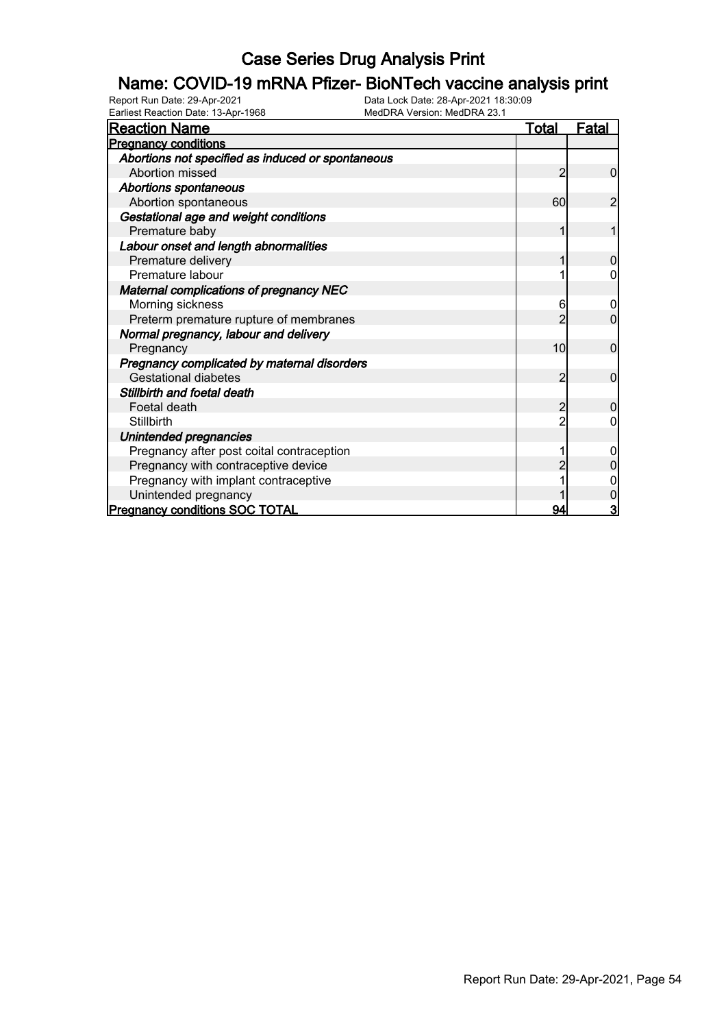# Case Series Drug Analysis Print

## Name: COVID-19 mRNA Pfizer- BioNTech vaccine analysis print

Report Run Date: 29-Apr-2021 Data Lock Date: 28-Apr-2021 18:30:09
Earliest Reaction Date: 13-Apr-1968 MedDRA Version: MedDRA 23.1

| Reaction Name | Total | Fatal |
|---|---|---|
| **Pregnancy conditions** | | |
| ***Abortions not specified as induced or spontaneous*** | | |
| Abortion missed | 2 | 0 |
| ***Abortions spontaneous*** | | |
| Abortion spontaneous | 60 | 2 |
| ***Gestational age and weight conditions*** | | |
| Premature baby | 1 | 1 |
| ***Labour onset and length abnormalities*** | | |
| Premature delivery | 1 | 0 |
| Premature labour | 1 | 0 |
| ***Maternal complications of pregnancy NEC*** | | |
| Morning sickness | 6 | 0 |
| Preterm premature rupture of membranes | 2 | 0 |
| ***Normal pregnancy, labour and delivery*** | | |
| Pregnancy | 10 | 0 |
| ***Pregnancy complicated by maternal disorders*** | | |
| Gestational diabetes | 2 | 0 |
| ***Stillbirth and foetal death*** | | |
| Foetal death | 2 | 0 |
| Stillbirth | 2 | 0 |
| ***Unintended pregnancies*** | | |
| Pregnancy after post coital contraception | 1 | 0 |
| Pregnancy with contraceptive device | 2 | 0 |
| Pregnancy with implant contraceptive | 1 | 0 |
| Unintended pregnancy | 1 | 0 |
| **Pregnancy conditions SOC TOTAL** | **94** | **3** |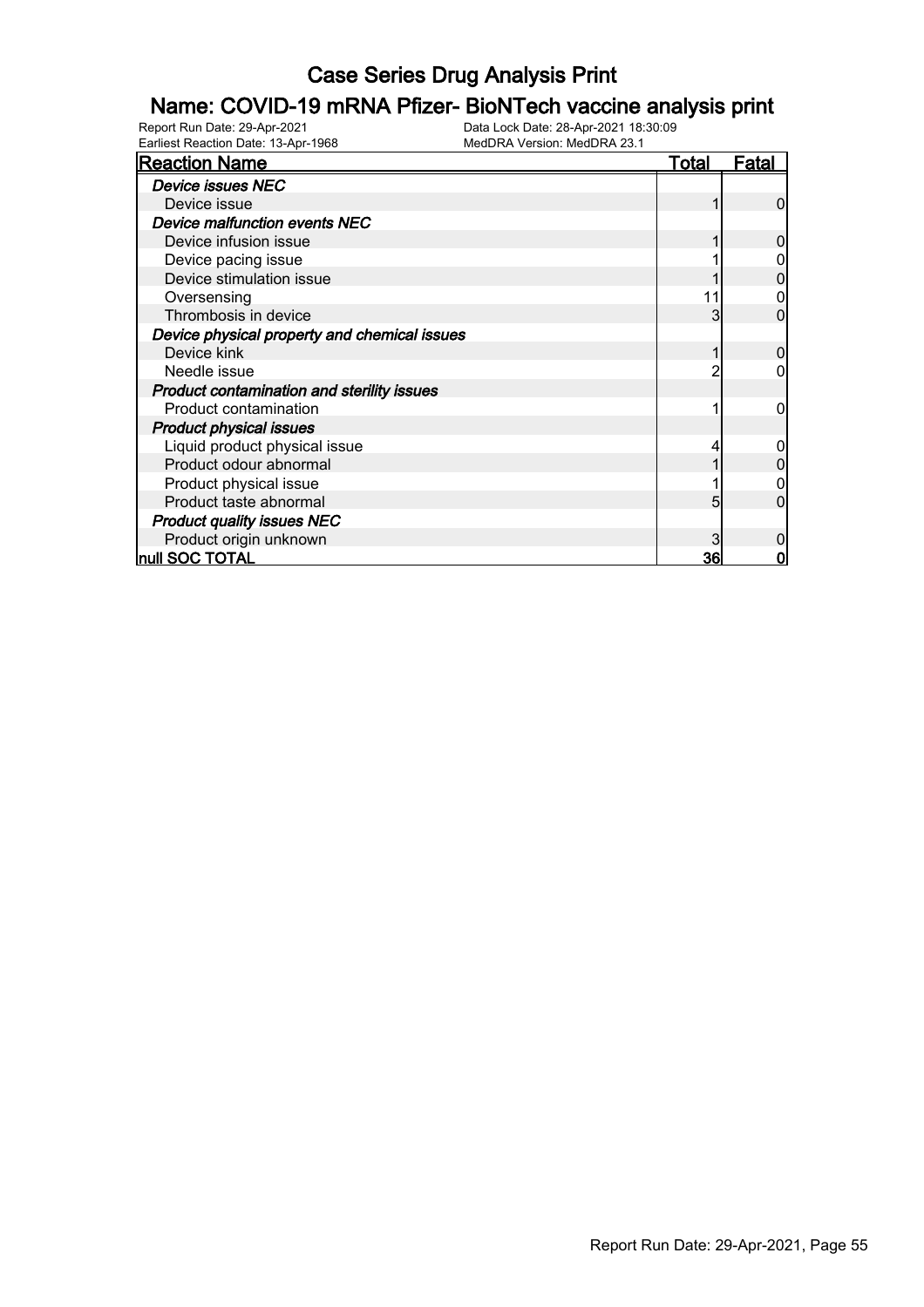# Case Series Drug Analysis Print

## Name: COVID-19 mRNA Pfizer- BioNTech vaccine analysis print

Report Run Date: 29-Apr-2021
Data Lock Date: 28-Apr-2021 18:30:09
Earliest Reaction Date: 13-Apr-1968
MedDRA Version: MedDRA 23.1

| Reaction Name | Total | Fatal |
|---|---|---|
| ***Device issues NEC*** | | |
| Device issue | 1 | 0 |
| ***Device malfunction events NEC*** | | |
| Device infusion issue | 1 | 0 |
| Device pacing issue | 1 | 0 |
| Device stimulation issue | 1 | 0 |
| Oversensing | 11 | 0 |
| Thrombosis in device | 3 | 0 |
| ***Device physical property and chemical issues*** | | |
| Device kink | 1 | 0 |
| Needle issue | 2 | 0 |
| ***Product contamination and sterility issues*** | | |
| Product contamination | 1 | 0 |
| ***Product physical issues*** | | |
| Liquid product physical issue | 4 | 0 |
| Product odour abnormal | 1 | 0 |
| Product physical issue | 1 | 0 |
| Product taste abnormal | 5 | 0 |
| ***Product quality issues NEC*** | | |
| Product origin unknown | 3 | 0 |
| **null SOC TOTAL** | **36** | **0** |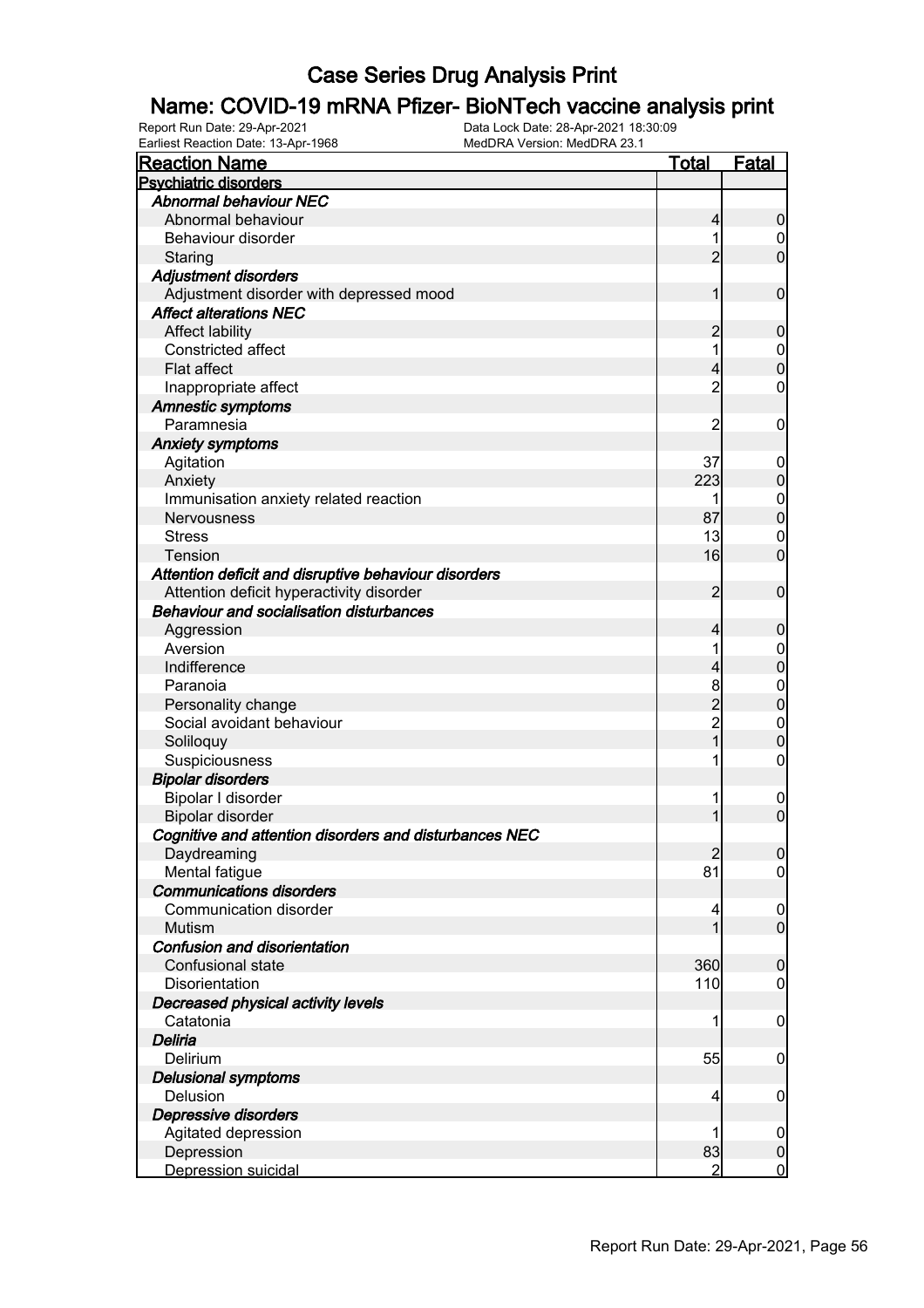# Case Series Drug Analysis Print

## Name: COVID-19 mRNA Pfizer- BioNTech vaccine analysis print

Report Run Date: 29-Apr-2021
Data Lock Date: 28-Apr-2021 18:30:09
Earliest Reaction Date: 13-Apr-1968
MedDRA Version: MedDRA 23.1

| Reaction Name | Total | Fatal |
|---|---|---|
| **Psychiatric disorders** | | |
| ***Abnormal behaviour NEC*** | | |
| Abnormal behaviour | 4 | 0 |
| Behaviour disorder | 1 | 0 |
| Staring | 2 | 0 |
| ***Adjustment disorders*** | | |
| Adjustment disorder with depressed mood | 1 | 0 |
| ***Affect alterations NEC*** | | |
| Affect lability | 2 | 0 |
| Constricted affect | 1 | 0 |
| Flat affect | 4 | 0 |
| Inappropriate affect | 2 | 0 |
| ***Amnestic symptoms*** | | |
| Paramnesia | 2 | 0 |
| ***Anxiety symptoms*** | | |
| Agitation | 37 | 0 |
| Anxiety | 223 | 0 |
| Immunisation anxiety related reaction | 1 | 0 |
| Nervousness | 87 | 0 |
| Stress | 13 | 0 |
| Tension | 16 | 0 |
| ***Attention deficit and disruptive behaviour disorders*** | | |
| Attention deficit hyperactivity disorder | 2 | 0 |
| ***Behaviour and socialisation disturbances*** | | |
| Aggression | 4 | 0 |
| Aversion | 1 | 0 |
| Indifference | 4 | 0 |
| Paranoia | 8 | 0 |
| Personality change | 2 | 0 |
| Social avoidant behaviour | 2 | 0 |
| Soliloquy | 1 | 0 |
| Suspiciousness | 1 | 0 |
| ***Bipolar disorders*** | | |
| Bipolar I disorder | 1 | 0 |
| Bipolar disorder | 1 | 0 |
| ***Cognitive and attention disorders and disturbances NEC*** | | |
| Daydreaming | 2 | 0 |
| Mental fatigue | 81 | 0 |
| ***Communications disorders*** | | |
| Communication disorder | 4 | 0 |
| Mutism | 1 | 0 |
| ***Confusion and disorientation*** | | |
| Confusional state | 360 | 0 |
| Disorientation | 110 | 0 |
| ***Decreased physical activity levels*** | | |
| Catatonia | 1 | 0 |
| ***Deliria*** | | |
| Delirium | 55 | 0 |
| ***Delusional symptoms*** | | |
| Delusion | 4 | 0 |
| ***Depressive disorders*** | | |
| Agitated depression | 1 | 0 |
| Depression | 83 | 0 |
| Depression suicidal | 2 | 0 |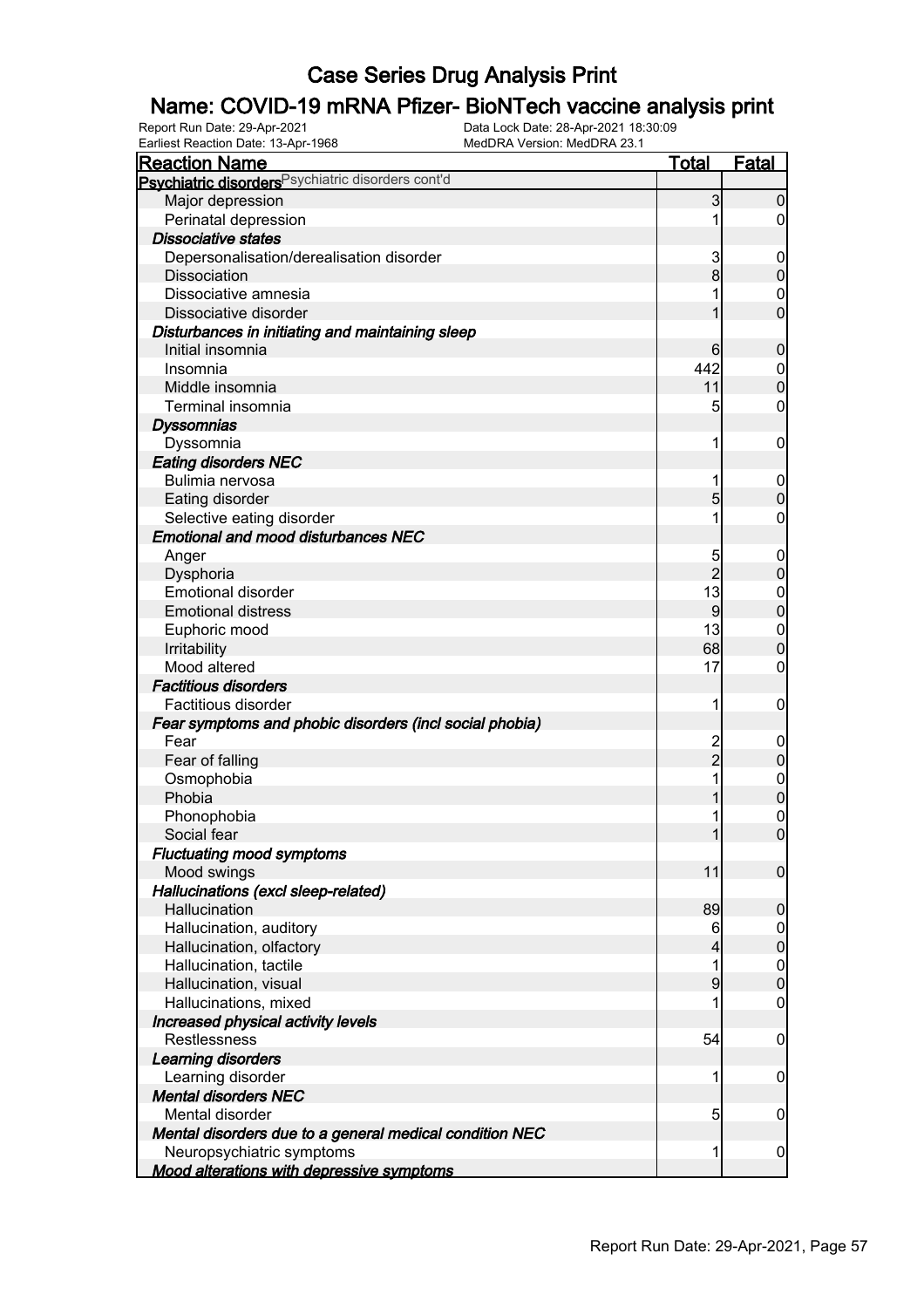# Case Series Drug Analysis Print

## Name: COVID-19 mRNA Pfizer- BioNTech vaccine analysis print

Report Run Date: 29-Apr-2021 | Data Lock Date: 28-Apr-2021 18:30:09
Earliest Reaction Date: 13-Apr-1968 | MedDRA Version: MedDRA 23.1

| Reaction Name | Total | Fatal |
|---|---|---|
| **Psychiatric disorders** Psychiatric disorders cont'd | | |
| Major depression | 3 | 0 |
| Perinatal depression | 1 | 0 |
| ***Dissociative states*** | | |
| Depersonalisation/derealisation disorder | 3 | 0 |
| Dissociation | 8 | 0 |
| Dissociative amnesia | 1 | 0 |
| Dissociative disorder | 1 | 0 |
| ***Disturbances in initiating and maintaining sleep*** | | |
| Initial insomnia | 6 | 0 |
| Insomnia | 442 | 0 |
| Middle insomnia | 11 | 0 |
| Terminal insomnia | 5 | 0 |
| ***Dyssomnias*** | | |
| Dyssomnia | 1 | 0 |
| ***Eating disorders NEC*** | | |
| Bulimia nervosa | 1 | 0 |
| Eating disorder | 5 | 0 |
| Selective eating disorder | 1 | 0 |
| ***Emotional and mood disturbances NEC*** | | |
| Anger | 5 | 0 |
| Dysphoria | 2 | 0 |
| Emotional disorder | 13 | 0 |
| Emotional distress | 9 | 0 |
| Euphoric mood | 13 | 0 |
| Irritability | 68 | 0 |
| Mood altered | 17 | 0 |
| ***Factitious disorders*** | | |
| Factitious disorder | 1 | 0 |
| ***Fear symptoms and phobic disorders (incl social phobia)*** | | |
| Fear | 2 | 0 |
| Fear of falling | 2 | 0 |
| Osmophobia | 1 | 0 |
| Phobia | 1 | 0 |
| Phonophobia | 1 | 0 |
| Social fear | 1 | 0 |
| ***Fluctuating mood symptoms*** | | |
| Mood swings | 11 | 0 |
| ***Hallucinations (excl sleep-related)*** | | |
| Hallucination | 89 | 0 |
| Hallucination, auditory | 6 | 0 |
| Hallucination, olfactory | 4 | 0 |
| Hallucination, tactile | 1 | 0 |
| Hallucination, visual | 9 | 0 |
| Hallucinations, mixed | 1 | 0 |
| ***Increased physical activity levels*** | | |
| Restlessness | 54 | 0 |
| ***Learning disorders*** | | |
| Learning disorder | 1 | 0 |
| ***Mental disorders NEC*** | | |
| Mental disorder | 5 | 0 |
| ***Mental disorders due to a general medical condition NEC*** | | |
| Neuropsychiatric symptoms | 1 | 0 |
| ***Mood alterations with depressive symptoms*** | | |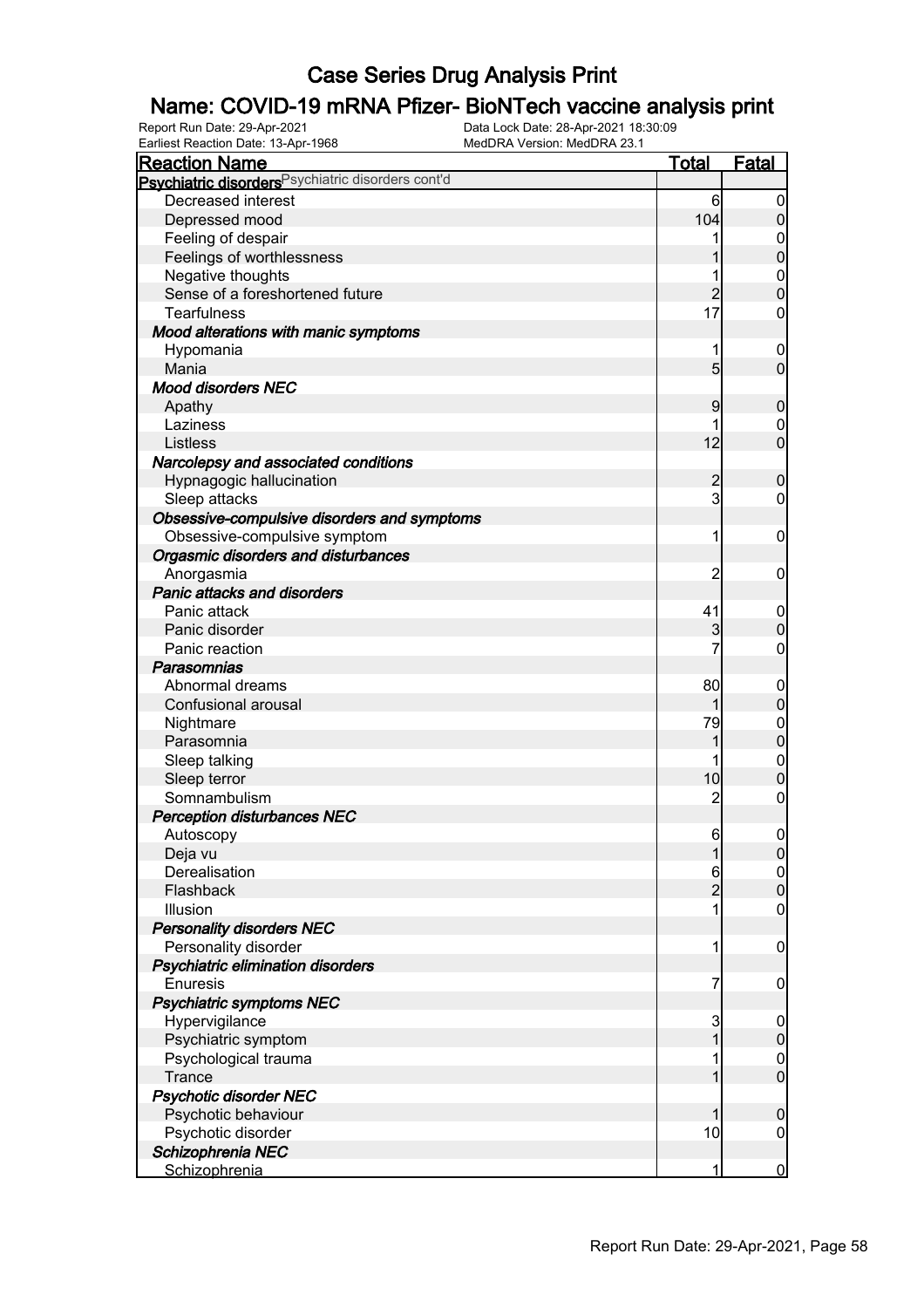# Case Series Drug Analysis Print

## Name: COVID-19 mRNA Pfizer- BioNTech vaccine analysis print

Report Run Date: 29-Apr-2021
Earliest Reaction Date: 13-Apr-1968
Data Lock Date: 28-Apr-2021 18:30:09
MedDRA Version: MedDRA 23.1

| Reaction Name | Total | Fatal |
|---|---|---|
| **Psychiatric disorders** Psychiatric disorders cont'd | | |
| Decreased interest | 6 | 0 |
| Depressed mood | 104 | 0 |
| Feeling of despair | 1 | 0 |
| Feelings of worthlessness | 1 | 0 |
| Negative thoughts | 1 | 0 |
| Sense of a foreshortened future | 2 | 0 |
| Tearfulness | 17 | 0 |
| ***Mood alterations with manic symptoms*** | | |
| Hypomania | 1 | 0 |
| Mania | 5 | 0 |
| ***Mood disorders NEC*** | | |
| Apathy | 9 | 0 |
| Laziness | 1 | 0 |
| Listless | 12 | 0 |
| ***Narcolepsy and associated conditions*** | | |
| Hypnagogic hallucination | 2 | 0 |
| Sleep attacks | 3 | 0 |
| ***Obsessive-compulsive disorders and symptoms*** | | |
| Obsessive-compulsive symptom | 1 | 0 |
| ***Orgasmic disorders and disturbances*** | | |
| Anorgasmia | 2 | 0 |
| ***Panic attacks and disorders*** | | |
| Panic attack | 41 | 0 |
| Panic disorder | 3 | 0 |
| Panic reaction | 7 | 0 |
| ***Parasomnias*** | | |
| Abnormal dreams | 80 | 0 |
| Confusional arousal | 1 | 0 |
| Nightmare | 79 | 0 |
| Parasomnia | 1 | 0 |
| Sleep talking | 1 | 0 |
| Sleep terror | 10 | 0 |
| Somnambulism | 2 | 0 |
| ***Perception disturbances NEC*** | | |
| Autoscopy | 6 | 0 |
| Deja vu | 1 | 0 |
| Derealisation | 6 | 0 |
| Flashback | 2 | 0 |
| Illusion | 1 | 0 |
| ***Personality disorders NEC*** | | |
| Personality disorder | 1 | 0 |
| ***Psychiatric elimination disorders*** | | |
| Enuresis | 7 | 0 |
| ***Psychiatric symptoms NEC*** | | |
| Hypervigilance | 3 | 0 |
| Psychiatric symptom | 1 | 0 |
| Psychological trauma | 1 | 0 |
| Trance | 1 | 0 |
| ***Psychotic disorder NEC*** | | |
| Psychotic behaviour | 1 | 0 |
| Psychotic disorder | 10 | 0 |
| ***Schizophrenia NEC*** | | |
| Schizophrenia | 1 | 0 |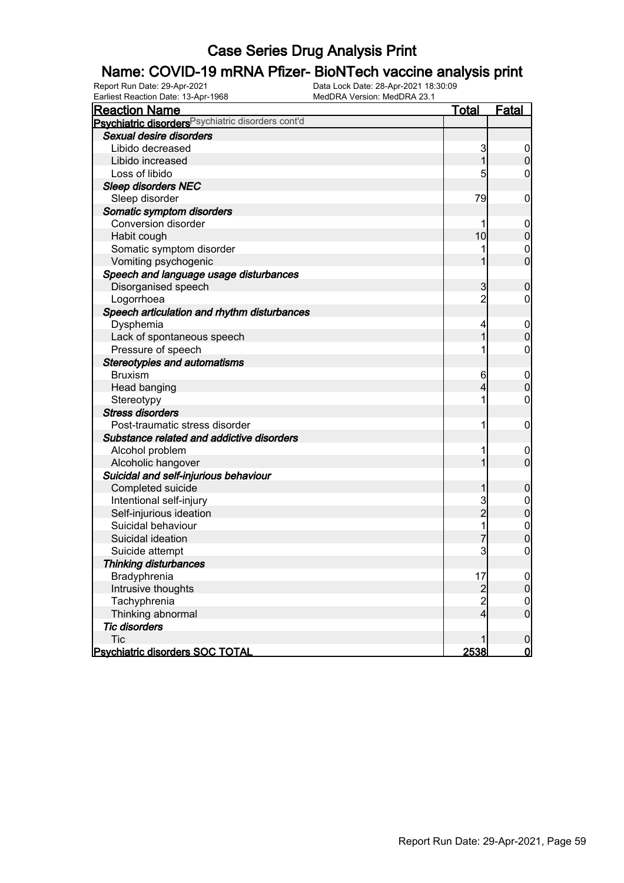# Case Series Drug Analysis Print

## Name: COVID-19 mRNA Pfizer- BioNTech vaccine analysis print

Report Run Date: 29-Apr-2021
Earliest Reaction Date: 13-Apr-1968
Data Lock Date: 28-Apr-2021 18:30:09
MedDRA Version: MedDRA 23.1

| Reaction Name | Total | Fatal |
|---|---|---|
| **Psychiatric disorders** Psychiatric disorders cont'd | | |
| ***Sexual desire disorders*** | | |
| Libido decreased | 3 | 0 |
| Libido increased | 1 | 0 |
| Loss of libido | 5 | 0 |
| ***Sleep disorders NEC*** | | |
| Sleep disorder | 79 | 0 |
| ***Somatic symptom disorders*** | | |
| Conversion disorder | 1 | 0 |
| Habit cough | 10 | 0 |
| Somatic symptom disorder | 1 | 0 |
| Vomiting psychogenic | 1 | 0 |
| ***Speech and language usage disturbances*** | | |
| Disorganised speech | 3 | 0 |
| Logorrhoea | 2 | 0 |
| ***Speech articulation and rhythm disturbances*** | | |
| Dysphemia | 4 | 0 |
| Lack of spontaneous speech | 1 | 0 |
| Pressure of speech | 1 | 0 |
| ***Stereotypies and automatisms*** | | |
| Bruxism | 6 | 0 |
| Head banging | 4 | 0 |
| Stereotypy | 1 | 0 |
| ***Stress disorders*** | | |
| Post-traumatic stress disorder | 1 | 0 |
| ***Substance related and addictive disorders*** | | |
| Alcohol problem | 1 | 0 |
| Alcoholic hangover | 1 | 0 |
| ***Suicidal and self-injurious behaviour*** | | |
| Completed suicide | 1 | 0 |
| Intentional self-injury | 3 | 0 |
| Self-injurious ideation | 2 | 0 |
| Suicidal behaviour | 1 | 0 |
| Suicidal ideation | 7 | 0 |
| Suicide attempt | 3 | 0 |
| ***Thinking disturbances*** | | |
| Bradyphrenia | 17 | 0 |
| Intrusive thoughts | 2 | 0 |
| Tachyphrenia | 2 | 0 |
| Thinking abnormal | 4 | 0 |
| ***Tic disorders*** | | |
| Tic | 1 | 0 |
| **Psychiatric disorders SOC TOTAL** | **2538** | **0** |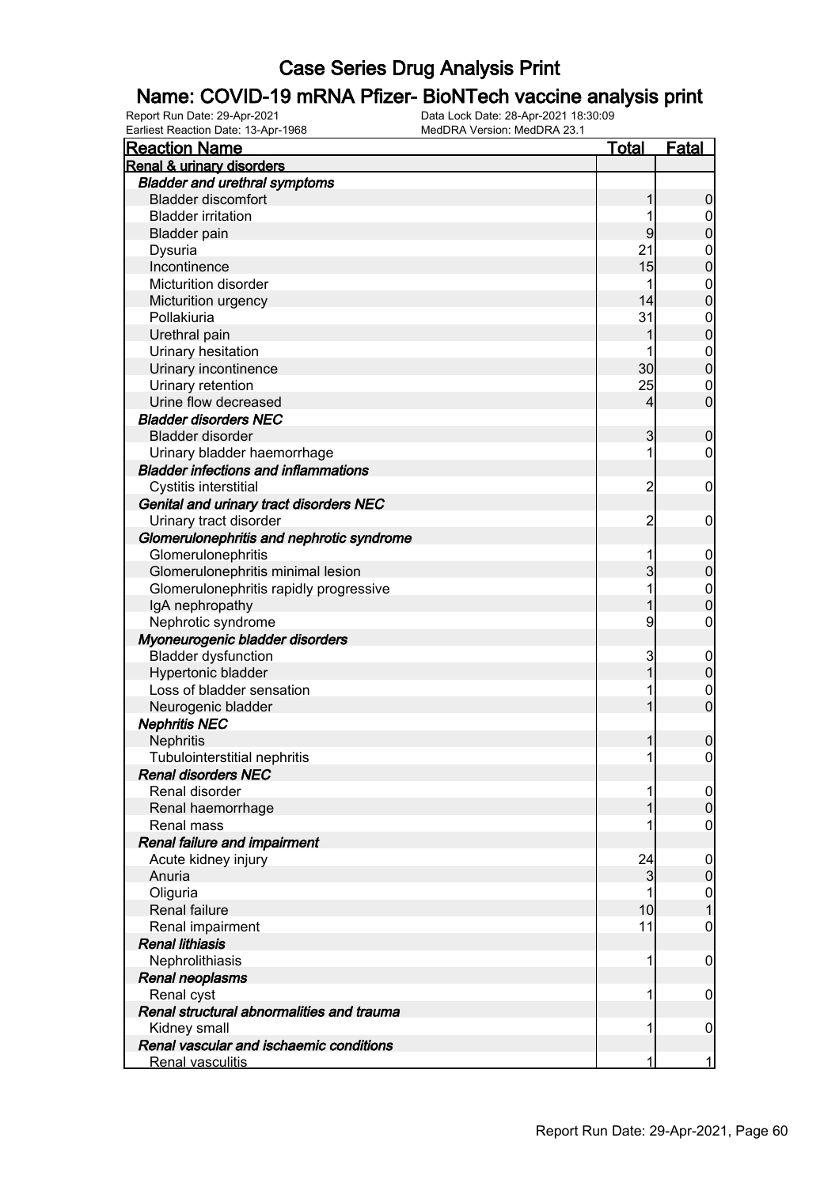# Case Series Drug Analysis Print

## Name: COVID-19 mRNA Pfizer- BioNTech vaccine analysis print

Report Run Date: 29-Apr-2021
Data Lock Date: 28-Apr-2021 18:30:09
Earliest Reaction Date: 13-Apr-1968
MedDRA Version: MedDRA 23.1

| Reaction Name | Total | Fatal |
|---|---|---|
| **Renal & urinary disorders** | | |
| ***Bladder and urethral symptoms*** | | |
| Bladder discomfort | 1 | 0 |
| Bladder irritation | 1 | 0 |
| Bladder pain | 9 | 0 |
| Dysuria | 21 | 0 |
| Incontinence | 15 | 0 |
| Micturition disorder | 1 | 0 |
| Micturition urgency | 14 | 0 |
| Pollakiuria | 31 | 0 |
| Urethral pain | 1 | 0 |
| Urinary hesitation | 1 | 0 |
| Urinary incontinence | 30 | 0 |
| Urinary retention | 25 | 0 |
| Urine flow decreased | 4 | 0 |
| ***Bladder disorders NEC*** | | |
| Bladder disorder | 3 | 0 |
| Urinary bladder haemorrhage | 1 | 0 |
| ***Bladder infections and inflammations*** | | |
| Cystitis interstitial | 2 | 0 |
| ***Genital and urinary tract disorders NEC*** | | |
| Urinary tract disorder | 2 | 0 |
| ***Glomerulonephritis and nephrotic syndrome*** | | |
| Glomerulonephritis | 1 | 0 |
| Glomerulonephritis minimal lesion | 3 | 0 |
| Glomerulonephritis rapidly progressive | 1 | 0 |
| IgA nephropathy | 1 | 0 |
| Nephrotic syndrome | 9 | 0 |
| ***Myoneurogenic bladder disorders*** | | |
| Bladder dysfunction | 3 | 0 |
| Hypertonic bladder | 1 | 0 |
| Loss of bladder sensation | 1 | 0 |
| Neurogenic bladder | 1 | 0 |
| ***Nephritis NEC*** | | |
| Nephritis | 1 | 0 |
| Tubulointerstitial nephritis | 1 | 0 |
| ***Renal disorders NEC*** | | |
| Renal disorder | 1 | 0 |
| Renal haemorrhage | 1 | 0 |
| Renal mass | 1 | 0 |
| ***Renal failure and impairment*** | | |
| Acute kidney injury | 24 | 0 |
| Anuria | 3 | 0 |
| Oliguria | 1 | 0 |
| Renal failure | 10 | 1 |
| Renal impairment | 11 | 0 |
| ***Renal lithiasis*** | | |
| Nephrolithiasis | 1 | 0 |
| ***Renal neoplasms*** | | |
| Renal cyst | 1 | 0 |
| ***Renal structural abnormalities and trauma*** | | |
| Kidney small | 1 | 0 |
| ***Renal vascular and ischaemic conditions*** | | |
| Renal vasculitis | 1 | 1 |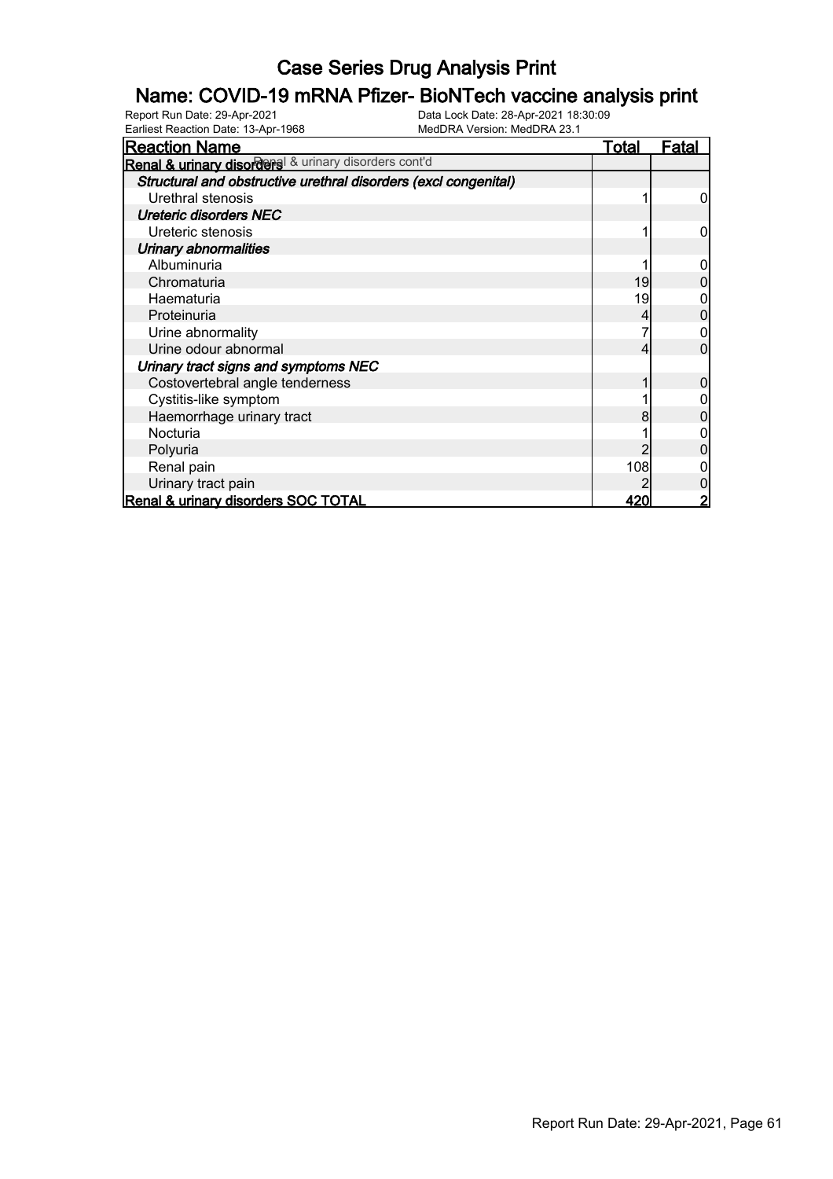# Case Series Drug Analysis Print

## Name: COVID-19 mRNA Pfizer- BioNTech vaccine analysis print

Report Run Date: 29-Apr-2021
Data Lock Date: 28-Apr-2021 18:30:09
Earliest Reaction Date: 13-Apr-1968
MedDRA Version: MedDRA 23.1

| Reaction Name | Total | Fatal |
|---|---|---|
| **Renal & urinary disorders** Renal & urinary disorders cont'd | | |
| ***Structural and obstructive urethral disorders (excl congenital)*** | | |
| Urethral stenosis | 1 | 0 |
| ***Ureteric disorders NEC*** | | |
| Ureteric stenosis | 1 | 0 |
| ***Urinary abnormalities*** | | |
| Albuminuria | 1 | 0 |
| Chromaturia | 19 | 0 |
| Haematuria | 19 | 0 |
| Proteinuria | 4 | 0 |
| Urine abnormality | 7 | 0 |
| Urine odour abnormal | 4 | 0 |
| ***Urinary tract signs and symptoms NEC*** | | |
| Costovertebral angle tenderness | 1 | 0 |
| Cystitis-like symptom | 1 | 0 |
| Haemorrhage urinary tract | 8 | 0 |
| Nocturia | 1 | 0 |
| Polyuria | 2 | 0 |
| Renal pain | 108 | 0 |
| Urinary tract pain | 2 | 0 |
| **Renal & urinary disorders SOC TOTAL** | **420** | **2** |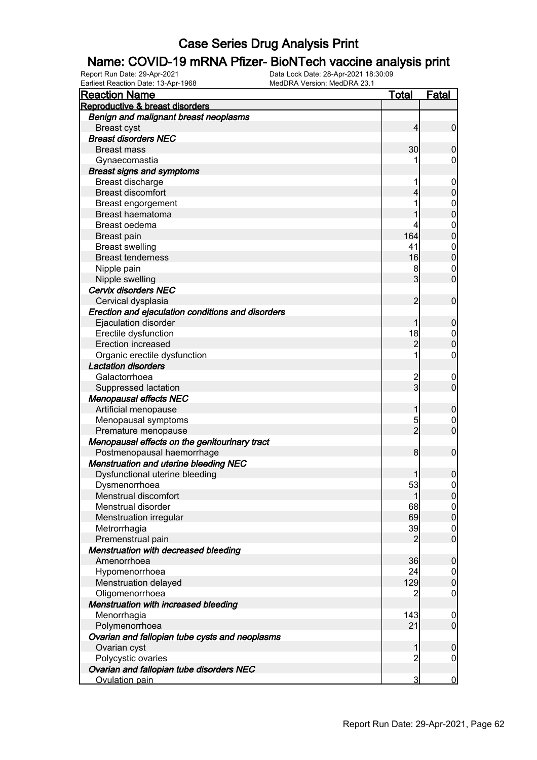# Case Series Drug Analysis Print

## Name: COVID-19 mRNA Pfizer- BioNTech vaccine analysis print

Report Run Date: 29-Apr-2021    Data Lock Date: 28-Apr-2021 18:30:09
Earliest Reaction Date: 13-Apr-1968    MedDRA Version: MedDRA 23.1

| Reaction Name | Total | Fatal |
|---|---|---|
| **Reproductive & breast disorders** | | |
| ***Benign and malignant breast neoplasms*** | | |
| Breast cyst | 4 | 0 |
| ***Breast disorders NEC*** | | |
| Breast mass | 30 | 0 |
| Gynaecomastia | 1 | 0 |
| ***Breast signs and symptoms*** | | |
| Breast discharge | 1 | 0 |
| Breast discomfort | 4 | 0 |
| Breast engorgement | 1 | 0 |
| Breast haematoma | 1 | 0 |
| Breast oedema | 4 | 0 |
| Breast pain | 164 | 0 |
| Breast swelling | 41 | 0 |
| Breast tenderness | 16 | 0 |
| Nipple pain | 8 | 0 |
| Nipple swelling | 3 | 0 |
| ***Cervix disorders NEC*** | | |
| Cervical dysplasia | 2 | 0 |
| ***Erection and ejaculation conditions and disorders*** | | |
| Ejaculation disorder | 1 | 0 |
| Erectile dysfunction | 18 | 0 |
| Erection increased | 2 | 0 |
| Organic erectile dysfunction | 1 | 0 |
| ***Lactation disorders*** | | |
| Galactorrhoea | 2 | 0 |
| Suppressed lactation | 3 | 0 |
| ***Menopausal effects NEC*** | | |
| Artificial menopause | 1 | 0 |
| Menopausal symptoms | 5 | 0 |
| Premature menopause | 2 | 0 |
| ***Menopausal effects on the genitourinary tract*** | | |
| Postmenopausal haemorrhage | 8 | 0 |
| ***Menstruation and uterine bleeding NEC*** | | |
| Dysfunctional uterine bleeding | 1 | 0 |
| Dysmenorrhoea | 53 | 0 |
| Menstrual discomfort | 1 | 0 |
| Menstrual disorder | 68 | 0 |
| Menstruation irregular | 69 | 0 |
| Metrorrhagia | 39 | 0 |
| Premenstrual pain | 2 | 0 |
| ***Menstruation with decreased bleeding*** | | |
| Amenorrhoea | 36 | 0 |
| Hypomenorrhoea | 24 | 0 |
| Menstruation delayed | 129 | 0 |
| Oligomenorrhoea | 2 | 0 |
| ***Menstruation with increased bleeding*** | | |
| Menorrhagia | 143 | 0 |
| Polymenorrhoea | 21 | 0 |
| ***Ovarian and fallopian tube cysts and neoplasms*** | | |
| Ovarian cyst | 1 | 0 |
| Polycystic ovaries | 2 | 0 |
| ***Ovarian and fallopian tube disorders NEC*** | | |
| Ovulation pain | 3 | 0 |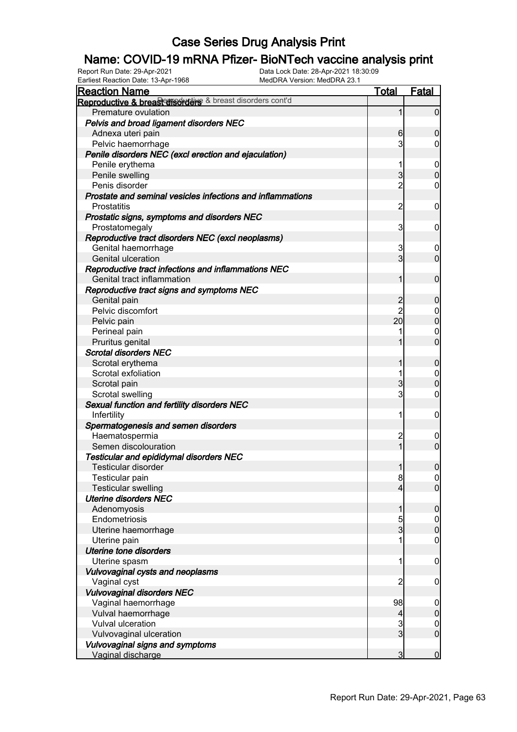# Case Series Drug Analysis Print

## Name: COVID-19 mRNA Pfizer- BioNTech vaccine analysis print

Report Run Date: 29-Apr-2021
Data Lock Date: 28-Apr-2021 18:30:09
Earliest Reaction Date: 13-Apr-1968
MedDRA Version: MedDRA 23.1

| Reaction Name | Total | Fatal |
|---|---|---|
| **Reproductive & breast disorders** Reproductive & breast disorders cont'd | | |
| Premature ovulation | 1 | 0 |
| ***Pelvis and broad ligament disorders NEC*** | | |
| Adnexa uteri pain | 6 | 0 |
| Pelvic haemorrhage | 3 | 0 |
| ***Penile disorders NEC (excl erection and ejaculation)*** | | |
| Penile erythema | 1 | 0 |
| Penile swelling | 3 | 0 |
| Penis disorder | 2 | 0 |
| ***Prostate and seminal vesicles infections and inflammations*** | | |
| Prostatitis | 2 | 0 |
| ***Prostatic signs, symptoms and disorders NEC*** | | |
| Prostatomegaly | 3 | 0 |
| ***Reproductive tract disorders NEC (excl neoplasms)*** | | |
| Genital haemorrhage | 3 | 0 |
| Genital ulceration | 3 | 0 |
| ***Reproductive tract infections and inflammations NEC*** | | |
| Genital tract inflammation | 1 | 0 |
| ***Reproductive tract signs and symptoms NEC*** | | |
| Genital pain | 2 | 0 |
| Pelvic discomfort | 2 | 0 |
| Pelvic pain | 20 | 0 |
| Perineal pain | 1 | 0 |
| Pruritus genital | 1 | 0 |
| ***Scrotal disorders NEC*** | | |
| Scrotal erythema | 1 | 0 |
| Scrotal exfoliation | 1 | 0 |
| Scrotal pain | 3 | 0 |
| Scrotal swelling | 3 | 0 |
| ***Sexual function and fertility disorders NEC*** | | |
| Infertility | 1 | 0 |
| ***Spermatogenesis and semen disorders*** | | |
| Haematospermia | 2 | 0 |
| Semen discolouration | 1 | 0 |
| ***Testicular and epididymal disorders NEC*** | | |
| Testicular disorder | 1 | 0 |
| Testicular pain | 8 | 0 |
| Testicular swelling | 4 | 0 |
| ***Uterine disorders NEC*** | | |
| Adenomyosis | 1 | 0 |
| Endometriosis | 5 | 0 |
| Uterine haemorrhage | 3 | 0 |
| Uterine pain | 1 | 0 |
| ***Uterine tone disorders*** | | |
| Uterine spasm | 1 | 0 |
| ***Vulvovaginal cysts and neoplasms*** | | |
| Vaginal cyst | 2 | 0 |
| ***Vulvovaginal disorders NEC*** | | |
| Vaginal haemorrhage | 98 | 0 |
| Vulval haemorrhage | 4 | 0 |
| Vulval ulceration | 3 | 0 |
| Vulvovaginal ulceration | 3 | 0 |
| ***Vulvovaginal signs and symptoms*** | | |
| Vaginal discharge | 3 | 0 |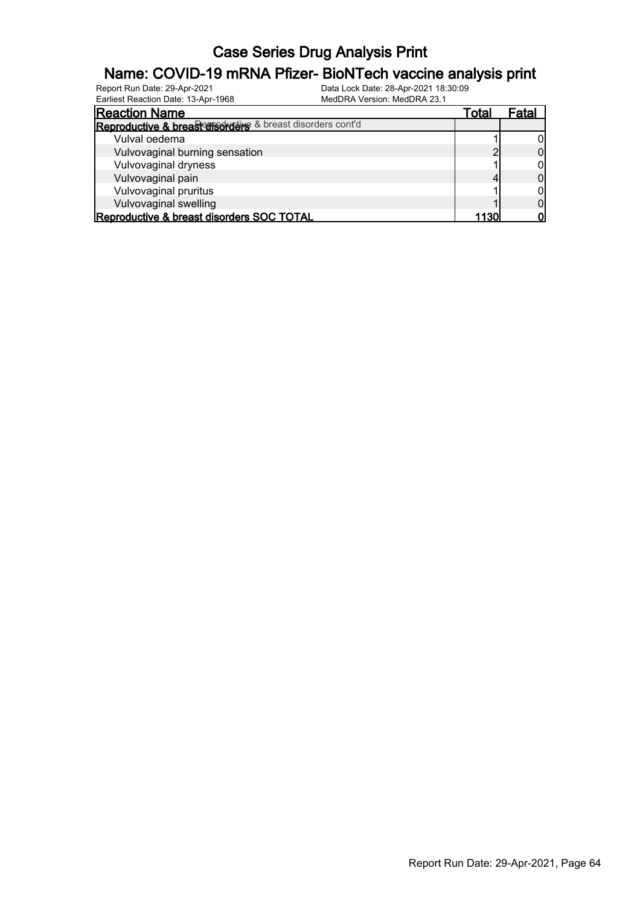# Case Series Drug Analysis Print

## Name: COVID-19 mRNA Pfizer- BioNTech vaccine analysis print

Report Run Date: 29-Apr-2021
Data Lock Date: 28-Apr-2021 18:30:09
Earliest Reaction Date: 13-Apr-1968
MedDRA Version: MedDRA 23.1

| Reaction Name | Total | Fatal |
| --- | --- | --- |
| **Reproductive & breast disorders** Reproductive & breast disorders cont'd | | |
| Vulval oedema | 1 | 0 |
| Vulvovaginal burning sensation | 2 | 0 |
| Vulvovaginal dryness | 1 | 0 |
| Vulvovaginal pain | 4 | 0 |
| Vulvovaginal pruritus | 1 | 0 |
| Vulvovaginal swelling | 1 | 0 |
| **Reproductive & breast disorders SOC TOTAL** | **1130** | **0** |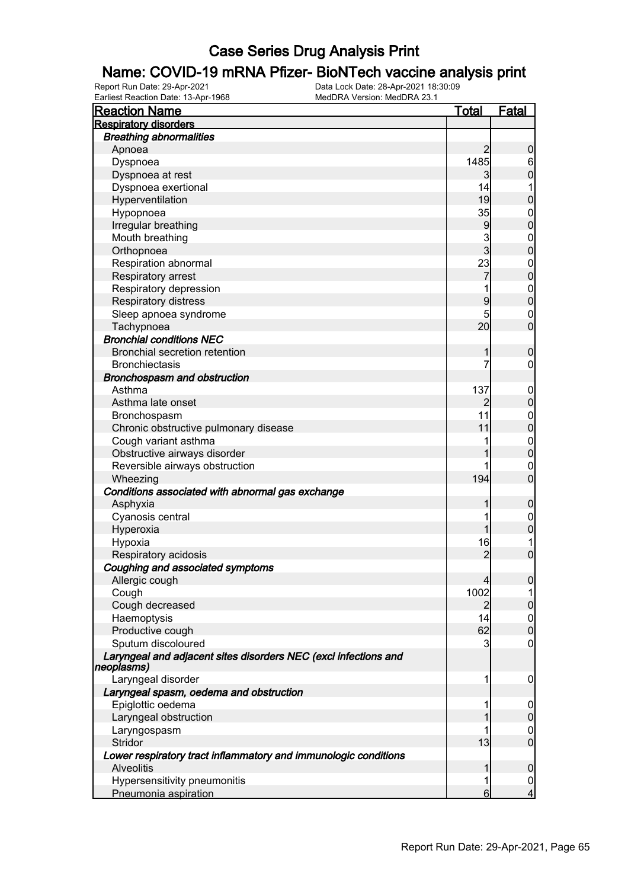# Case Series Drug Analysis Print

## Name: COVID-19 mRNA Pfizer- BioNTech vaccine analysis print

Report Run Date: 29-Apr-2021
Data Lock Date: 28-Apr-2021 18:30:09
Earliest Reaction Date: 13-Apr-1968
MedDRA Version: MedDRA 23.1

| Reaction Name | Total | Fatal |
|---|---|---|
| **Respiratory disorders** | | |
| ***Breathing abnormalities*** | | |
| Apnoea | 2 | 0 |
| Dyspnoea | 1485 | 6 |
| Dyspnoea at rest | 3 | 0 |
| Dyspnoea exertional | 14 | 1 |
| Hyperventilation | 19 | 0 |
| Hypopnoea | 35 | 0 |
| Irregular breathing | 9 | 0 |
| Mouth breathing | 3 | 0 |
| Orthopnoea | 3 | 0 |
| Respiration abnormal | 23 | 0 |
| Respiratory arrest | 7 | 0 |
| Respiratory depression | 1 | 0 |
| Respiratory distress | 9 | 0 |
| Sleep apnoea syndrome | 5 | 0 |
| Tachypnoea | 20 | 0 |
| ***Bronchial conditions NEC*** | | |
| Bronchial secretion retention | 1 | 0 |
| Bronchiectasis | 7 | 0 |
| ***Bronchospasm and obstruction*** | | |
| Asthma | 137 | 0 |
| Asthma late onset | 2 | 0 |
| Bronchospasm | 11 | 0 |
| Chronic obstructive pulmonary disease | 11 | 0 |
| Cough variant asthma | 1 | 0 |
| Obstructive airways disorder | 1 | 0 |
| Reversible airways obstruction | 1 | 0 |
| Wheezing | 194 | 0 |
| ***Conditions associated with abnormal gas exchange*** | | |
| Asphyxia | 1 | 0 |
| Cyanosis central | 1 | 0 |
| Hyperoxia | 1 | 0 |
| Hypoxia | 16 | 1 |
| Respiratory acidosis | 2 | 0 |
| ***Coughing and associated symptoms*** | | |
| Allergic cough | 4 | 0 |
| Cough | 1002 | 1 |
| Cough decreased | 2 | 0 |
| Haemoptysis | 14 | 0 |
| Productive cough | 62 | 0 |
| Sputum discoloured | 3 | 0 |
| ***Laryngeal and adjacent sites disorders NEC (excl infections and neoplasms)*** | | |
| Laryngeal disorder | 1 | 0 |
| ***Laryngeal spasm, oedema and obstruction*** | | |
| Epiglottic oedema | 1 | 0 |
| Laryngeal obstruction | 1 | 0 |
| Laryngospasm | 1 | 0 |
| Stridor | 13 | 0 |
| ***Lower respiratory tract inflammatory and immunologic conditions*** | | |
| Alveolitis | 1 | 0 |
| Hypersensitivity pneumonitis | 1 | 0 |
| Pneumonia aspiration | 6 | 4 |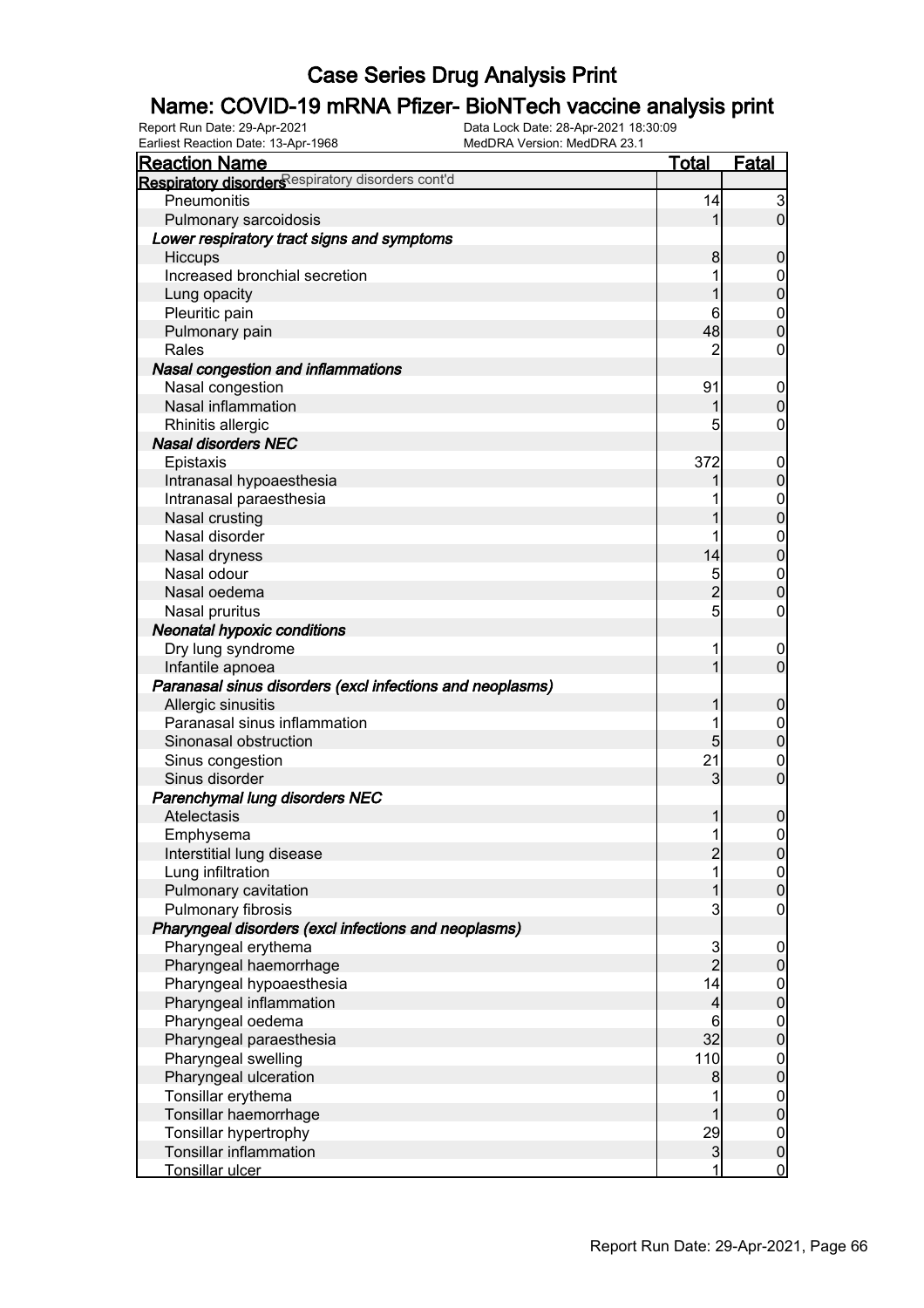# Case Series Drug Analysis Print

## Name: COVID-19 mRNA Pfizer- BioNTech vaccine analysis print

Report Run Date: 29-Apr-2021
Data Lock Date: 28-Apr-2021 18:30:09
Earliest Reaction Date: 13-Apr-1968
MedDRA Version: MedDRA 23.1

| Reaction Name | Total | Fatal |
|---|---|---|
| **Respiratory disorders** Respiratory disorders cont'd | | |
| Pneumonitis | 14 | 3 |
| Pulmonary sarcoidosis | 1 | 0 |
| ***Lower respiratory tract signs and symptoms*** | | |
| Hiccups | 8 | 0 |
| Increased bronchial secretion | 1 | 0 |
| Lung opacity | 1 | 0 |
| Pleuritic pain | 6 | 0 |
| Pulmonary pain | 48 | 0 |
| Rales | 2 | 0 |
| ***Nasal congestion and inflammations*** | | |
| Nasal congestion | 91 | 0 |
| Nasal inflammation | 1 | 0 |
| Rhinitis allergic | 5 | 0 |
| ***Nasal disorders NEC*** | | |
| Epistaxis | 372 | 0 |
| Intranasal hypoaesthesia | 1 | 0 |
| Intranasal paraesthesia | 1 | 0 |
| Nasal crusting | 1 | 0 |
| Nasal disorder | 1 | 0 |
| Nasal dryness | 14 | 0 |
| Nasal odour | 5 | 0 |
| Nasal oedema | 2 | 0 |
| Nasal pruritus | 5 | 0 |
| ***Neonatal hypoxic conditions*** | | |
| Dry lung syndrome | 1 | 0 |
| Infantile apnoea | 1 | 0 |
| ***Paranasal sinus disorders (excl infections and neoplasms)*** | | |
| Allergic sinusitis | 1 | 0 |
| Paranasal sinus inflammation | 1 | 0 |
| Sinonasal obstruction | 5 | 0 |
| Sinus congestion | 21 | 0 |
| Sinus disorder | 3 | 0 |
| ***Parenchymal lung disorders NEC*** | | |
| Atelectasis | 1 | 0 |
| Emphysema | 1 | 0 |
| Interstitial lung disease | 2 | 0 |
| Lung infiltration | 1 | 0 |
| Pulmonary cavitation | 1 | 0 |
| Pulmonary fibrosis | 3 | 0 |
| ***Pharyngeal disorders (excl infections and neoplasms)*** | | |
| Pharyngeal erythema | 3 | 0 |
| Pharyngeal haemorrhage | 2 | 0 |
| Pharyngeal hypoaesthesia | 14 | 0 |
| Pharyngeal inflammation | 4 | 0 |
| Pharyngeal oedema | 6 | 0 |
| Pharyngeal paraesthesia | 32 | 0 |
| Pharyngeal swelling | 110 | 0 |
| Pharyngeal ulceration | 8 | 0 |
| Tonsillar erythema | 1 | 0 |
| Tonsillar haemorrhage | 1 | 0 |
| Tonsillar hypertrophy | 29 | 0 |
| Tonsillar inflammation | 3 | 0 |
| Tonsillar ulcer | 1 | 0 |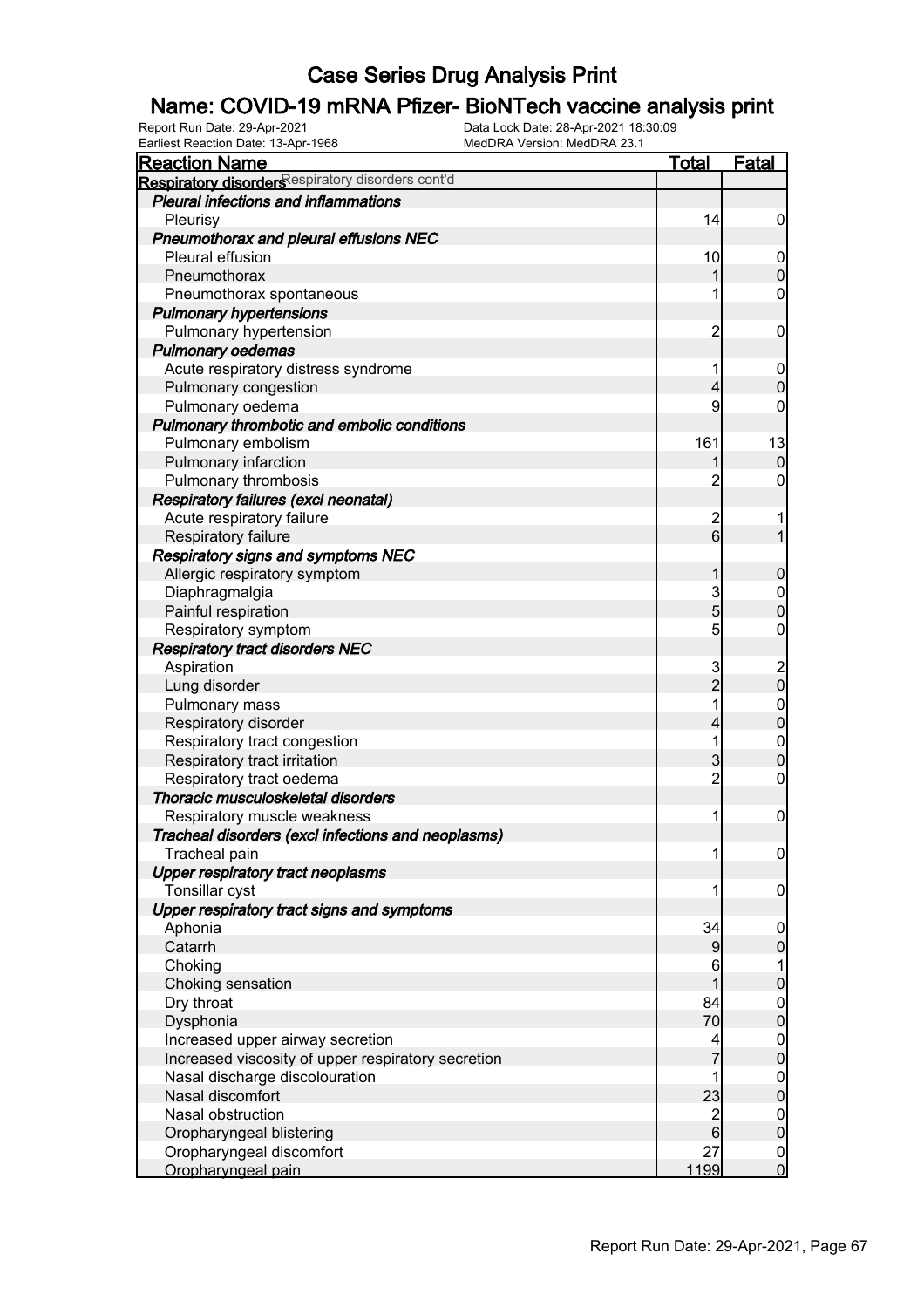# Case Series Drug Analysis Print

## Name: COVID-19 mRNA Pfizer- BioNTech vaccine analysis print

Report Run Date: 29-Apr-2021
Earliest Reaction Date: 13-Apr-1968
Data Lock Date: 28-Apr-2021 18:30:09
MedDRA Version: MedDRA 23.1

| Reaction Name | Total | Fatal |
|---|---|---|
| **Respiratory disorders** Respiratory disorders cont'd | | |
| ***Pleural infections and inflammations*** | | |
| Pleurisy | 14 | 0 |
| ***Pneumothorax and pleural effusions NEC*** | | |
| Pleural effusion | 10 | 0 |
| Pneumothorax | 1 | 0 |
| Pneumothorax spontaneous | 1 | 0 |
| ***Pulmonary hypertensions*** | | |
| Pulmonary hypertension | 2 | 0 |
| ***Pulmonary oedemas*** | | |
| Acute respiratory distress syndrome | 1 | 0 |
| Pulmonary congestion | 4 | 0 |
| Pulmonary oedema | 9 | 0 |
| ***Pulmonary thrombotic and embolic conditions*** | | |
| Pulmonary embolism | 161 | 13 |
| Pulmonary infarction | 1 | 0 |
| Pulmonary thrombosis | 2 | 0 |
| ***Respiratory failures (excl neonatal)*** | | |
| Acute respiratory failure | 2 | 1 |
| Respiratory failure | 6 | 1 |
| ***Respiratory signs and symptoms NEC*** | | |
| Allergic respiratory symptom | 1 | 0 |
| Diaphragmalgia | 3 | 0 |
| Painful respiration | 5 | 0 |
| Respiratory symptom | 5 | 0 |
| ***Respiratory tract disorders NEC*** | | |
| Aspiration | 3 | 2 |
| Lung disorder | 2 | 0 |
| Pulmonary mass | 1 | 0 |
| Respiratory disorder | 4 | 0 |
| Respiratory tract congestion | 1 | 0 |
| Respiratory tract irritation | 3 | 0 |
| Respiratory tract oedema | 2 | 0 |
| ***Thoracic musculoskeletal disorders*** | | |
| Respiratory muscle weakness | 1 | 0 |
| ***Tracheal disorders (excl infections and neoplasms)*** | | |
| Tracheal pain | 1 | 0 |
| ***Upper respiratory tract neoplasms*** | | |
| Tonsillar cyst | 1 | 0 |
| ***Upper respiratory tract signs and symptoms*** | | |
| Aphonia | 34 | 0 |
| Catarrh | 9 | 0 |
| Choking | 6 | 1 |
| Choking sensation | 1 | 0 |
| Dry throat | 84 | 0 |
| Dysphonia | 70 | 0 |
| Increased upper airway secretion | 4 | 0 |
| Increased viscosity of upper respiratory secretion | 7 | 0 |
| Nasal discharge discolouration | 1 | 0 |
| Nasal discomfort | 23 | 0 |
| Nasal obstruction | 2 | 0 |
| Oropharyngeal blistering | 6 | 0 |
| Oropharyngeal discomfort | 27 | 0 |
| Oropharyngeal pain | 1199 | 0 |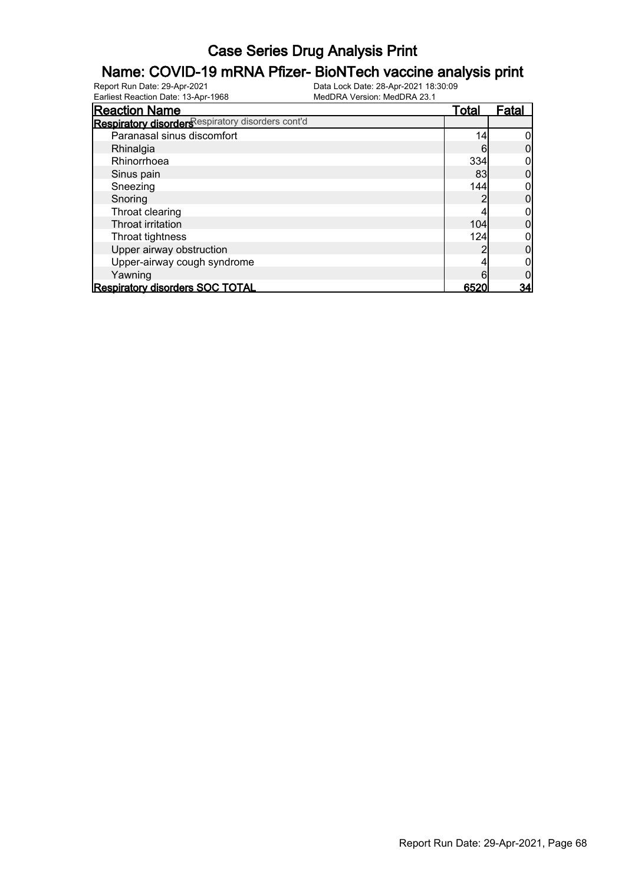# Case Series Drug Analysis Print

## Name: COVID-19 mRNA Pfizer- BioNTech vaccine analysis print

Report Run Date: 29-Apr-2021 Data Lock Date: 28-Apr-2021 18:30:09
Earliest Reaction Date: 13-Apr-1968 MedDRA Version: MedDRA 23.1

| Reaction Name | Total | Fatal |
|---|---|---|
| **Respiratory disorders** Respiratory disorders cont'd | | |
| Paranasal sinus discomfort | 14 | 0 |
| Rhinalgia | 6 | 0 |
| Rhinorrhoea | 334 | 0 |
| Sinus pain | 83 | 0 |
| Sneezing | 144 | 0 |
| Snoring | 2 | 0 |
| Throat clearing | 4 | 0 |
| Throat irritation | 104 | 0 |
| Throat tightness | 124 | 0 |
| Upper airway obstruction | 2 | 0 |
| Upper-airway cough syndrome | 4 | 0 |
| Yawning | 6 | 0 |
| **Respiratory disorders SOC TOTAL** | **6520** | **34** |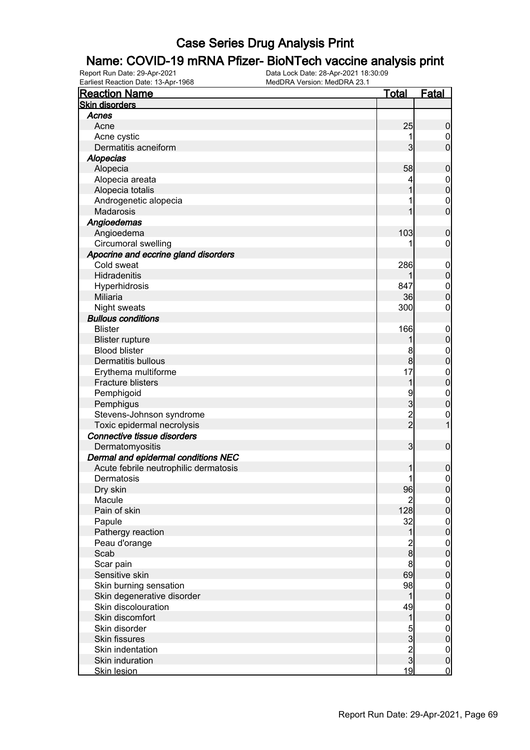# Case Series Drug Analysis Print

## Name: COVID-19 mRNA Pfizer- BioNTech vaccine analysis print

Report Run Date: 29-Apr-2021
Earliest Reaction Date: 13-Apr-1968
Data Lock Date: 28-Apr-2021 18:30:09
MedDRA Version: MedDRA 23.1

| Reaction Name | Total | Fatal |
|---|---|---|
| **Skin disorders** | | |
| ***Acnes*** | | |
| Acne | 25 | 0 |
| Acne cystic | 1 | 0 |
| Dermatitis acneiform | 3 | 0 |
| ***Alopecias*** | | |
| Alopecia | 58 | 0 |
| Alopecia areata | 4 | 0 |
| Alopecia totalis | 1 | 0 |
| Androgenetic alopecia | 1 | 0 |
| Madarosis | 1 | 0 |
| ***Angioedemas*** | | |
| Angioedema | 103 | 0 |
| Circumoral swelling | 1 | 0 |
| ***Apocrine and eccrine gland disorders*** | | |
| Cold sweat | 286 | 0 |
| Hidradenitis | 1 | 0 |
| Hyperhidrosis | 847 | 0 |
| Miliaria | 36 | 0 |
| Night sweats | 300 | 0 |
| ***Bullous conditions*** | | |
| Blister | 166 | 0 |
| Blister rupture | 1 | 0 |
| Blood blister | 8 | 0 |
| Dermatitis bullous | 8 | 0 |
| Erythema multiforme | 17 | 0 |
| Fracture blisters | 1 | 0 |
| Pemphigoid | 9 | 0 |
| Pemphigus | 3 | 0 |
| Stevens-Johnson syndrome | 2 | 0 |
| Toxic epidermal necrolysis | 2 | 1 |
| ***Connective tissue disorders*** | | |
| Dermatomyositis | 3 | 0 |
| ***Dermal and epidermal conditions NEC*** | | |
| Acute febrile neutrophilic dermatosis | 1 | 0 |
| Dermatosis | 1 | 0 |
| Dry skin | 96 | 0 |
| Macule | 2 | 0 |
| Pain of skin | 128 | 0 |
| Papule | 32 | 0 |
| Pathergy reaction | 1 | 0 |
| Peau d'orange | 2 | 0 |
| Scab | 8 | 0 |
| Scar pain | 8 | 0 |
| Sensitive skin | 69 | 0 |
| Skin burning sensation | 98 | 0 |
| Skin degenerative disorder | 1 | 0 |
| Skin discolouration | 49 | 0 |
| Skin discomfort | 1 | 0 |
| Skin disorder | 5 | 0 |
| Skin fissures | 3 | 0 |
| Skin indentation | 2 | 0 |
| Skin induration | 3 | 0 |
| Skin lesion | 19 | 0 |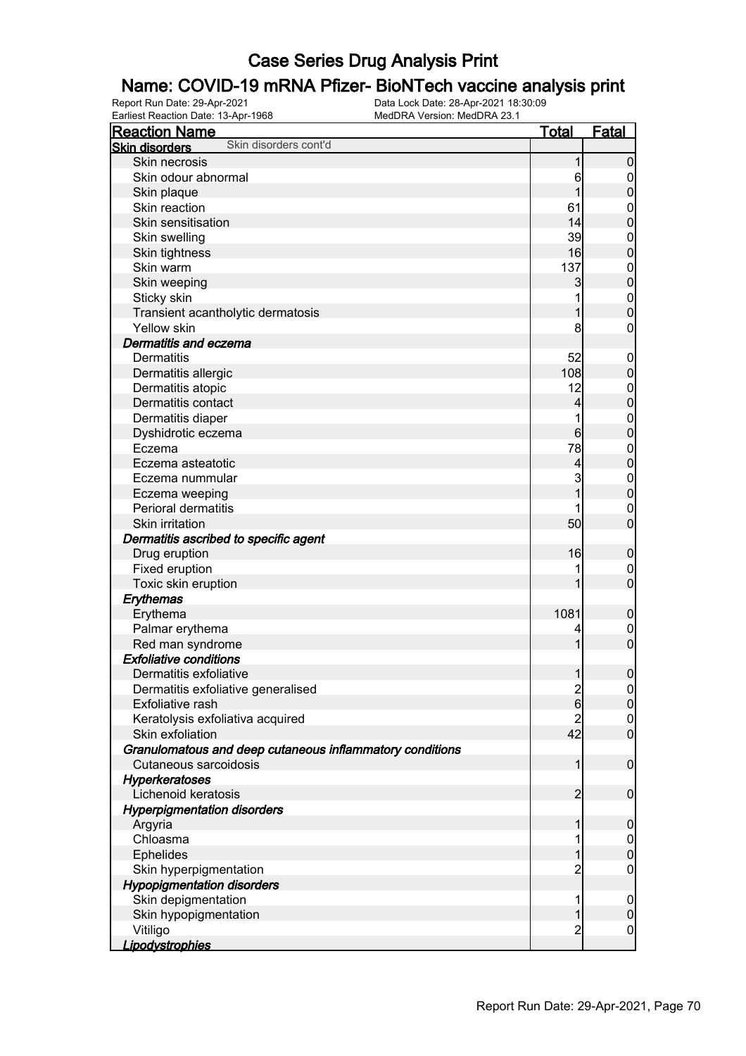# Case Series Drug Analysis Print

## Name: COVID-19 mRNA Pfizer- BioNTech vaccine analysis print

Report Run Date: 29-Apr-2021
Data Lock Date: 28-Apr-2021 18:30:09
Earliest Reaction Date: 13-Apr-1968
MedDRA Version: MedDRA 23.1

| Reaction Name | Total | Fatal |
|---|---|---|
| **Skin disorders** Skin disorders cont'd | | |
| Skin necrosis | 1 | 0 |
| Skin odour abnormal | 6 | 0 |
| Skin plaque | 1 | 0 |
| Skin reaction | 61 | 0 |
| Skin sensitisation | 14 | 0 |
| Skin swelling | 39 | 0 |
| Skin tightness | 16 | 0 |
| Skin warm | 137 | 0 |
| Skin weeping | 3 | 0 |
| Sticky skin | 1 | 0 |
| Transient acantholytic dermatosis | 1 | 0 |
| Yellow skin | 8 | 0 |
| ***Dermatitis and eczema*** | | |
| Dermatitis | 52 | 0 |
| Dermatitis allergic | 108 | 0 |
| Dermatitis atopic | 12 | 0 |
| Dermatitis contact | 4 | 0 |
| Dermatitis diaper | 1 | 0 |
| Dyshidrotic eczema | 6 | 0 |
| Eczema | 78 | 0 |
| Eczema asteatotic | 4 | 0 |
| Eczema nummular | 3 | 0 |
| Eczema weeping | 1 | 0 |
| Perioral dermatitis | 1 | 0 |
| Skin irritation | 50 | 0 |
| ***Dermatitis ascribed to specific agent*** | | |
| Drug eruption | 16 | 0 |
| Fixed eruption | 1 | 0 |
| Toxic skin eruption | 1 | 0 |
| ***Erythemas*** | | |
| Erythema | 1081 | 0 |
| Palmar erythema | 4 | 0 |
| Red man syndrome | 1 | 0 |
| ***Exfoliative conditions*** | | |
| Dermatitis exfoliative | 1 | 0 |
| Dermatitis exfoliative generalised | 2 | 0 |
| Exfoliative rash | 6 | 0 |
| Keratolysis exfoliativa acquired | 2 | 0 |
| Skin exfoliation | 42 | 0 |
| ***Granulomatous and deep cutaneous inflammatory conditions*** | | |
| Cutaneous sarcoidosis | 1 | 0 |
| ***Hyperkeratoses*** | | |
| Lichenoid keratosis | 2 | 0 |
| ***Hyperpigmentation disorders*** | | |
| Argyria | 1 | 0 |
| Chloasma | 1 | 0 |
| Ephelides | 1 | 0 |
| Skin hyperpigmentation | 2 | 0 |
| ***Hypopigmentation disorders*** | | |
| Skin depigmentation | 1 | 0 |
| Skin hypopigmentation | 1 | 0 |
| Vitiligo | 2 | 0 |
| ***Lipodystrophies*** | | |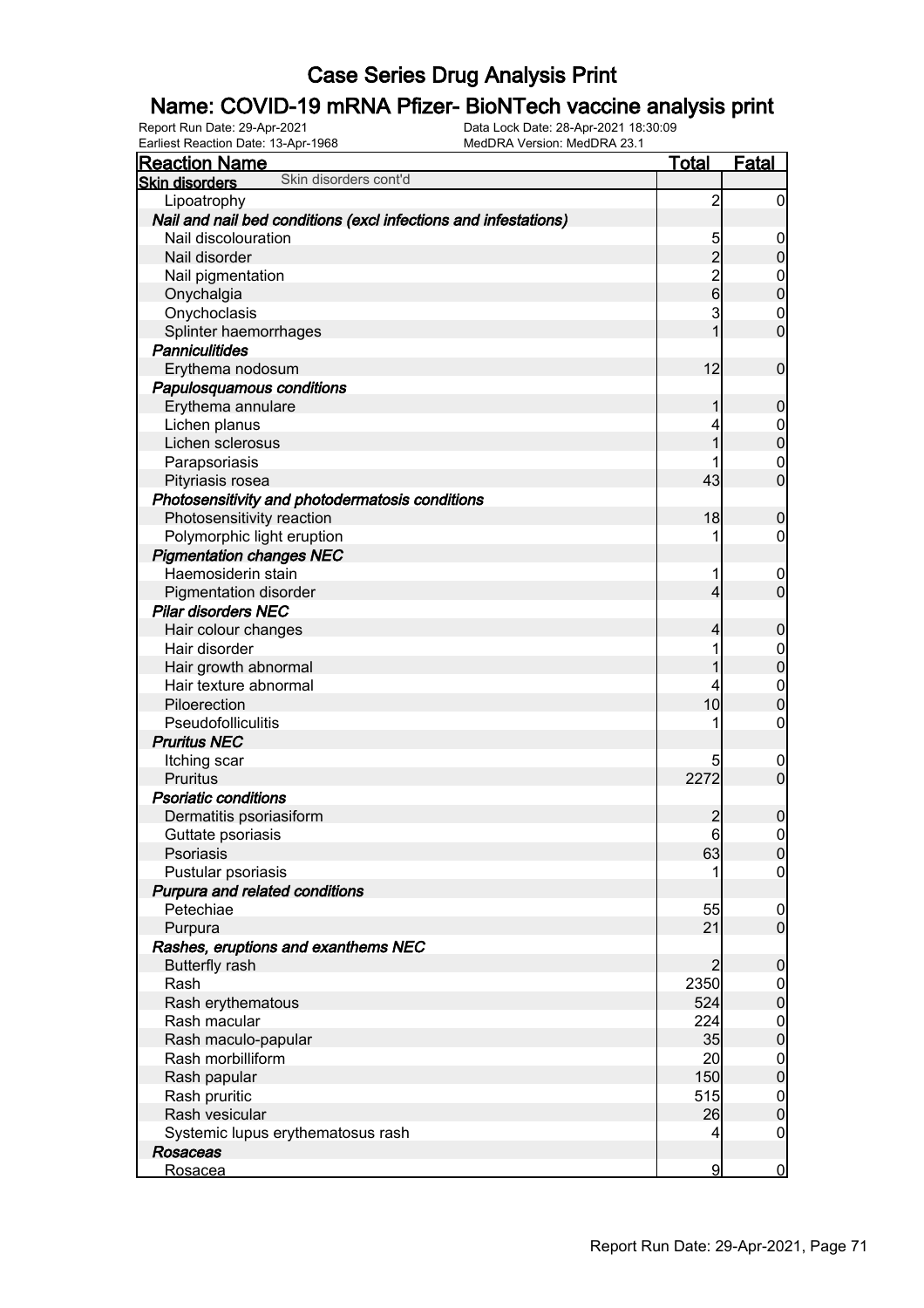# Case Series Drug Analysis Print

## Name: COVID-19 mRNA Pfizer- BioNTech vaccine analysis print

Report Run Date: 29-Apr-2021
Data Lock Date: 28-Apr-2021 18:30:09
Earliest Reaction Date: 13-Apr-1968
MedDRA Version: MedDRA 23.1

| Reaction Name | Total | Fatal |
|---|---|---|
| **Skin disorders** Skin disorders cont'd | | |
| Lipoatrophy | 2 | 0 |
| ***Nail and nail bed conditions (excl infections and infestations)*** | | |
| Nail discolouration | 5 | 0 |
| Nail disorder | 2 | 0 |
| Nail pigmentation | 2 | 0 |
| Onychalgia | 6 | 0 |
| Onychoclasis | 3 | 0 |
| Splinter haemorrhages | 1 | 0 |
| ***Panniculitides*** | | |
| Erythema nodosum | 12 | 0 |
| ***Papulosquamous conditions*** | | |
| Erythema annulare | 1 | 0 |
| Lichen planus | 4 | 0 |
| Lichen sclerosus | 1 | 0 |
| Parapsoriasis | 1 | 0 |
| Pityriasis rosea | 43 | 0 |
| ***Photosensitivity and photodermatosis conditions*** | | |
| Photosensitivity reaction | 18 | 0 |
| Polymorphic light eruption | 1 | 0 |
| ***Pigmentation changes NEC*** | | |
| Haemosiderin stain | 1 | 0 |
| Pigmentation disorder | 4 | 0 |
| ***Pilar disorders NEC*** | | |
| Hair colour changes | 4 | 0 |
| Hair disorder | 1 | 0 |
| Hair growth abnormal | 1 | 0 |
| Hair texture abnormal | 4 | 0 |
| Piloerection | 10 | 0 |
| Pseudofolliculitis | 1 | 0 |
| ***Pruritus NEC*** | | |
| Itching scar | 5 | 0 |
| Pruritus | 2272 | 0 |
| ***Psoriatic conditions*** | | |
| Dermatitis psoriasiform | 2 | 0 |
| Guttate psoriasis | 6 | 0 |
| Psoriasis | 63 | 0 |
| Pustular psoriasis | 1 | 0 |
| ***Purpura and related conditions*** | | |
| Petechiae | 55 | 0 |
| Purpura | 21 | 0 |
| ***Rashes, eruptions and exanthems NEC*** | | |
| Butterfly rash | 2 | 0 |
| Rash | 2350 | 0 |
| Rash erythematous | 524 | 0 |
| Rash macular | 224 | 0 |
| Rash maculo-papular | 35 | 0 |
| Rash morbilliform | 20 | 0 |
| Rash papular | 150 | 0 |
| Rash pruritic | 515 | 0 |
| Rash vesicular | 26 | 0 |
| Systemic lupus erythematosus rash | 4 | 0 |
| ***Rosaceas*** | | |
| Rosacea | 9 | 0 |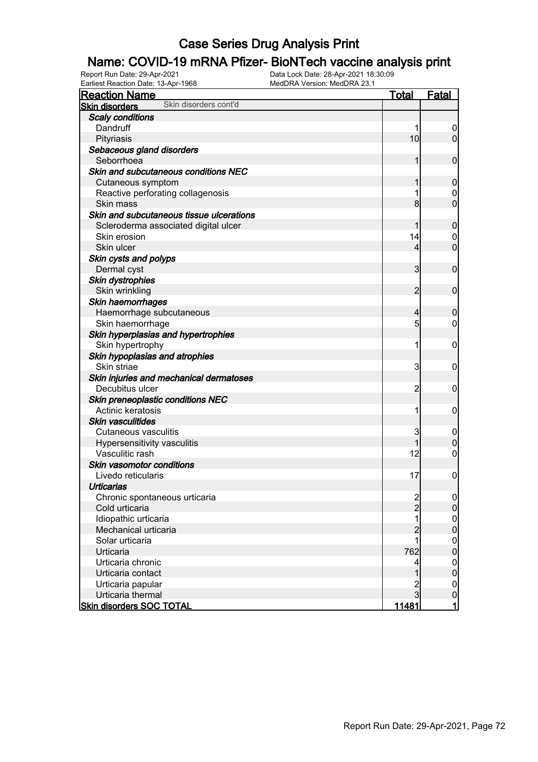# Case Series Drug Analysis Print

## Name: COVID-19 mRNA Pfizer- BioNTech vaccine analysis print

Report Run Date: 29-Apr-2021
Data Lock Date: 28-Apr-2021 18:30:09
Earliest Reaction Date: 13-Apr-1968
MedDRA Version: MedDRA 23.1

| Reaction Name | Total | Fatal |
|---|---|---|
| **Skin disorders** Skin disorders cont'd | | |
| ***Scaly conditions*** | | |
| Dandruff | 1 | 0 |
| Pityriasis | 10 | 0 |
| ***Sebaceous gland disorders*** | | |
| Seborrhoea | 1 | 0 |
| ***Skin and subcutaneous conditions NEC*** | | |
| Cutaneous symptom | 1 | 0 |
| Reactive perforating collagenosis | 1 | 0 |
| Skin mass | 8 | 0 |
| ***Skin and subcutaneous tissue ulcerations*** | | |
| Scleroderma associated digital ulcer | 1 | 0 |
| Skin erosion | 14 | 0 |
| Skin ulcer | 4 | 0 |
| ***Skin cysts and polyps*** | | |
| Dermal cyst | 3 | 0 |
| ***Skin dystrophies*** | | |
| Skin wrinkling | 2 | 0 |
| ***Skin haemorrhages*** | | |
| Haemorrhage subcutaneous | 4 | 0 |
| Skin haemorrhage | 5 | 0 |
| ***Skin hyperplasias and hypertrophies*** | | |
| Skin hypertrophy | 1 | 0 |
| ***Skin hypoplasias and atrophies*** | | |
| Skin striae | 3 | 0 |
| ***Skin injuries and mechanical dermatoses*** | | |
| Decubitus ulcer | 2 | 0 |
| ***Skin preneoplastic conditions NEC*** | | |
| Actinic keratosis | 1 | 0 |
| ***Skin vasculitides*** | | |
| Cutaneous vasculitis | 3 | 0 |
| Hypersensitivity vasculitis | 1 | 0 |
| Vasculitic rash | 12 | 0 |
| ***Skin vasomotor conditions*** | | |
| Livedo reticularis | 17 | 0 |
| ***Urticarias*** | | |
| Chronic spontaneous urticaria | 2 | 0 |
| Cold urticaria | 2 | 0 |
| Idiopathic urticaria | 1 | 0 |
| Mechanical urticaria | 2 | 0 |
| Solar urticaria | 1 | 0 |
| Urticaria | 762 | 0 |
| Urticaria chronic | 4 | 0 |
| Urticaria contact | 1 | 0 |
| Urticaria papular | 2 | 0 |
| Urticaria thermal | 3 | 0 |
| **Skin disorders SOC TOTAL** | **11481** | **1** |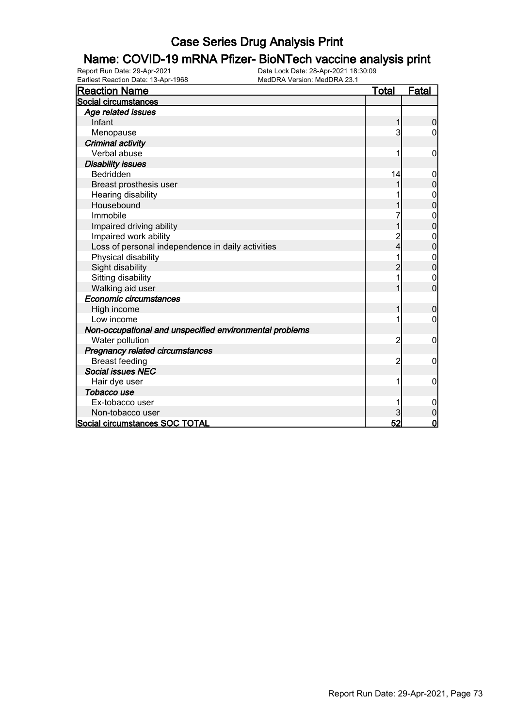# Case Series Drug Analysis Print

## Name: COVID-19 mRNA Pfizer- BioNTech vaccine analysis print

Report Run Date: 29-Apr-2021 | Data Lock Date: 28-Apr-2021 18:30:09
Earliest Reaction Date: 13-Apr-1968 | MedDRA Version: MedDRA 23.1

| Reaction Name | Total | Fatal |
|---|---|---|
| **Social circumstances** | | |
| ***Age related issues*** | | |
| Infant | 1 | 0 |
| Menopause | 3 | 0 |
| ***Criminal activity*** | | |
| Verbal abuse | 1 | 0 |
| ***Disability issues*** | | |
| Bedridden | 14 | 0 |
| Breast prosthesis user | 1 | 0 |
| Hearing disability | 1 | 0 |
| Housebound | 1 | 0 |
| Immobile | 7 | 0 |
| Impaired driving ability | 1 | 0 |
| Impaired work ability | 2 | 0 |
| Loss of personal independence in daily activities | 4 | 0 |
| Physical disability | 1 | 0 |
| Sight disability | 2 | 0 |
| Sitting disability | 1 | 0 |
| Walking aid user | 1 | 0 |
| ***Economic circumstances*** | | |
| High income | 1 | 0 |
| Low income | 1 | 0 |
| ***Non-occupational and unspecified environmental problems*** | | |
| Water pollution | 2 | 0 |
| ***Pregnancy related circumstances*** | | |
| Breast feeding | 2 | 0 |
| ***Social issues NEC*** | | |
| Hair dye user | 1 | 0 |
| ***Tobacco use*** | | |
| Ex-tobacco user | 1 | 0 |
| Non-tobacco user | 3 | 0 |
| **Social circumstances SOC TOTAL** | **52** | **0** |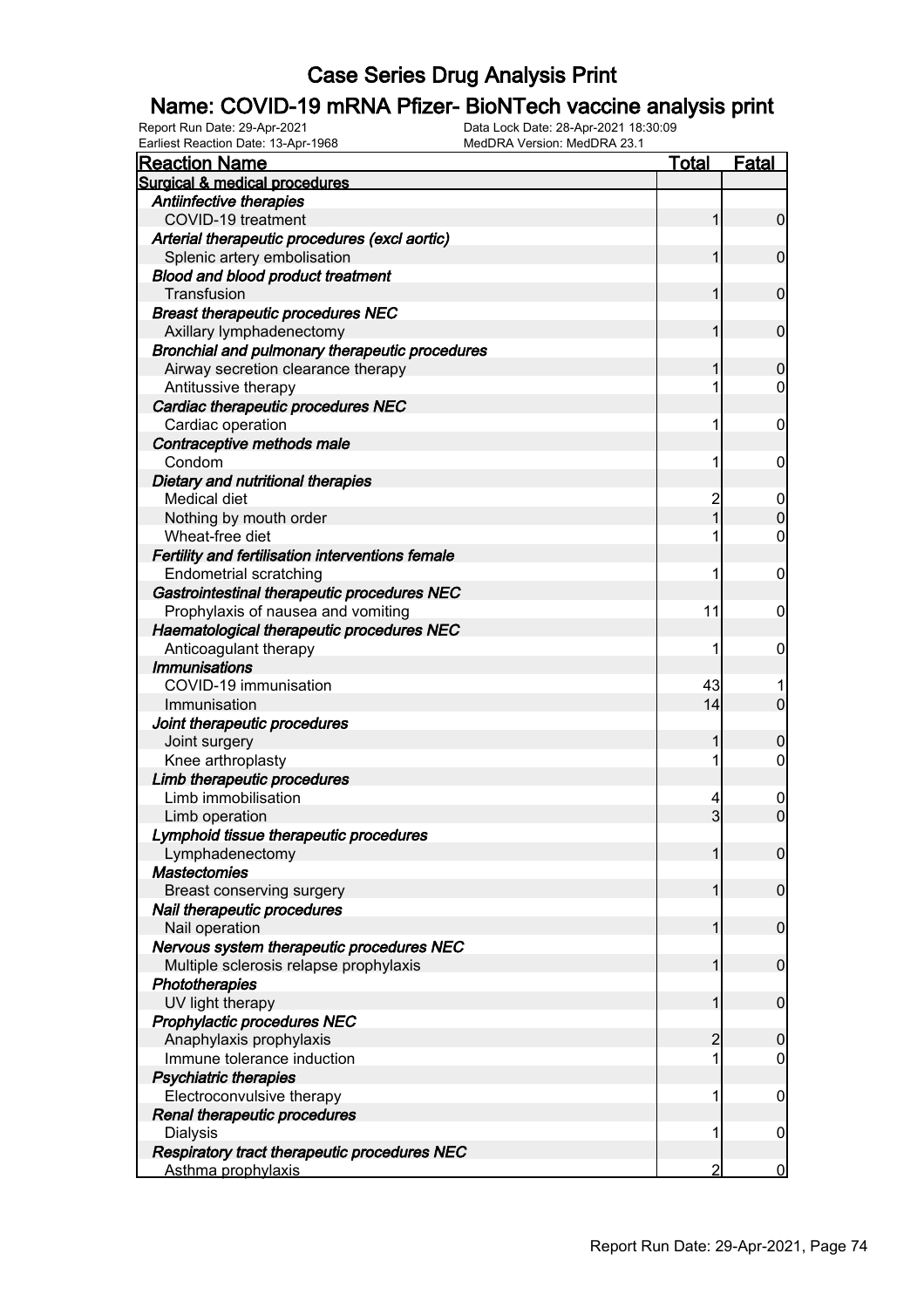# Case Series Drug Analysis Print

## Name: COVID-19 mRNA Pfizer- BioNTech vaccine analysis print

Report Run Date: 29-Apr-2021
Data Lock Date: 28-Apr-2021 18:30:09
Earliest Reaction Date: 13-Apr-1968
MedDRA Version: MedDRA 23.1

| Reaction Name | Total | Fatal |
|---|---|---|
| **Surgical & medical procedures** | | |
| *Antiinfective therapies* | | |
| COVID-19 treatment | 1 | 0 |
| *Arterial therapeutic procedures (excl aortic)* | | |
| Splenic artery embolisation | 1 | 0 |
| *Blood and blood product treatment* | | |
| Transfusion | 1 | 0 |
| *Breast therapeutic procedures NEC* | | |
| Axillary lymphadenectomy | 1 | 0 |
| *Bronchial and pulmonary therapeutic procedures* | | |
| Airway secretion clearance therapy | 1 | 0 |
| Antitussive therapy | 1 | 0 |
| *Cardiac therapeutic procedures NEC* | | |
| Cardiac operation | 1 | 0 |
| *Contraceptive methods male* | | |
| Condom | 1 | 0 |
| *Dietary and nutritional therapies* | | |
| Medical diet | 2 | 0 |
| Nothing by mouth order | 1 | 0 |
| Wheat-free diet | 1 | 0 |
| *Fertility and fertilisation interventions female* | | |
| Endometrial scratching | 1 | 0 |
| *Gastrointestinal therapeutic procedures NEC* | | |
| Prophylaxis of nausea and vomiting | 11 | 0 |
| *Haematological therapeutic procedures NEC* | | |
| Anticoagulant therapy | 1 | 0 |
| *Immunisations* | | |
| COVID-19 immunisation | 43 | 1 |
| Immunisation | 14 | 0 |
| *Joint therapeutic procedures* | | |
| Joint surgery | 1 | 0 |
| Knee arthroplasty | 1 | 0 |
| *Limb therapeutic procedures* | | |
| Limb immobilisation | 4 | 0 |
| Limb operation | 3 | 0 |
| *Lymphoid tissue therapeutic procedures* | | |
| Lymphadenectomy | 1 | 0 |
| *Mastectomies* | | |
| Breast conserving surgery | 1 | 0 |
| *Nail therapeutic procedures* | | |
| Nail operation | 1 | 0 |
| *Nervous system therapeutic procedures NEC* | | |
| Multiple sclerosis relapse prophylaxis | 1 | 0 |
| *Phototherapies* | | |
| UV light therapy | 1 | 0 |
| *Prophylactic procedures NEC* | | |
| Anaphylaxis prophylaxis | 2 | 0 |
| Immune tolerance induction | 1 | 0 |
| *Psychiatric therapies* | | |
| Electroconvulsive therapy | 1 | 0 |
| *Renal therapeutic procedures* | | |
| Dialysis | 1 | 0 |
| *Respiratory tract therapeutic procedures NEC* | | |
| Asthma prophylaxis | 2 | 0 |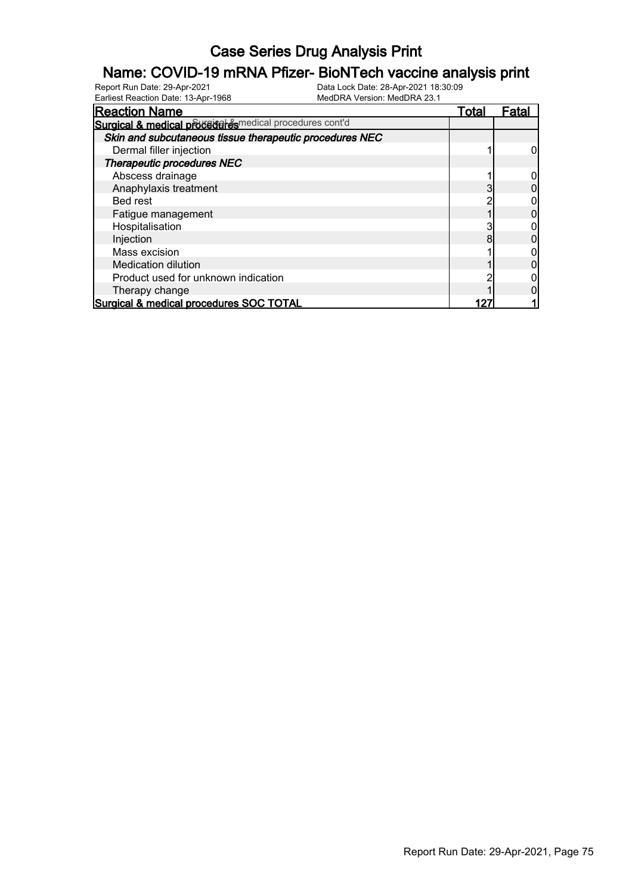# Case Series Drug Analysis Print

## Name: COVID-19 mRNA Pfizer- BioNTech vaccine analysis print

Report Run Date: 29-Apr-2021
Data Lock Date: 28-Apr-2021 18:30:09
Earliest Reaction Date: 13-Apr-1968
MedDRA Version: MedDRA 23.1

| Reaction Name | Total | Fatal |
|---|---|---|
| **Surgical & medical procedures** Surgical & medical procedures cont'd | | |
| ***Skin and subcutaneous tissue therapeutic procedures NEC*** | | |
| Dermal filler injection | 1 | 0 |
| ***Therapeutic procedures NEC*** | | |
| Abscess drainage | 1 | 0 |
| Anaphylaxis treatment | 3 | 0 |
| Bed rest | 2 | 0 |
| Fatigue management | 1 | 0 |
| Hospitalisation | 3 | 0 |
| Injection | 8 | 0 |
| Mass excision | 1 | 0 |
| Medication dilution | 1 | 0 |
| Product used for unknown indication | 2 | 0 |
| Therapy change | 1 | 0 |
| **Surgical & medical procedures SOC TOTAL** | **127** | **1** |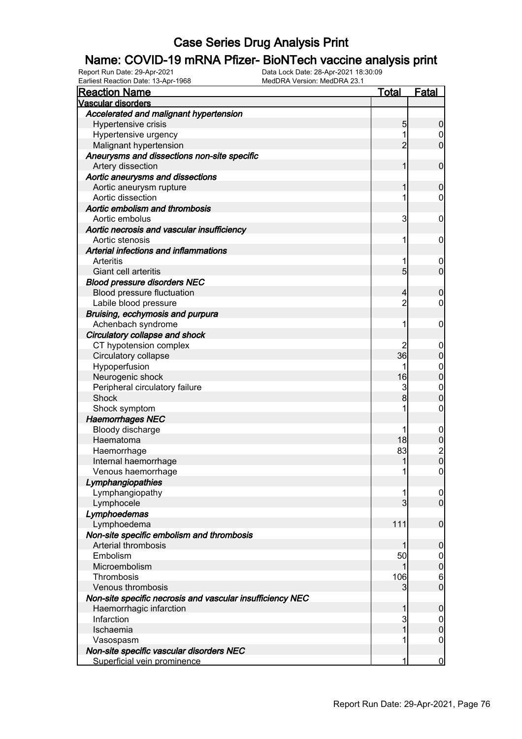# Case Series Drug Analysis Print

## Name: COVID-19 mRNA Pfizer- BioNTech vaccine analysis print

Report Run Date: 29-Apr-2021
Data Lock Date: 28-Apr-2021 18:30:09
Earliest Reaction Date: 13-Apr-1968
MedDRA Version: MedDRA 23.1

| Reaction Name | Total | Fatal |
|---|---|---|
| **Vascular disorders** | | |
| ***Accelerated and malignant hypertension*** | | |
| Hypertensive crisis | 5 | 0 |
| Hypertensive urgency | 1 | 0 |
| Malignant hypertension | 2 | 0 |
| ***Aneurysms and dissections non-site specific*** | | |
| Artery dissection | 1 | 0 |
| ***Aortic aneurysms and dissections*** | | |
| Aortic aneurysm rupture | 1 | 0 |
| Aortic dissection | 1 | 0 |
| ***Aortic embolism and thrombosis*** | | |
| Aortic embolus | 3 | 0 |
| ***Aortic necrosis and vascular insufficiency*** | | |
| Aortic stenosis | 1 | 0 |
| ***Arterial infections and inflammations*** | | |
| Arteritis | 1 | 0 |
| Giant cell arteritis | 5 | 0 |
| ***Blood pressure disorders NEC*** | | |
| Blood pressure fluctuation | 4 | 0 |
| Labile blood pressure | 2 | 0 |
| ***Bruising, ecchymosis and purpura*** | | |
| Achenbach syndrome | 1 | 0 |
| ***Circulatory collapse and shock*** | | |
| CT hypotension complex | 2 | 0 |
| Circulatory collapse | 36 | 0 |
| Hypoperfusion | 1 | 0 |
| Neurogenic shock | 16 | 0 |
| Peripheral circulatory failure | 3 | 0 |
| Shock | 8 | 0 |
| Shock symptom | 1 | 0 |
| ***Haemorrhages NEC*** | | |
| Bloody discharge | 1 | 0 |
| Haematoma | 18 | 0 |
| Haemorrhage | 83 | 2 |
| Internal haemorrhage | 1 | 0 |
| Venous haemorrhage | 1 | 0 |
| ***Lymphangiopathies*** | | |
| Lymphangiopathy | 1 | 0 |
| Lymphocele | 3 | 0 |
| ***Lymphoedemas*** | | |
| Lymphoedema | 111 | 0 |
| ***Non-site specific embolism and thrombosis*** | | |
| Arterial thrombosis | 1 | 0 |
| Embolism | 50 | 0 |
| Microembolism | 1 | 0 |
| Thrombosis | 106 | 6 |
| Venous thrombosis | 3 | 0 |
| ***Non-site specific necrosis and vascular insufficiency NEC*** | | |
| Haemorrhagic infarction | 1 | 0 |
| Infarction | 3 | 0 |
| Ischaemia | 1 | 0 |
| Vasospasm | 1 | 0 |
| ***Non-site specific vascular disorders NEC*** | | |
| Superficial vein prominence | 1 | 0 |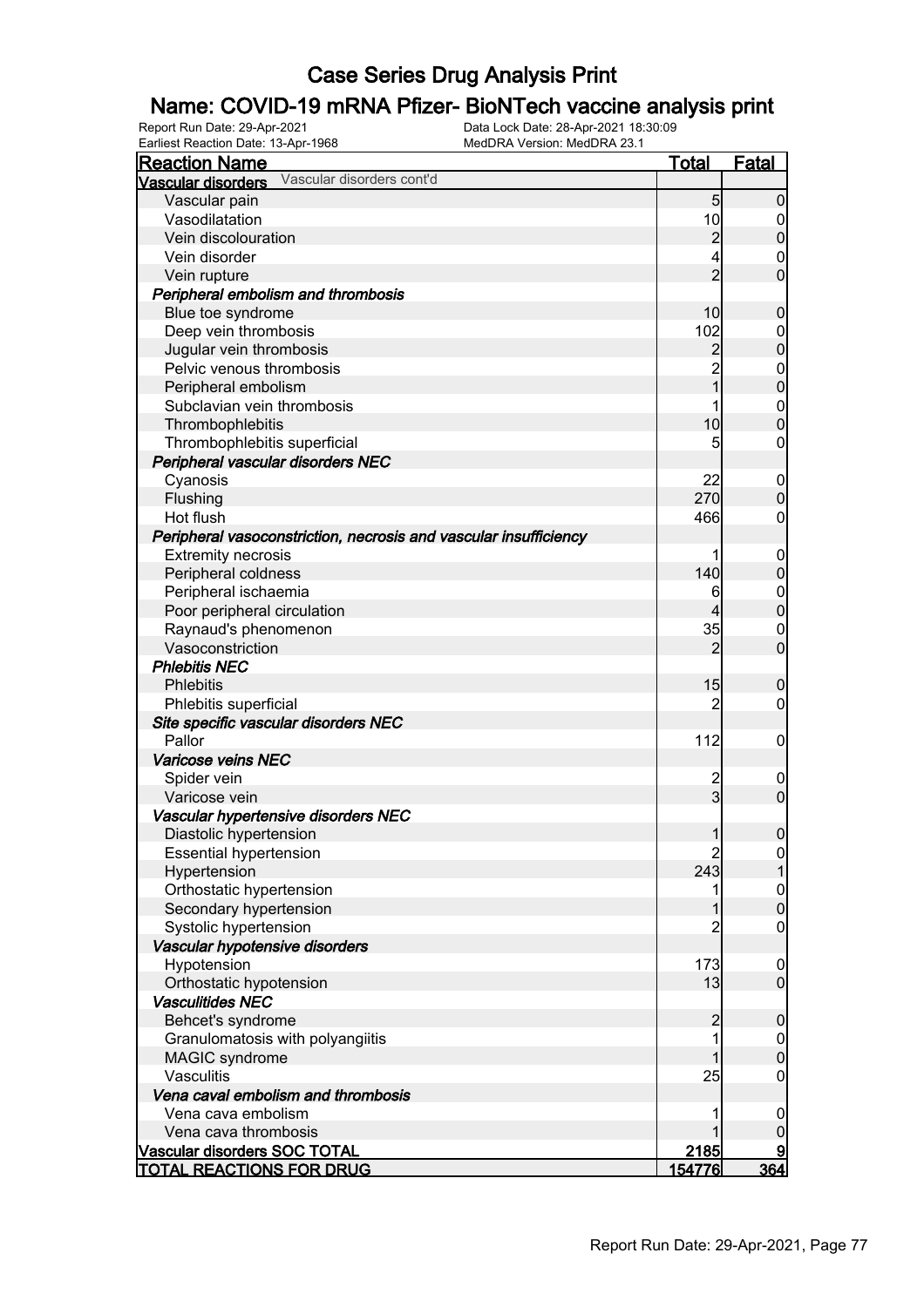# Case Series Drug Analysis Print

## Name: COVID-19 mRNA Pfizer- BioNTech vaccine analysis print

Report Run Date: 29-Apr-2021    Data Lock Date: 28-Apr-2021 18:30:09
Earliest Reaction Date: 13-Apr-1968    MedDRA Version: MedDRA 23.1

| Reaction Name | Total | Fatal |
|---|---|---|
| **Vascular disorders** Vascular disorders cont'd | | |
| Vascular pain | 5 | 0 |
| Vasodilatation | 10 | 0 |
| Vein discolouration | 2 | 0 |
| Vein disorder | 4 | 0 |
| Vein rupture | 2 | 0 |
| ***Peripheral embolism and thrombosis*** | | |
| Blue toe syndrome | 10 | 0 |
| Deep vein thrombosis | 102 | 0 |
| Jugular vein thrombosis | 2 | 0 |
| Pelvic venous thrombosis | 2 | 0 |
| Peripheral embolism | 1 | 0 |
| Subclavian vein thrombosis | 1 | 0 |
| Thrombophlebitis | 10 | 0 |
| Thrombophlebitis superficial | 5 | 0 |
| ***Peripheral vascular disorders NEC*** | | |
| Cyanosis | 22 | 0 |
| Flushing | 270 | 0 |
| Hot flush | 466 | 0 |
| ***Peripheral vasoconstriction, necrosis and vascular insufficiency*** | | |
| Extremity necrosis | 1 | 0 |
| Peripheral coldness | 140 | 0 |
| Peripheral ischaemia | 6 | 0 |
| Poor peripheral circulation | 4 | 0 |
| Raynaud's phenomenon | 35 | 0 |
| Vasoconstriction | 2 | 0 |
| ***Phlebitis NEC*** | | |
| Phlebitis | 15 | 0 |
| Phlebitis superficial | 2 | 0 |
| ***Site specific vascular disorders NEC*** | | |
| Pallor | 112 | 0 |
| ***Varicose veins NEC*** | | |
| Spider vein | 2 | 0 |
| Varicose vein | 3 | 0 |
| ***Vascular hypertensive disorders NEC*** | | |
| Diastolic hypertension | 1 | 0 |
| Essential hypertension | 2 | 0 |
| Hypertension | 243 | 1 |
| Orthostatic hypertension | 1 | 0 |
| Secondary hypertension | 1 | 0 |
| Systolic hypertension | 2 | 0 |
| ***Vascular hypotensive disorders*** | | |
| Hypotension | 173 | 0 |
| Orthostatic hypotension | 13 | 0 |
| ***Vasculitides NEC*** | | |
| Behcet's syndrome | 2 | 0 |
| Granulomatosis with polyangiitis | 1 | 0 |
| MAGIC syndrome | 1 | 0 |
| Vasculitis | 25 | 0 |
| ***Vena caval embolism and thrombosis*** | | |
| Vena cava embolism | 1 | 0 |
| Vena cava thrombosis | 1 | 0 |
| **Vascular disorders SOC TOTAL** | **2185** | **9** |
| **TOTAL REACTIONS FOR DRUG** | **154776** | **364** |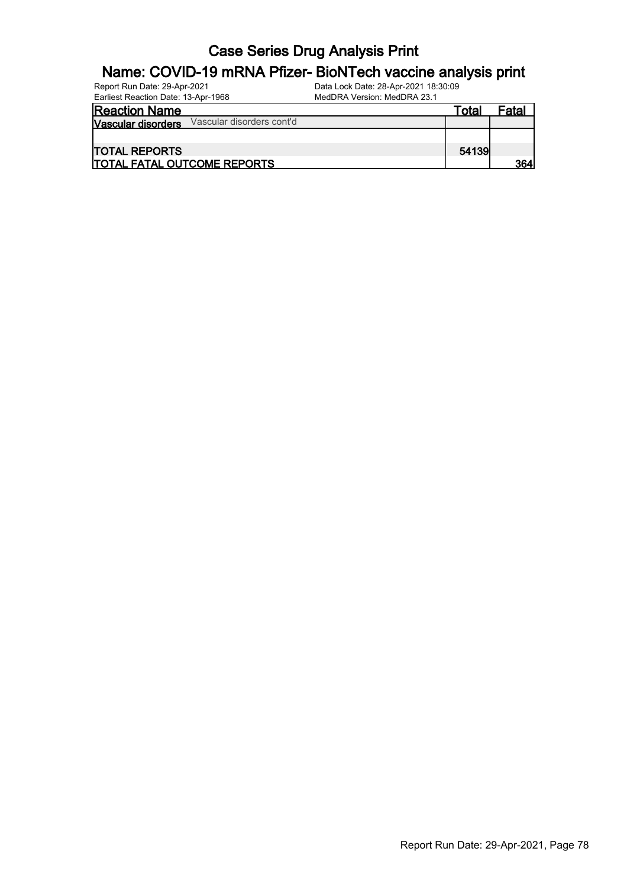# Case Series Drug Analysis Print

## Name: COVID-19 mRNA Pfizer- BioNTech vaccine analysis print

Report Run Date: 29-Apr-2021
Earliest Reaction Date: 13-Apr-1968
Data Lock Date: 28-Apr-2021 18:30:09
MedDRA Version: MedDRA 23.1

| Reaction Name | Total | Fatal |
|---|---|---|
| **Vascular disorders** Vascular disorders cont'd | | |
| | | |
| **TOTAL REPORTS** | 54139 | |
| **TOTAL FATAL OUTCOME REPORTS** | | 364 |